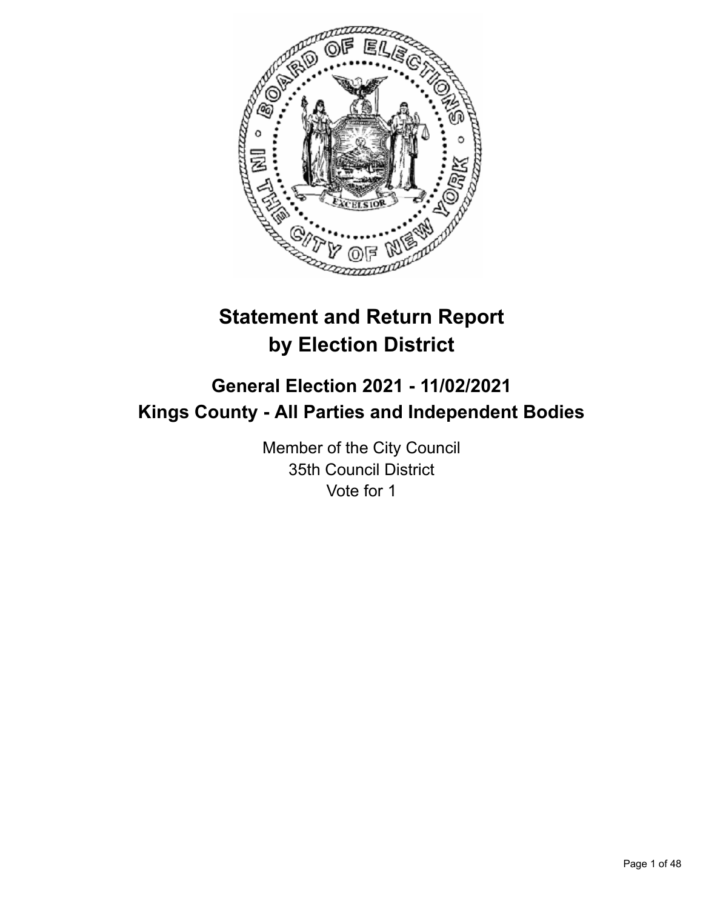# Statement and Return Report by Election District

## General Election 2021 - 11/02/2021
## Kings County - All Parties and Independent Bodies

Member of the City Council
35th Council District
Vote for 1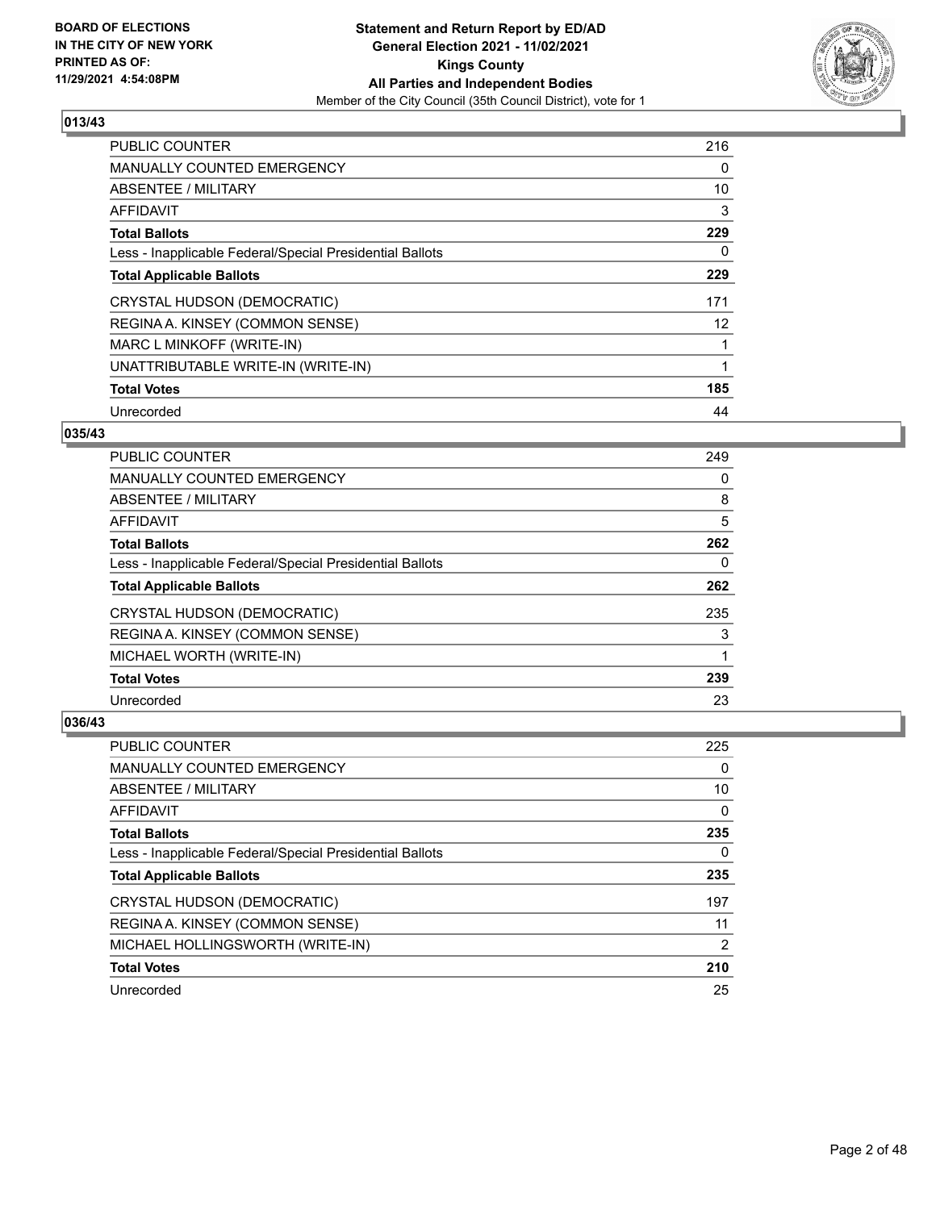## 013/43

| | |
|---|---|
| PUBLIC COUNTER | 216 |
| MANUALLY COUNTED EMERGENCY | 0 |
| ABSENTEE / MILITARY | 10 |
| AFFIDAVIT | 3 |
| **Total Ballots** | **229** |
| Less - Inapplicable Federal/Special Presidential Ballots | 0 |
| **Total Applicable Ballots** | **229** |
| CRYSTAL HUDSON (DEMOCRATIC) | 171 |
| REGINA A. KINSEY (COMMON SENSE) | 12 |
| MARC L MINKOFF (WRITE-IN) | 1 |
| UNATTRIBUTABLE WRITE-IN (WRITE-IN) | 1 |
| **Total Votes** | **185** |
| Unrecorded | 44 |

## 035/43

| | |
|---|---|
| PUBLIC COUNTER | 249 |
| MANUALLY COUNTED EMERGENCY | 0 |
| ABSENTEE / MILITARY | 8 |
| AFFIDAVIT | 5 |
| **Total Ballots** | **262** |
| Less - Inapplicable Federal/Special Presidential Ballots | 0 |
| **Total Applicable Ballots** | **262** |
| CRYSTAL HUDSON (DEMOCRATIC) | 235 |
| REGINA A. KINSEY (COMMON SENSE) | 3 |
| MICHAEL WORTH (WRITE-IN) | 1 |
| **Total Votes** | **239** |
| Unrecorded | 23 |

## 036/43

| | |
|---|---|
| PUBLIC COUNTER | 225 |
| MANUALLY COUNTED EMERGENCY | 0 |
| ABSENTEE / MILITARY | 10 |
| AFFIDAVIT | 0 |
| **Total Ballots** | **235** |
| Less - Inapplicable Federal/Special Presidential Ballots | 0 |
| **Total Applicable Ballots** | **235** |
| CRYSTAL HUDSON (DEMOCRATIC) | 197 |
| REGINA A. KINSEY (COMMON SENSE) | 11 |
| MICHAEL HOLLINGSWORTH (WRITE-IN) | 2 |
| **Total Votes** | **210** |
| Unrecorded | 25 |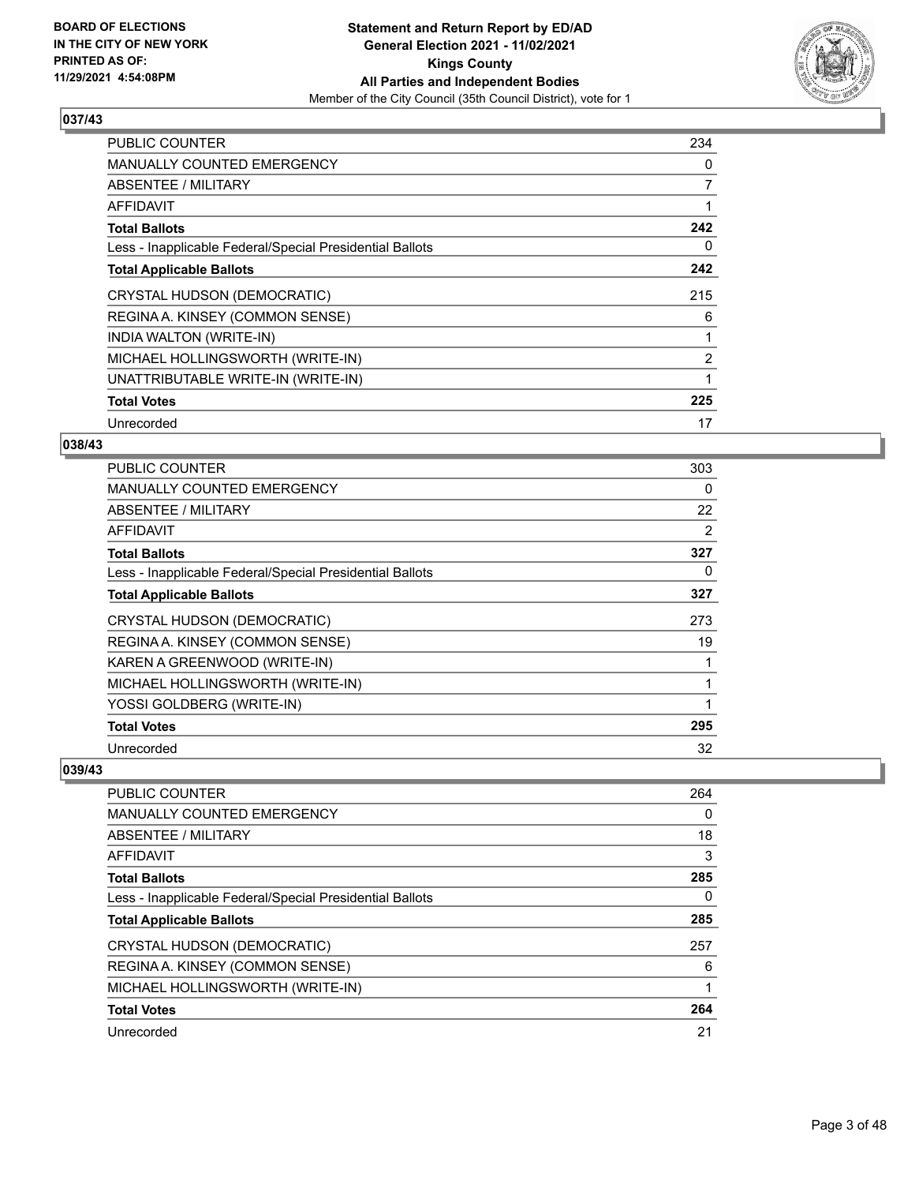## 037/43

| | |
|---|---|
| PUBLIC COUNTER | 234 |
| MANUALLY COUNTED EMERGENCY | 0 |
| ABSENTEE / MILITARY | 7 |
| AFFIDAVIT | 1 |
| **Total Ballots** | **242** |
| Less - Inapplicable Federal/Special Presidential Ballots | 0 |
| **Total Applicable Ballots** | **242** |
| CRYSTAL HUDSON (DEMOCRATIC) | 215 |
| REGINA A. KINSEY (COMMON SENSE) | 6 |
| INDIA WALTON (WRITE-IN) | 1 |
| MICHAEL HOLLINGSWORTH (WRITE-IN) | 2 |
| UNATTRIBUTABLE WRITE-IN (WRITE-IN) | 1 |
| **Total Votes** | **225** |
| Unrecorded | 17 |

## 038/43

| | |
|---|---|
| PUBLIC COUNTER | 303 |
| MANUALLY COUNTED EMERGENCY | 0 |
| ABSENTEE / MILITARY | 22 |
| AFFIDAVIT | 2 |
| **Total Ballots** | **327** |
| Less - Inapplicable Federal/Special Presidential Ballots | 0 |
| **Total Applicable Ballots** | **327** |
| CRYSTAL HUDSON (DEMOCRATIC) | 273 |
| REGINA A. KINSEY (COMMON SENSE) | 19 |
| KAREN A GREENWOOD (WRITE-IN) | 1 |
| MICHAEL HOLLINGSWORTH (WRITE-IN) | 1 |
| YOSSI GOLDBERG (WRITE-IN) | 1 |
| **Total Votes** | **295** |
| Unrecorded | 32 |

## 039/43

| | |
|---|---|
| PUBLIC COUNTER | 264 |
| MANUALLY COUNTED EMERGENCY | 0 |
| ABSENTEE / MILITARY | 18 |
| AFFIDAVIT | 3 |
| **Total Ballots** | **285** |
| Less - Inapplicable Federal/Special Presidential Ballots | 0 |
| **Total Applicable Ballots** | **285** |
| CRYSTAL HUDSON (DEMOCRATIC) | 257 |
| REGINA A. KINSEY (COMMON SENSE) | 6 |
| MICHAEL HOLLINGSWORTH (WRITE-IN) | 1 |
| **Total Votes** | **264** |
| Unrecorded | 21 |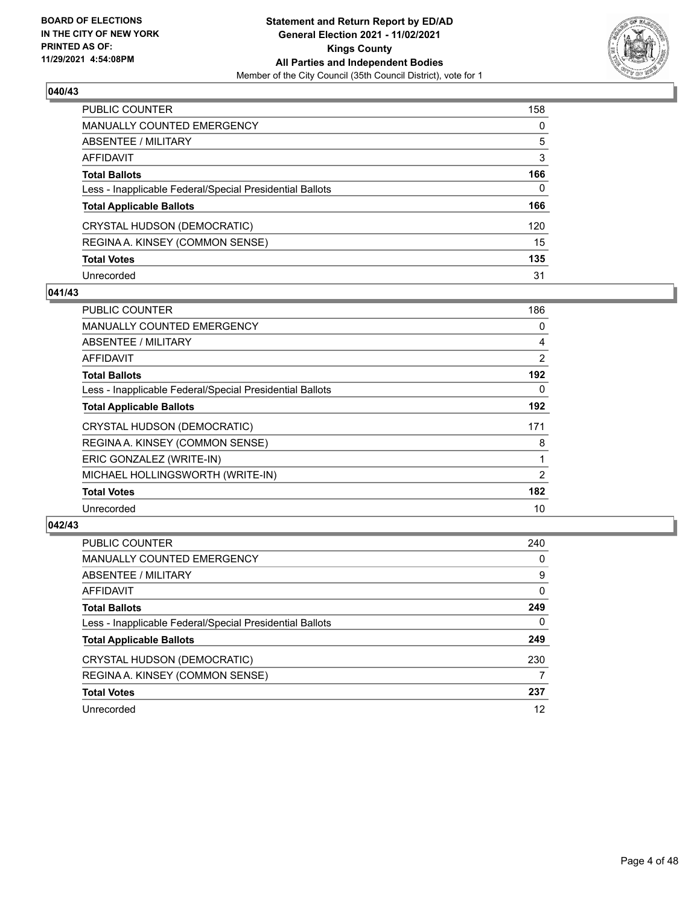**BOARD OF ELECTIONS IN THE CITY OF NEW YORK PRINTED AS OF: 11/29/2021 4:54:08PM**

**Statement and Return Report by ED/AD**
**General Election 2021 - 11/02/2021**
**Kings County**
**All Parties and Independent Bodies**
Member of the City Council (35th Council District), vote for 1

### 040/43

| | |
|---|---|
| PUBLIC COUNTER | 158 |
| MANUALLY COUNTED EMERGENCY | 0 |
| ABSENTEE / MILITARY | 5 |
| AFFIDAVIT | 3 |
| **Total Ballots** | **166** |
| Less - Inapplicable Federal/Special Presidential Ballots | 0 |
| **Total Applicable Ballots** | **166** |
| CRYSTAL HUDSON (DEMOCRATIC) | 120 |
| REGINA A. KINSEY (COMMON SENSE) | 15 |
| **Total Votes** | **135** |
| Unrecorded | 31 |

### 041/43

| | |
|---|---|
| PUBLIC COUNTER | 186 |
| MANUALLY COUNTED EMERGENCY | 0 |
| ABSENTEE / MILITARY | 4 |
| AFFIDAVIT | 2 |
| **Total Ballots** | **192** |
| Less - Inapplicable Federal/Special Presidential Ballots | 0 |
| **Total Applicable Ballots** | **192** |
| CRYSTAL HUDSON (DEMOCRATIC) | 171 |
| REGINA A. KINSEY (COMMON SENSE) | 8 |
| ERIC GONZALEZ (WRITE-IN) | 1 |
| MICHAEL HOLLINGSWORTH (WRITE-IN) | 2 |
| **Total Votes** | **182** |
| Unrecorded | 10 |

### 042/43

| | |
|---|---|
| PUBLIC COUNTER | 240 |
| MANUALLY COUNTED EMERGENCY | 0 |
| ABSENTEE / MILITARY | 9 |
| AFFIDAVIT | 0 |
| **Total Ballots** | **249** |
| Less - Inapplicable Federal/Special Presidential Ballots | 0 |
| **Total Applicable Ballots** | **249** |
| CRYSTAL HUDSON (DEMOCRATIC) | 230 |
| REGINA A. KINSEY (COMMON SENSE) | 7 |
| **Total Votes** | **237** |
| Unrecorded | 12 |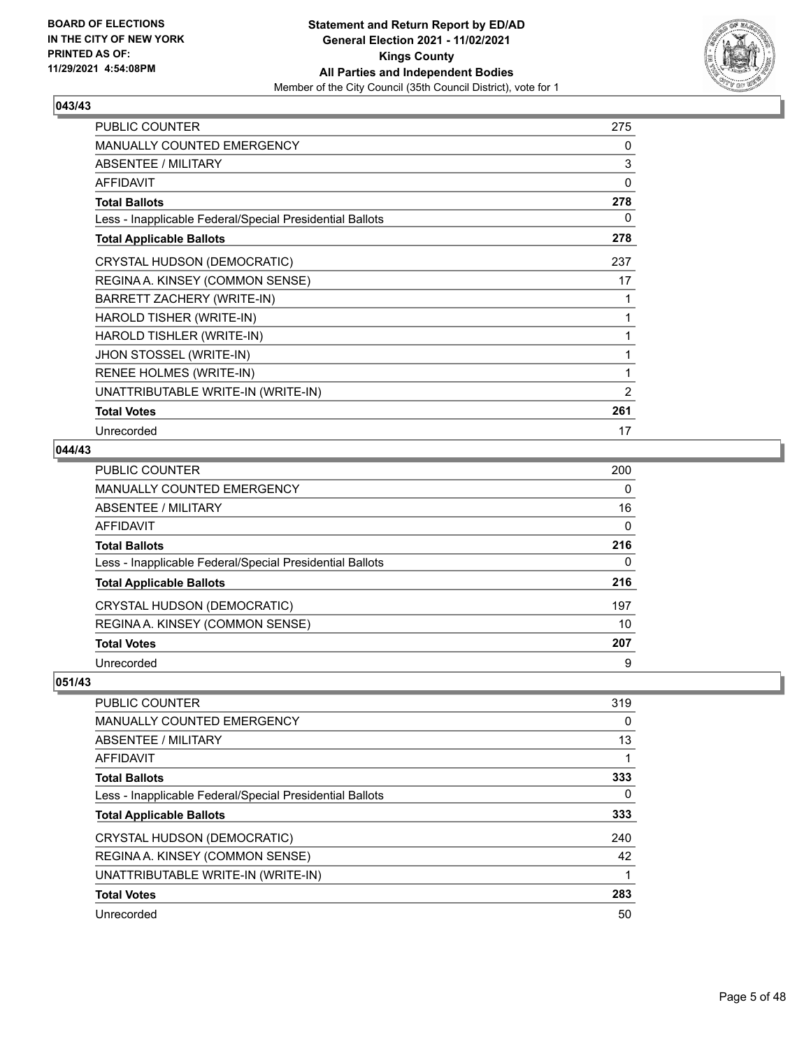### 043/43

| | |
|---|---|
| PUBLIC COUNTER | 275 |
| MANUALLY COUNTED EMERGENCY | 0 |
| ABSENTEE / MILITARY | 3 |
| AFFIDAVIT | 0 |
| **Total Ballots** | **278** |
| Less - Inapplicable Federal/Special Presidential Ballots | 0 |
| **Total Applicable Ballots** | **278** |
| CRYSTAL HUDSON (DEMOCRATIC) | 237 |
| REGINA A. KINSEY (COMMON SENSE) | 17 |
| BARRETT ZACHERY (WRITE-IN) | 1 |
| HAROLD TISHER (WRITE-IN) | 1 |
| HAROLD TISHLER (WRITE-IN) | 1 |
| JHON STOSSEL (WRITE-IN) | 1 |
| RENEE HOLMES (WRITE-IN) | 1 |
| UNATTRIBUTABLE WRITE-IN (WRITE-IN) | 2 |
| **Total Votes** | **261** |
| Unrecorded | 17 |

### 044/43

| | |
|---|---|
| PUBLIC COUNTER | 200 |
| MANUALLY COUNTED EMERGENCY | 0 |
| ABSENTEE / MILITARY | 16 |
| AFFIDAVIT | 0 |
| **Total Ballots** | **216** |
| Less - Inapplicable Federal/Special Presidential Ballots | 0 |
| **Total Applicable Ballots** | **216** |
| CRYSTAL HUDSON (DEMOCRATIC) | 197 |
| REGINA A. KINSEY (COMMON SENSE) | 10 |
| **Total Votes** | **207** |
| Unrecorded | 9 |

### 051/43

| | |
|---|---|
| PUBLIC COUNTER | 319 |
| MANUALLY COUNTED EMERGENCY | 0 |
| ABSENTEE / MILITARY | 13 |
| AFFIDAVIT | 1 |
| **Total Ballots** | **333** |
| Less - Inapplicable Federal/Special Presidential Ballots | 0 |
| **Total Applicable Ballots** | **333** |
| CRYSTAL HUDSON (DEMOCRATIC) | 240 |
| REGINA A. KINSEY (COMMON SENSE) | 42 |
| UNATTRIBUTABLE WRITE-IN (WRITE-IN) | 1 |
| **Total Votes** | **283** |
| Unrecorded | 50 |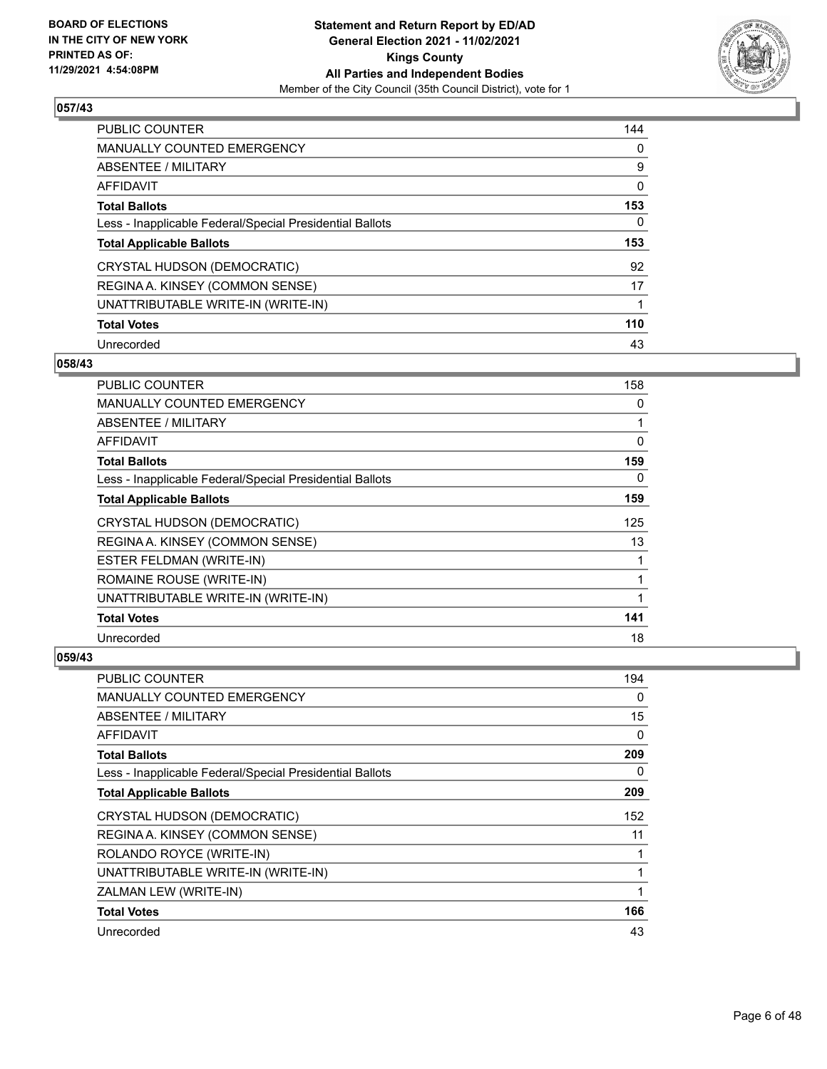**BOARD OF ELECTIONS IN THE CITY OF NEW YORK PRINTED AS OF: 11/29/2021 4:54:08PM**

**Statement and Return Report by ED/AD General Election 2021 - 11/02/2021 Kings County All Parties and Independent Bodies**
Member of the City Council (35th Council District), vote for 1

### 057/43

| | |
|---|---|
| PUBLIC COUNTER | 144 |
| MANUALLY COUNTED EMERGENCY | 0 |
| ABSENTEE / MILITARY | 9 |
| AFFIDAVIT | 0 |
| **Total Ballots** | **153** |
| Less - Inapplicable Federal/Special Presidential Ballots | 0 |
| **Total Applicable Ballots** | **153** |
| CRYSTAL HUDSON (DEMOCRATIC) | 92 |
| REGINA A. KINSEY (COMMON SENSE) | 17 |
| UNATTRIBUTABLE WRITE-IN (WRITE-IN) | 1 |
| **Total Votes** | **110** |
| Unrecorded | 43 |

### 058/43

| | |
|---|---|
| PUBLIC COUNTER | 158 |
| MANUALLY COUNTED EMERGENCY | 0 |
| ABSENTEE / MILITARY | 1 |
| AFFIDAVIT | 0 |
| **Total Ballots** | **159** |
| Less - Inapplicable Federal/Special Presidential Ballots | 0 |
| **Total Applicable Ballots** | **159** |
| CRYSTAL HUDSON (DEMOCRATIC) | 125 |
| REGINA A. KINSEY (COMMON SENSE) | 13 |
| ESTER FELDMAN (WRITE-IN) | 1 |
| ROMAINE ROUSE (WRITE-IN) | 1 |
| UNATTRIBUTABLE WRITE-IN (WRITE-IN) | 1 |
| **Total Votes** | **141** |
| Unrecorded | 18 |

### 059/43

| | |
|---|---|
| PUBLIC COUNTER | 194 |
| MANUALLY COUNTED EMERGENCY | 0 |
| ABSENTEE / MILITARY | 15 |
| AFFIDAVIT | 0 |
| **Total Ballots** | **209** |
| Less - Inapplicable Federal/Special Presidential Ballots | 0 |
| **Total Applicable Ballots** | **209** |
| CRYSTAL HUDSON (DEMOCRATIC) | 152 |
| REGINA A. KINSEY (COMMON SENSE) | 11 |
| ROLANDO ROYCE (WRITE-IN) | 1 |
| UNATTRIBUTABLE WRITE-IN (WRITE-IN) | 1 |
| ZALMAN LEW (WRITE-IN) | 1 |
| **Total Votes** | **166** |
| Unrecorded | 43 |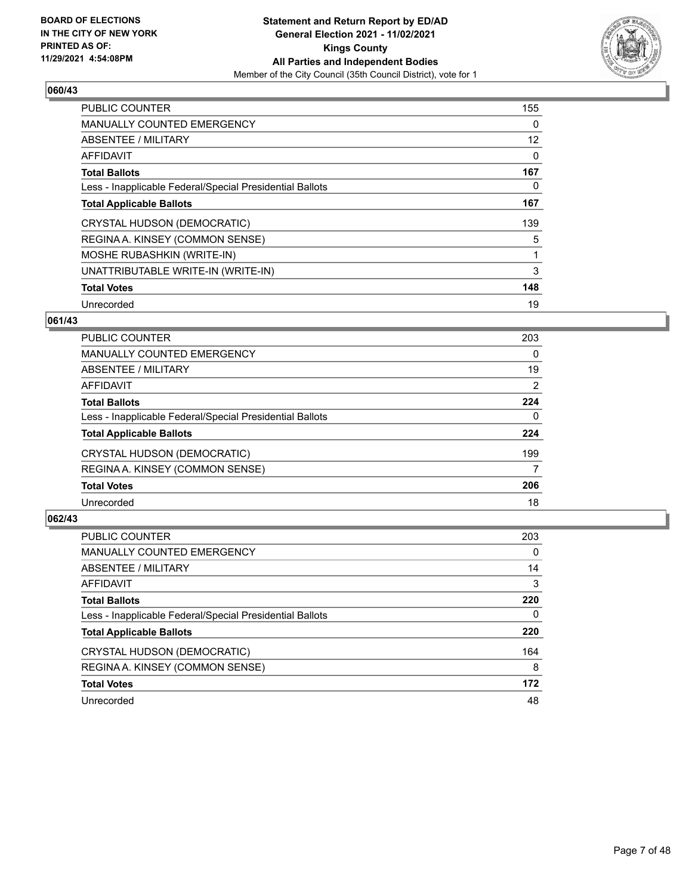## 060/43

| | |
|---|---|
| PUBLIC COUNTER | 155 |
| MANUALLY COUNTED EMERGENCY | 0 |
| ABSENTEE / MILITARY | 12 |
| AFFIDAVIT | 0 |
| **Total Ballots** | **167** |
| Less - Inapplicable Federal/Special Presidential Ballots | 0 |
| **Total Applicable Ballots** | **167** |
| CRYSTAL HUDSON (DEMOCRATIC) | 139 |
| REGINA A. KINSEY (COMMON SENSE) | 5 |
| MOSHE RUBASHKIN (WRITE-IN) | 1 |
| UNATTRIBUTABLE WRITE-IN (WRITE-IN) | 3 |
| **Total Votes** | **148** |
| Unrecorded | 19 |

## 061/43

| | |
|---|---|
| PUBLIC COUNTER | 203 |
| MANUALLY COUNTED EMERGENCY | 0 |
| ABSENTEE / MILITARY | 19 |
| AFFIDAVIT | 2 |
| **Total Ballots** | **224** |
| Less - Inapplicable Federal/Special Presidential Ballots | 0 |
| **Total Applicable Ballots** | **224** |
| CRYSTAL HUDSON (DEMOCRATIC) | 199 |
| REGINA A. KINSEY (COMMON SENSE) | 7 |
| **Total Votes** | **206** |
| Unrecorded | 18 |

## 062/43

| | |
|---|---|
| PUBLIC COUNTER | 203 |
| MANUALLY COUNTED EMERGENCY | 0 |
| ABSENTEE / MILITARY | 14 |
| AFFIDAVIT | 3 |
| **Total Ballots** | **220** |
| Less - Inapplicable Federal/Special Presidential Ballots | 0 |
| **Total Applicable Ballots** | **220** |
| CRYSTAL HUDSON (DEMOCRATIC) | 164 |
| REGINA A. KINSEY (COMMON SENSE) | 8 |
| **Total Votes** | **172** |
| Unrecorded | 48 |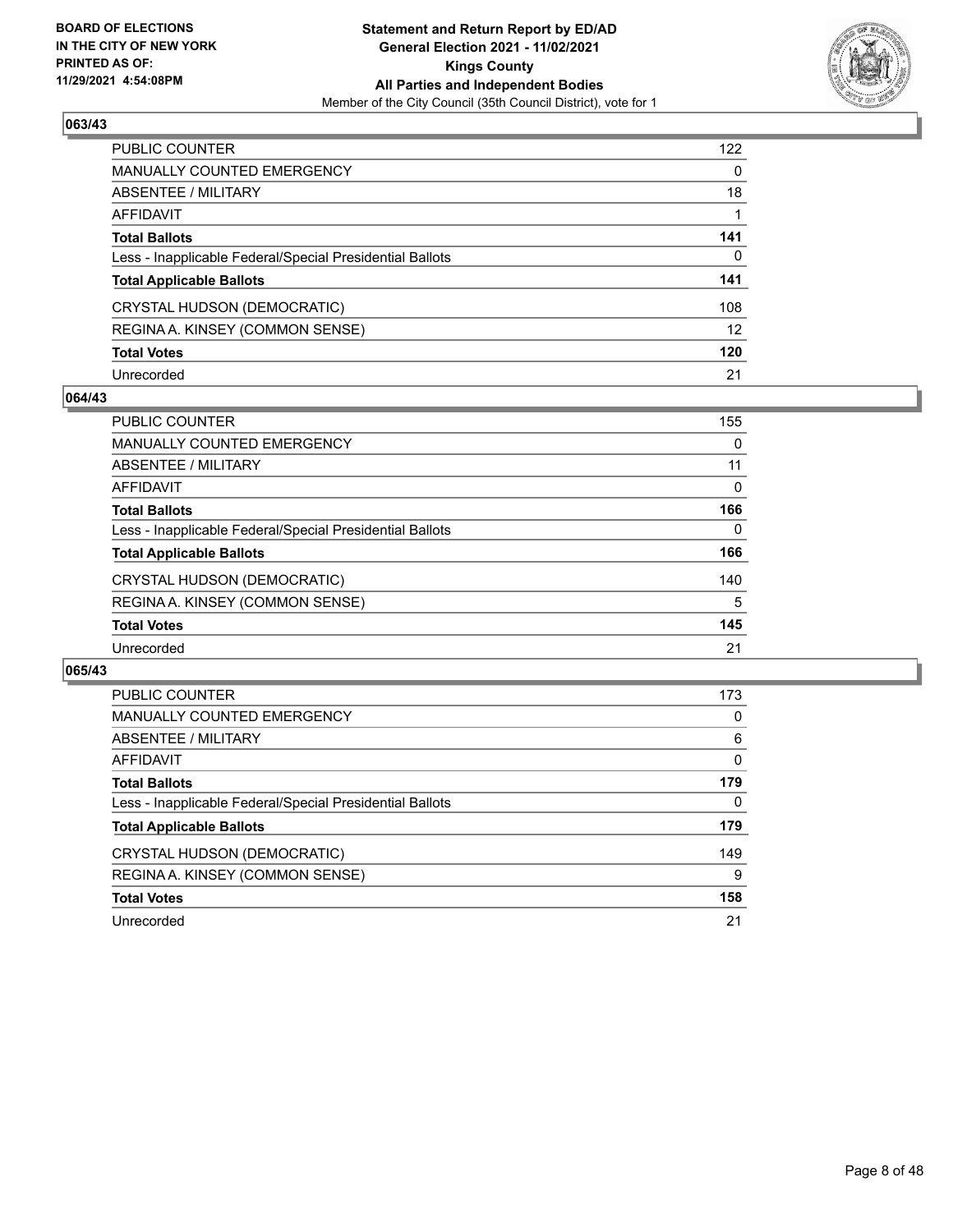## 063/43

| | |
|---|---|
| PUBLIC COUNTER | 122 |
| MANUALLY COUNTED EMERGENCY | 0 |
| ABSENTEE / MILITARY | 18 |
| AFFIDAVIT | 1 |
| **Total Ballots** | **141** |
| Less - Inapplicable Federal/Special Presidential Ballots | 0 |
| **Total Applicable Ballots** | **141** |
| CRYSTAL HUDSON (DEMOCRATIC) | 108 |
| REGINA A. KINSEY (COMMON SENSE) | 12 |
| **Total Votes** | **120** |
| Unrecorded | 21 |

## 064/43

| | |
|---|---|
| PUBLIC COUNTER | 155 |
| MANUALLY COUNTED EMERGENCY | 0 |
| ABSENTEE / MILITARY | 11 |
| AFFIDAVIT | 0 |
| **Total Ballots** | **166** |
| Less - Inapplicable Federal/Special Presidential Ballots | 0 |
| **Total Applicable Ballots** | **166** |
| CRYSTAL HUDSON (DEMOCRATIC) | 140 |
| REGINA A. KINSEY (COMMON SENSE) | 5 |
| **Total Votes** | **145** |
| Unrecorded | 21 |

## 065/43

| | |
|---|---|
| PUBLIC COUNTER | 173 |
| MANUALLY COUNTED EMERGENCY | 0 |
| ABSENTEE / MILITARY | 6 |
| AFFIDAVIT | 0 |
| **Total Ballots** | **179** |
| Less - Inapplicable Federal/Special Presidential Ballots | 0 |
| **Total Applicable Ballots** | **179** |
| CRYSTAL HUDSON (DEMOCRATIC) | 149 |
| REGINA A. KINSEY (COMMON SENSE) | 9 |
| **Total Votes** | **158** |
| Unrecorded | 21 |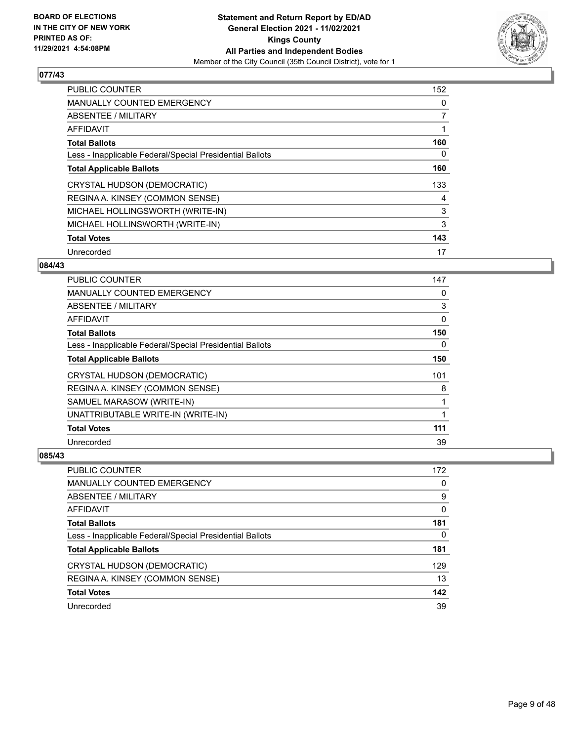**BOARD OF ELECTIONS IN THE CITY OF NEW YORK PRINTED AS OF: 11/29/2021 4:54:08PM**

**Statement and Return Report by ED/AD General Election 2021 - 11/02/2021 Kings County All Parties and Independent Bodies**

Member of the City Council (35th Council District), vote for 1

## 077/43

| | |
|---|---|
| PUBLIC COUNTER | 152 |
| MANUALLY COUNTED EMERGENCY | 0 |
| ABSENTEE / MILITARY | 7 |
| AFFIDAVIT | 1 |
| **Total Ballots** | **160** |
| Less - Inapplicable Federal/Special Presidential Ballots | 0 |
| **Total Applicable Ballots** | **160** |
| CRYSTAL HUDSON (DEMOCRATIC) | 133 |
| REGINA A. KINSEY (COMMON SENSE) | 4 |
| MICHAEL HOLLINGSWORTH (WRITE-IN) | 3 |
| MICHAEL HOLLINSWORTH (WRITE-IN) | 3 |
| **Total Votes** | **143** |
| Unrecorded | 17 |

## 084/43

| | |
|---|---|
| PUBLIC COUNTER | 147 |
| MANUALLY COUNTED EMERGENCY | 0 |
| ABSENTEE / MILITARY | 3 |
| AFFIDAVIT | 0 |
| **Total Ballots** | **150** |
| Less - Inapplicable Federal/Special Presidential Ballots | 0 |
| **Total Applicable Ballots** | **150** |
| CRYSTAL HUDSON (DEMOCRATIC) | 101 |
| REGINA A. KINSEY (COMMON SENSE) | 8 |
| SAMUEL MARASOW (WRITE-IN) | 1 |
| UNATTRIBUTABLE WRITE-IN (WRITE-IN) | 1 |
| **Total Votes** | **111** |
| Unrecorded | 39 |

## 085/43

| | |
|---|---|
| PUBLIC COUNTER | 172 |
| MANUALLY COUNTED EMERGENCY | 0 |
| ABSENTEE / MILITARY | 9 |
| AFFIDAVIT | 0 |
| **Total Ballots** | **181** |
| Less - Inapplicable Federal/Special Presidential Ballots | 0 |
| **Total Applicable Ballots** | **181** |
| CRYSTAL HUDSON (DEMOCRATIC) | 129 |
| REGINA A. KINSEY (COMMON SENSE) | 13 |
| **Total Votes** | **142** |
| Unrecorded | 39 |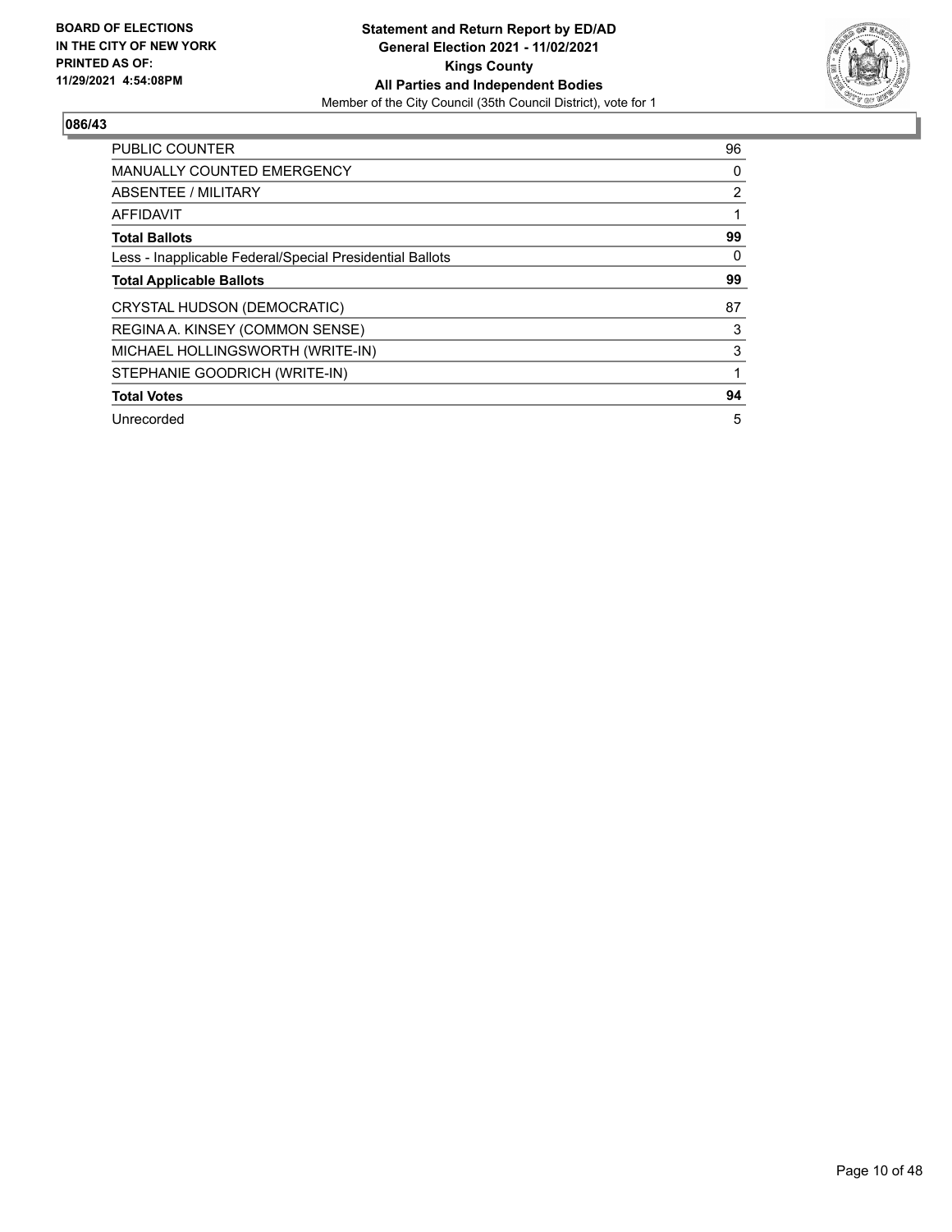**BOARD OF ELECTIONS IN THE CITY OF NEW YORK PRINTED AS OF: 11/29/2021 4:54:08PM**

**Statement and Return Report by ED/AD General Election 2021 - 11/02/2021 Kings County All Parties and Independent Bodies**
Member of the City Council (35th Council District), vote for 1

## 086/43

| | |
|---|---|
| PUBLIC COUNTER | 96 |
| MANUALLY COUNTED EMERGENCY | 0 |
| ABSENTEE / MILITARY | 2 |
| AFFIDAVIT | 1 |
| **Total Ballots** | **99** |
| Less - Inapplicable Federal/Special Presidential Ballots | 0 |
| **Total Applicable Ballots** | **99** |
| CRYSTAL HUDSON (DEMOCRATIC) | 87 |
| REGINA A. KINSEY (COMMON SENSE) | 3 |
| MICHAEL HOLLINGSWORTH (WRITE-IN) | 3 |
| STEPHANIE GOODRICH (WRITE-IN) | 1 |
| **Total Votes** | **94** |
| Unrecorded | 5 |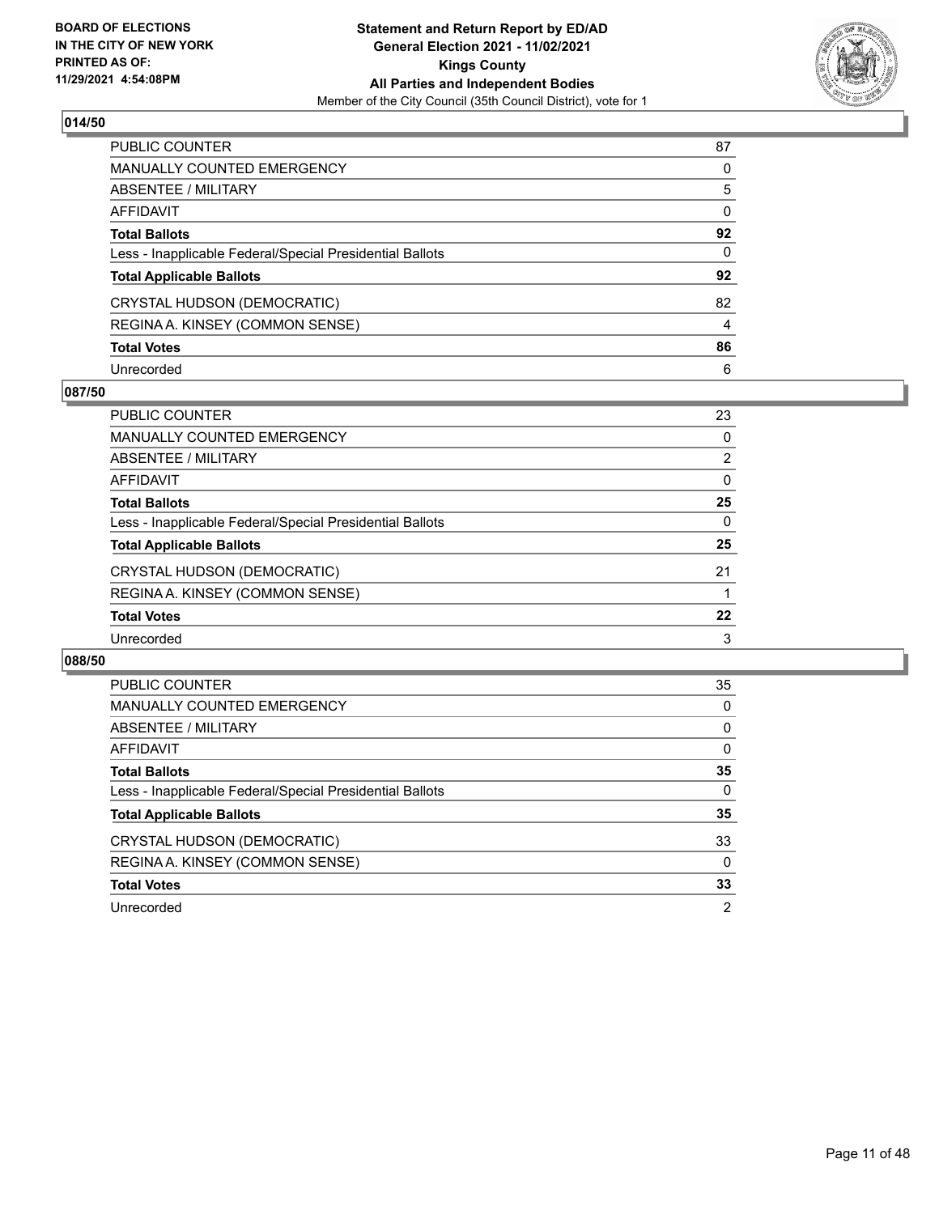## 014/50

| | |
|---|---|
| PUBLIC COUNTER | 87 |
| MANUALLY COUNTED EMERGENCY | 0 |
| ABSENTEE / MILITARY | 5 |
| AFFIDAVIT | 0 |
| **Total Ballots** | **92** |
| Less - Inapplicable Federal/Special Presidential Ballots | 0 |
| **Total Applicable Ballots** | **92** |
| CRYSTAL HUDSON (DEMOCRATIC) | 82 |
| REGINA A. KINSEY (COMMON SENSE) | 4 |
| **Total Votes** | **86** |
| Unrecorded | 6 |

## 087/50

| | |
|---|---|
| PUBLIC COUNTER | 23 |
| MANUALLY COUNTED EMERGENCY | 0 |
| ABSENTEE / MILITARY | 2 |
| AFFIDAVIT | 0 |
| **Total Ballots** | **25** |
| Less - Inapplicable Federal/Special Presidential Ballots | 0 |
| **Total Applicable Ballots** | **25** |
| CRYSTAL HUDSON (DEMOCRATIC) | 21 |
| REGINA A. KINSEY (COMMON SENSE) | 1 |
| **Total Votes** | **22** |
| Unrecorded | 3 |

## 088/50

| | |
|---|---|
| PUBLIC COUNTER | 35 |
| MANUALLY COUNTED EMERGENCY | 0 |
| ABSENTEE / MILITARY | 0 |
| AFFIDAVIT | 0 |
| **Total Ballots** | **35** |
| Less - Inapplicable Federal/Special Presidential Ballots | 0 |
| **Total Applicable Ballots** | **35** |
| CRYSTAL HUDSON (DEMOCRATIC) | 33 |
| REGINA A. KINSEY (COMMON SENSE) | 0 |
| **Total Votes** | **33** |
| Unrecorded | 2 |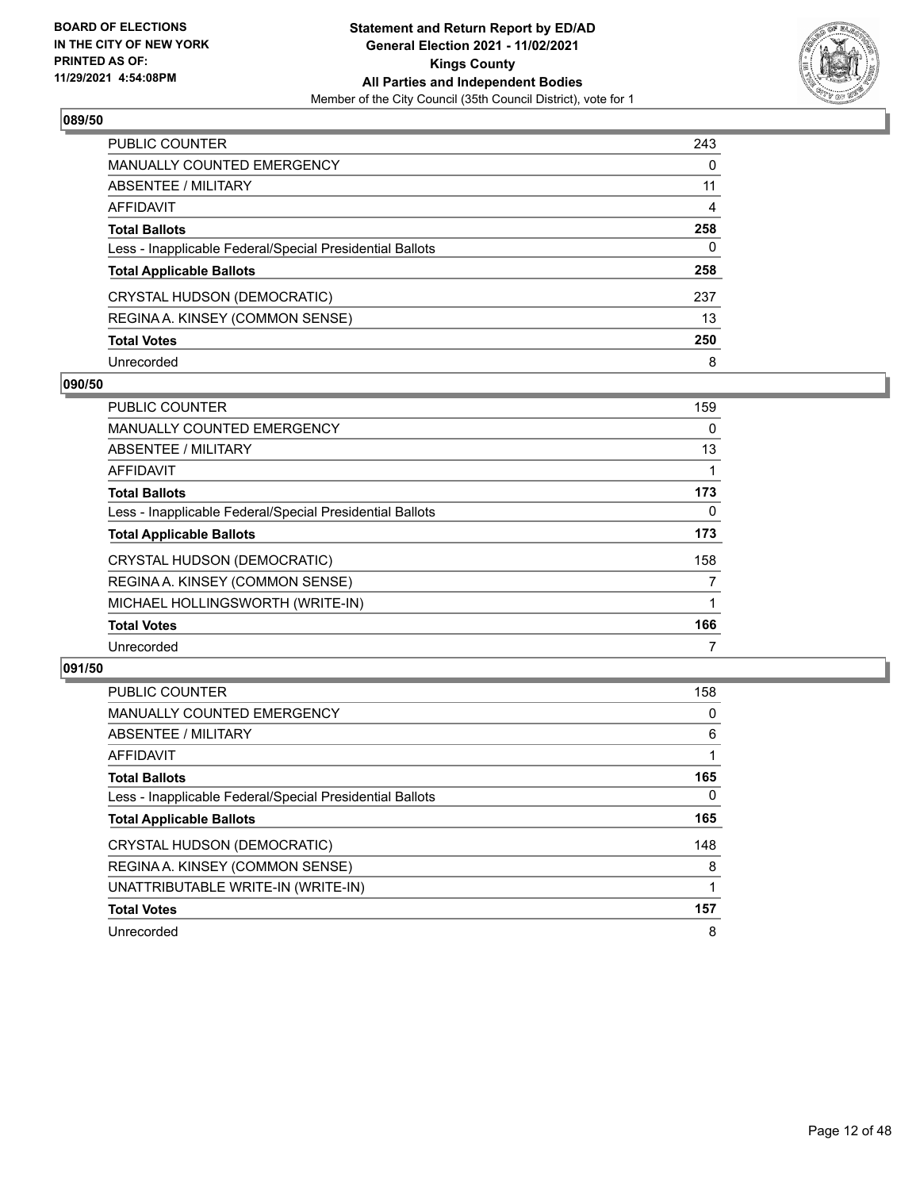**Statement and Return Report by ED/AD**
**General Election 2021 - 11/02/2021**
**Kings County**
**All Parties and Independent Bodies**
Member of the City Council (35th Council District), vote for 1

BOARD OF ELECTIONS
IN THE CITY OF NEW YORK
PRINTED AS OF:
11/29/2021 4:54:08PM

## 089/50

| | |
|---|---|
| PUBLIC COUNTER | 243 |
| MANUALLY COUNTED EMERGENCY | 0 |
| ABSENTEE / MILITARY | 11 |
| AFFIDAVIT | 4 |
| **Total Ballots** | **258** |
| Less - Inapplicable Federal/Special Presidential Ballots | 0 |
| **Total Applicable Ballots** | **258** |
| CRYSTAL HUDSON (DEMOCRATIC) | 237 |
| REGINA A. KINSEY (COMMON SENSE) | 13 |
| **Total Votes** | **250** |
| Unrecorded | 8 |

## 090/50

| | |
|---|---|
| PUBLIC COUNTER | 159 |
| MANUALLY COUNTED EMERGENCY | 0 |
| ABSENTEE / MILITARY | 13 |
| AFFIDAVIT | 1 |
| **Total Ballots** | **173** |
| Less - Inapplicable Federal/Special Presidential Ballots | 0 |
| **Total Applicable Ballots** | **173** |
| CRYSTAL HUDSON (DEMOCRATIC) | 158 |
| REGINA A. KINSEY (COMMON SENSE) | 7 |
| MICHAEL HOLLINGSWORTH (WRITE-IN) | 1 |
| **Total Votes** | **166** |
| Unrecorded | 7 |

## 091/50

| | |
|---|---|
| PUBLIC COUNTER | 158 |
| MANUALLY COUNTED EMERGENCY | 0 |
| ABSENTEE / MILITARY | 6 |
| AFFIDAVIT | 1 |
| **Total Ballots** | **165** |
| Less - Inapplicable Federal/Special Presidential Ballots | 0 |
| **Total Applicable Ballots** | **165** |
| CRYSTAL HUDSON (DEMOCRATIC) | 148 |
| REGINA A. KINSEY (COMMON SENSE) | 8 |
| UNATTRIBUTABLE WRITE-IN (WRITE-IN) | 1 |
| **Total Votes** | **157** |
| Unrecorded | 8 |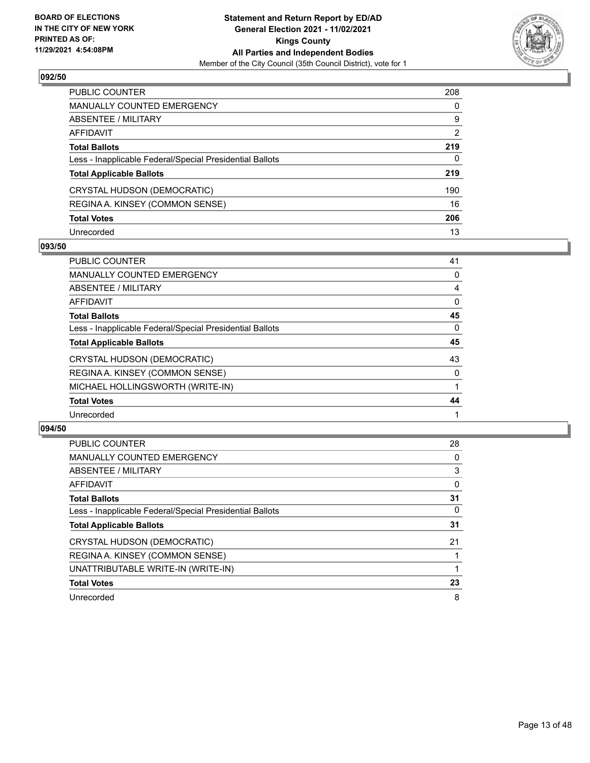**BOARD OF ELECTIONS IN THE CITY OF NEW YORK PRINTED AS OF: 11/29/2021 4:54:08PM**

**Statement and Return Report by ED/AD General Election 2021 - 11/02/2021 Kings County All Parties and Independent Bodies**

Member of the City Council (35th Council District), vote for 1

## 092/50

| | |
|---|---|
| PUBLIC COUNTER | 208 |
| MANUALLY COUNTED EMERGENCY | 0 |
| ABSENTEE / MILITARY | 9 |
| AFFIDAVIT | 2 |
| **Total Ballots** | **219** |
| Less - Inapplicable Federal/Special Presidential Ballots | 0 |
| **Total Applicable Ballots** | **219** |
| CRYSTAL HUDSON (DEMOCRATIC) | 190 |
| REGINA A. KINSEY (COMMON SENSE) | 16 |
| **Total Votes** | **206** |
| Unrecorded | 13 |

## 093/50

| | |
|---|---|
| PUBLIC COUNTER | 41 |
| MANUALLY COUNTED EMERGENCY | 0 |
| ABSENTEE / MILITARY | 4 |
| AFFIDAVIT | 0 |
| **Total Ballots** | **45** |
| Less - Inapplicable Federal/Special Presidential Ballots | 0 |
| **Total Applicable Ballots** | **45** |
| CRYSTAL HUDSON (DEMOCRATIC) | 43 |
| REGINA A. KINSEY (COMMON SENSE) | 0 |
| MICHAEL HOLLINGSWORTH (WRITE-IN) | 1 |
| **Total Votes** | **44** |
| Unrecorded | 1 |

## 094/50

| | |
|---|---|
| PUBLIC COUNTER | 28 |
| MANUALLY COUNTED EMERGENCY | 0 |
| ABSENTEE / MILITARY | 3 |
| AFFIDAVIT | 0 |
| **Total Ballots** | **31** |
| Less - Inapplicable Federal/Special Presidential Ballots | 0 |
| **Total Applicable Ballots** | **31** |
| CRYSTAL HUDSON (DEMOCRATIC) | 21 |
| REGINA A. KINSEY (COMMON SENSE) | 1 |
| UNATTRIBUTABLE WRITE-IN (WRITE-IN) | 1 |
| **Total Votes** | **23** |
| Unrecorded | 8 |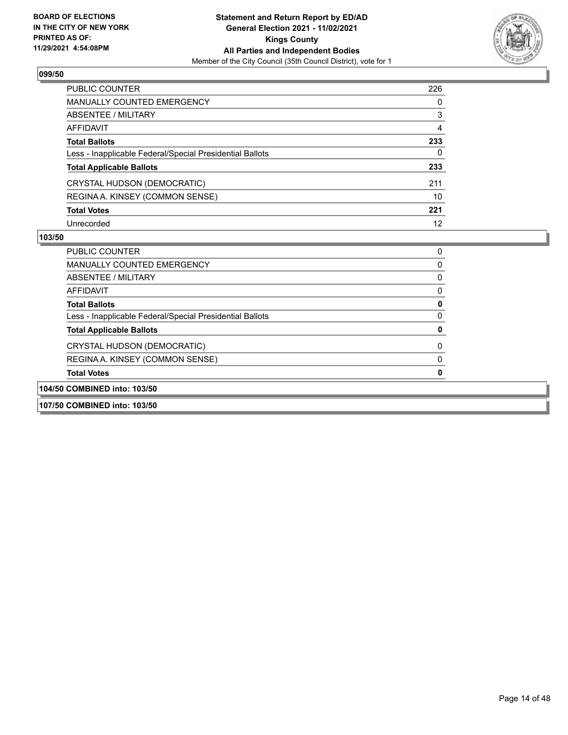**BOARD OF ELECTIONS IN THE CITY OF NEW YORK**
**PRINTED AS OF: 11/29/2021 4:54:08PM**

**Statement and Return Report by ED/AD**
**General Election 2021 - 11/02/2021**
**Kings County**
**All Parties and Independent Bodies**
Member of the City Council (35th Council District), vote for 1

### 099/50

| | |
|---|---|
| PUBLIC COUNTER | 226 |
| MANUALLY COUNTED EMERGENCY | 0 |
| ABSENTEE / MILITARY | 3 |
| AFFIDAVIT | 4 |
| **Total Ballots** | **233** |
| Less - Inapplicable Federal/Special Presidential Ballots | 0 |
| **Total Applicable Ballots** | **233** |
| CRYSTAL HUDSON (DEMOCRATIC) | 211 |
| REGINA A. KINSEY (COMMON SENSE) | 10 |
| **Total Votes** | **221** |
| Unrecorded | 12 |

### 103/50

| | |
|---|---|
| PUBLIC COUNTER | 0 |
| MANUALLY COUNTED EMERGENCY | 0 |
| ABSENTEE / MILITARY | 0 |
| AFFIDAVIT | 0 |
| **Total Ballots** | **0** |
| Less - Inapplicable Federal/Special Presidential Ballots | 0 |
| **Total Applicable Ballots** | **0** |
| CRYSTAL HUDSON (DEMOCRATIC) | 0 |
| REGINA A. KINSEY (COMMON SENSE) | 0 |
| **Total Votes** | **0** |

### 104/50 COMBINED into: 103/50

### 107/50 COMBINED into: 103/50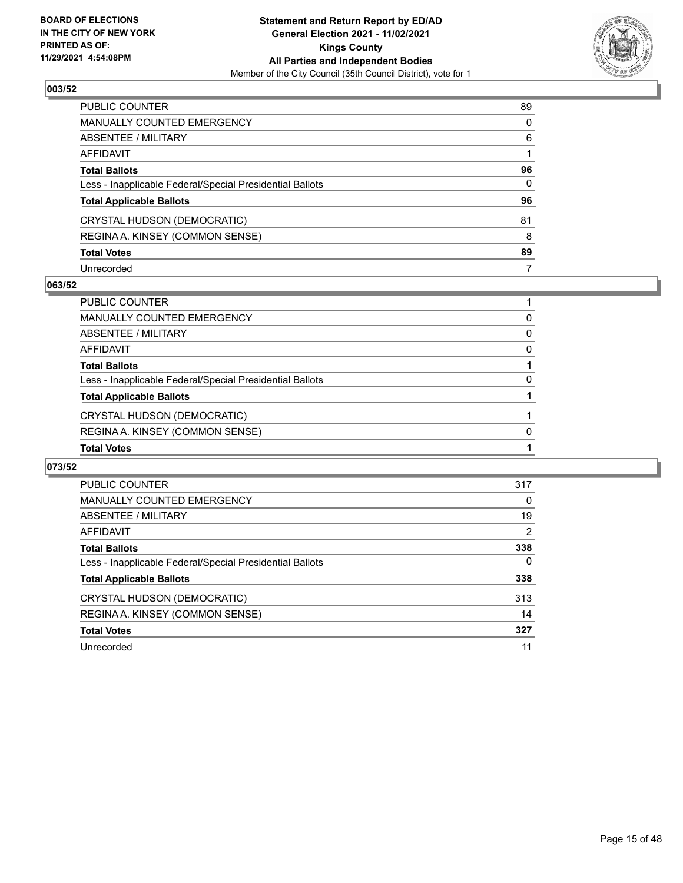**BOARD OF ELECTIONS IN THE CITY OF NEW YORK PRINTED AS OF: 11/29/2021 4:54:08PM**

**Statement and Return Report by ED/AD General Election 2021 - 11/02/2021 Kings County All Parties and Independent Bodies**

Member of the City Council (35th Council District), vote for 1

## 003/52

| | |
|---|---|
| PUBLIC COUNTER | 89 |
| MANUALLY COUNTED EMERGENCY | 0 |
| ABSENTEE / MILITARY | 6 |
| AFFIDAVIT | 1 |
| **Total Ballots** | **96** |
| Less - Inapplicable Federal/Special Presidential Ballots | 0 |
| **Total Applicable Ballots** | **96** |
| CRYSTAL HUDSON (DEMOCRATIC) | 81 |
| REGINA A. KINSEY (COMMON SENSE) | 8 |
| **Total Votes** | **89** |
| Unrecorded | 7 |

## 063/52

| | |
|---|---|
| PUBLIC COUNTER | 1 |
| MANUALLY COUNTED EMERGENCY | 0 |
| ABSENTEE / MILITARY | 0 |
| AFFIDAVIT | 0 |
| **Total Ballots** | **1** |
| Less - Inapplicable Federal/Special Presidential Ballots | 0 |
| **Total Applicable Ballots** | **1** |
| CRYSTAL HUDSON (DEMOCRATIC) | 1 |
| REGINA A. KINSEY (COMMON SENSE) | 0 |
| **Total Votes** | **1** |

## 073/52

| | |
|---|---|
| PUBLIC COUNTER | 317 |
| MANUALLY COUNTED EMERGENCY | 0 |
| ABSENTEE / MILITARY | 19 |
| AFFIDAVIT | 2 |
| **Total Ballots** | **338** |
| Less - Inapplicable Federal/Special Presidential Ballots | 0 |
| **Total Applicable Ballots** | **338** |
| CRYSTAL HUDSON (DEMOCRATIC) | 313 |
| REGINA A. KINSEY (COMMON SENSE) | 14 |
| **Total Votes** | **327** |
| Unrecorded | 11 |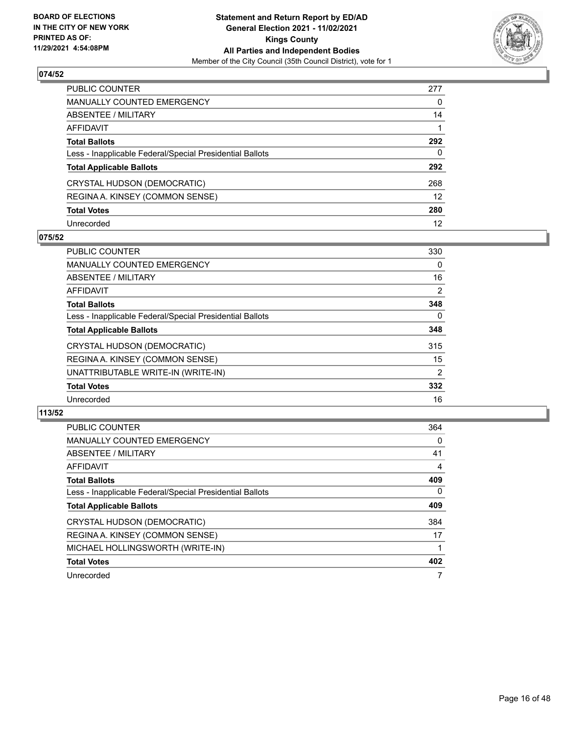BOARD OF ELECTIONS
IN THE CITY OF NEW YORK
PRINTED AS OF:
11/29/2021 4:54:08PM

**Statement and Return Report by ED/AD**
**General Election 2021 - 11/02/2021**
**Kings County**
**All Parties and Independent Bodies**
Member of the City Council (35th Council District), vote for 1

## 074/52

| | |
|---|---|
| PUBLIC COUNTER | 277 |
| MANUALLY COUNTED EMERGENCY | 0 |
| ABSENTEE / MILITARY | 14 |
| AFFIDAVIT | 1 |
| **Total Ballots** | **292** |
| Less - Inapplicable Federal/Special Presidential Ballots | 0 |
| **Total Applicable Ballots** | **292** |
| CRYSTAL HUDSON (DEMOCRATIC) | 268 |
| REGINA A. KINSEY (COMMON SENSE) | 12 |
| **Total Votes** | **280** |
| Unrecorded | 12 |

## 075/52

| | |
|---|---|
| PUBLIC COUNTER | 330 |
| MANUALLY COUNTED EMERGENCY | 0 |
| ABSENTEE / MILITARY | 16 |
| AFFIDAVIT | 2 |
| **Total Ballots** | **348** |
| Less - Inapplicable Federal/Special Presidential Ballots | 0 |
| **Total Applicable Ballots** | **348** |
| CRYSTAL HUDSON (DEMOCRATIC) | 315 |
| REGINA A. KINSEY (COMMON SENSE) | 15 |
| UNATTRIBUTABLE WRITE-IN (WRITE-IN) | 2 |
| **Total Votes** | **332** |
| Unrecorded | 16 |

## 113/52

| | |
|---|---|
| PUBLIC COUNTER | 364 |
| MANUALLY COUNTED EMERGENCY | 0 |
| ABSENTEE / MILITARY | 41 |
| AFFIDAVIT | 4 |
| **Total Ballots** | **409** |
| Less - Inapplicable Federal/Special Presidential Ballots | 0 |
| **Total Applicable Ballots** | **409** |
| CRYSTAL HUDSON (DEMOCRATIC) | 384 |
| REGINA A. KINSEY (COMMON SENSE) | 17 |
| MICHAEL HOLLINGSWORTH (WRITE-IN) | 1 |
| **Total Votes** | **402** |
| Unrecorded | 7 |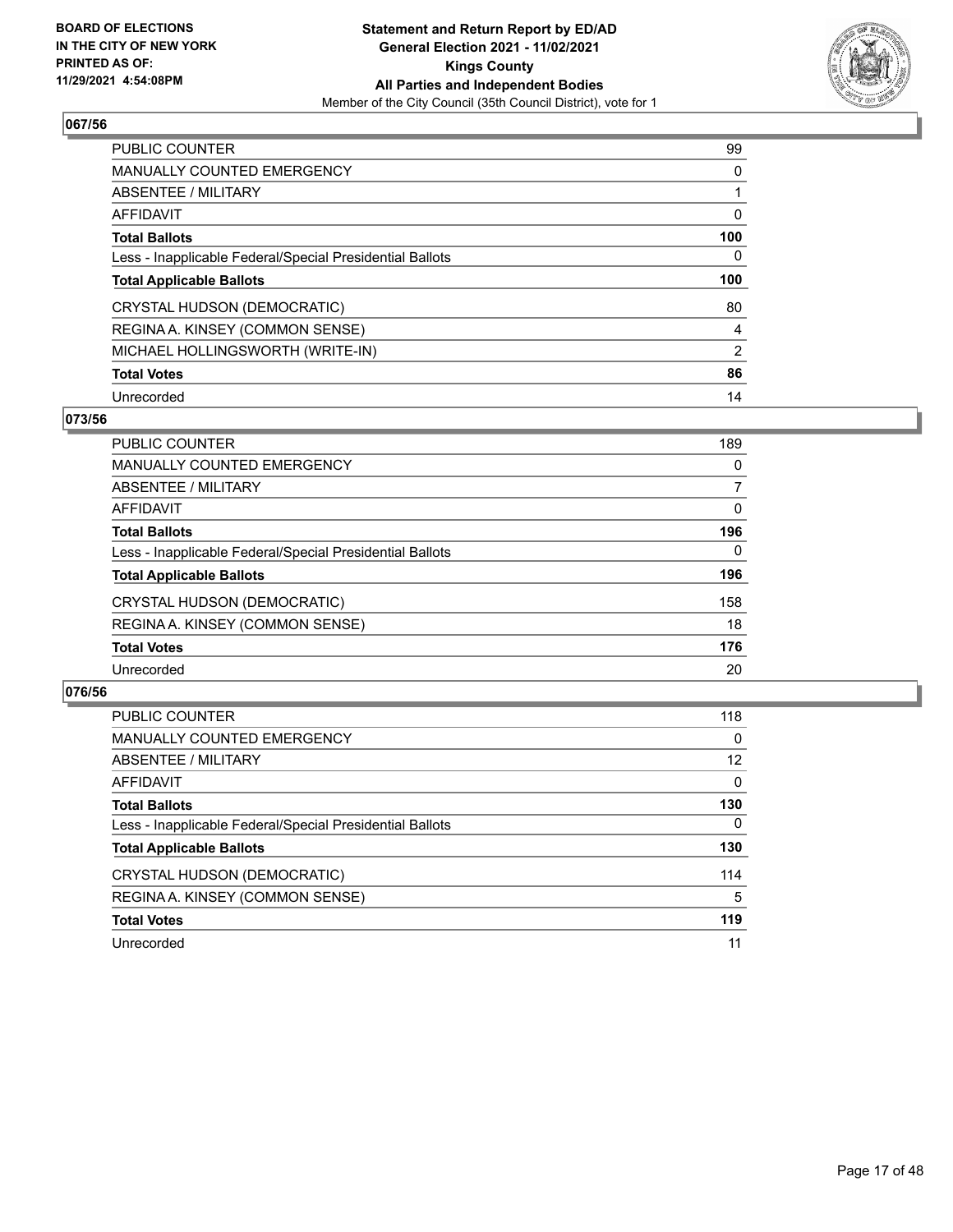BOARD OF ELECTIONS
IN THE CITY OF NEW YORK
PRINTED AS OF:
11/29/2021 4:54:08PM

**Statement and Return Report by ED/AD**
**General Election 2021 - 11/02/2021**
**Kings County**
**All Parties and Independent Bodies**
Member of the City Council (35th Council District), vote for 1

## 067/56

| | |
|---|---|
| PUBLIC COUNTER | 99 |
| MANUALLY COUNTED EMERGENCY | 0 |
| ABSENTEE / MILITARY | 1 |
| AFFIDAVIT | 0 |
| **Total Ballots** | **100** |
| Less - Inapplicable Federal/Special Presidential Ballots | 0 |
| **Total Applicable Ballots** | **100** |
| CRYSTAL HUDSON (DEMOCRATIC) | 80 |
| REGINA A. KINSEY (COMMON SENSE) | 4 |
| MICHAEL HOLLINGSWORTH (WRITE-IN) | 2 |
| **Total Votes** | **86** |
| Unrecorded | 14 |

## 073/56

| | |
|---|---|
| PUBLIC COUNTER | 189 |
| MANUALLY COUNTED EMERGENCY | 0 |
| ABSENTEE / MILITARY | 7 |
| AFFIDAVIT | 0 |
| **Total Ballots** | **196** |
| Less - Inapplicable Federal/Special Presidential Ballots | 0 |
| **Total Applicable Ballots** | **196** |
| CRYSTAL HUDSON (DEMOCRATIC) | 158 |
| REGINA A. KINSEY (COMMON SENSE) | 18 |
| **Total Votes** | **176** |
| Unrecorded | 20 |

## 076/56

| | |
|---|---|
| PUBLIC COUNTER | 118 |
| MANUALLY COUNTED EMERGENCY | 0 |
| ABSENTEE / MILITARY | 12 |
| AFFIDAVIT | 0 |
| **Total Ballots** | **130** |
| Less - Inapplicable Federal/Special Presidential Ballots | 0 |
| **Total Applicable Ballots** | **130** |
| CRYSTAL HUDSON (DEMOCRATIC) | 114 |
| REGINA A. KINSEY (COMMON SENSE) | 5 |
| **Total Votes** | **119** |
| Unrecorded | 11 |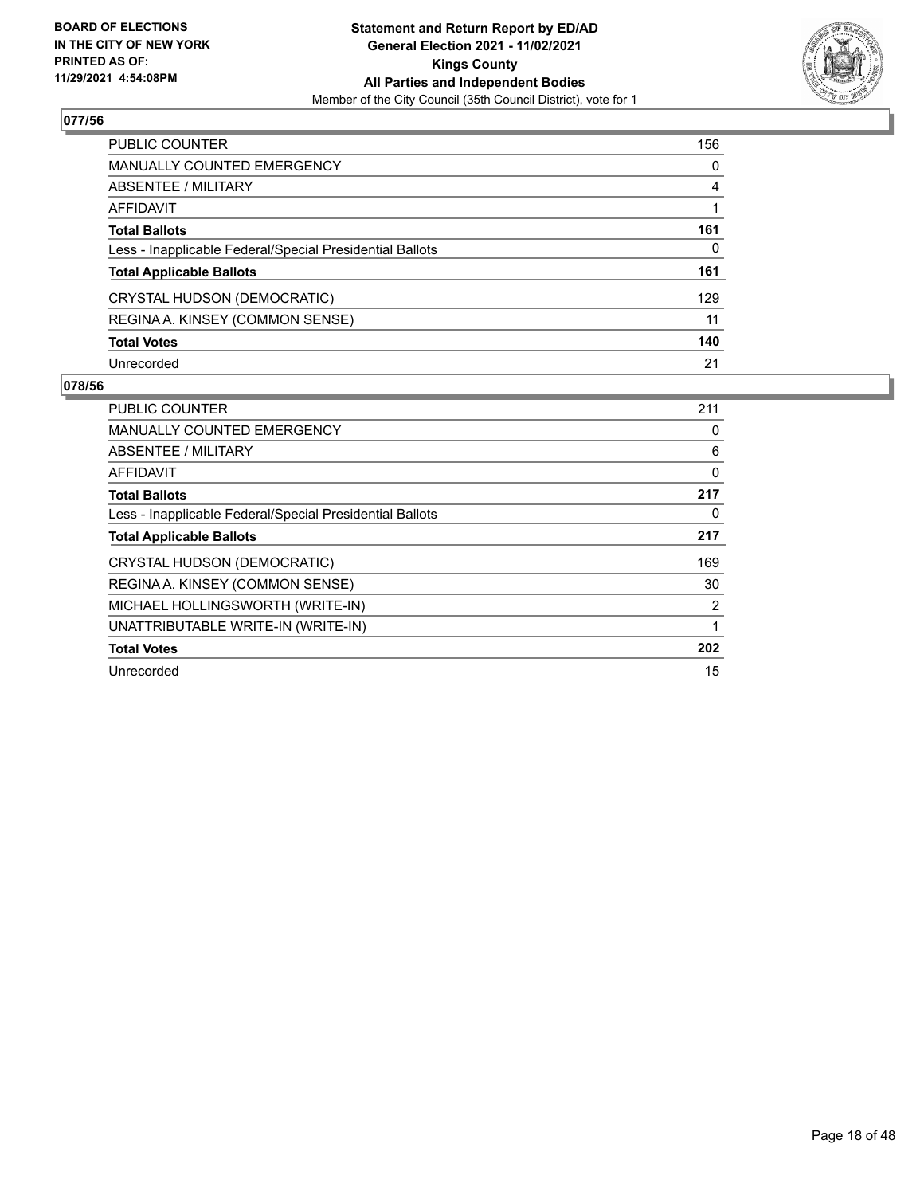**BOARD OF ELECTIONS IN THE CITY OF NEW YORK PRINTED AS OF: 11/29/2021 4:54:08PM**

**Statement and Return Report by ED/AD General Election 2021 - 11/02/2021 Kings County All Parties and Independent Bodies**

Member of the City Council (35th Council District), vote for 1

## 077/56

| | |
|---|---|
| PUBLIC COUNTER | 156 |
| MANUALLY COUNTED EMERGENCY | 0 |
| ABSENTEE / MILITARY | 4 |
| AFFIDAVIT | 1 |
| **Total Ballots** | **161** |
| Less - Inapplicable Federal/Special Presidential Ballots | 0 |
| **Total Applicable Ballots** | **161** |
| CRYSTAL HUDSON (DEMOCRATIC) | 129 |
| REGINA A. KINSEY (COMMON SENSE) | 11 |
| **Total Votes** | **140** |
| Unrecorded | 21 |

## 078/56

| | |
|---|---|
| PUBLIC COUNTER | 211 |
| MANUALLY COUNTED EMERGENCY | 0 |
| ABSENTEE / MILITARY | 6 |
| AFFIDAVIT | 0 |
| **Total Ballots** | **217** |
| Less - Inapplicable Federal/Special Presidential Ballots | 0 |
| **Total Applicable Ballots** | **217** |
| CRYSTAL HUDSON (DEMOCRATIC) | 169 |
| REGINA A. KINSEY (COMMON SENSE) | 30 |
| MICHAEL HOLLINGSWORTH (WRITE-IN) | 2 |
| UNATTRIBUTABLE WRITE-IN (WRITE-IN) | 1 |
| **Total Votes** | **202** |
| Unrecorded | 15 |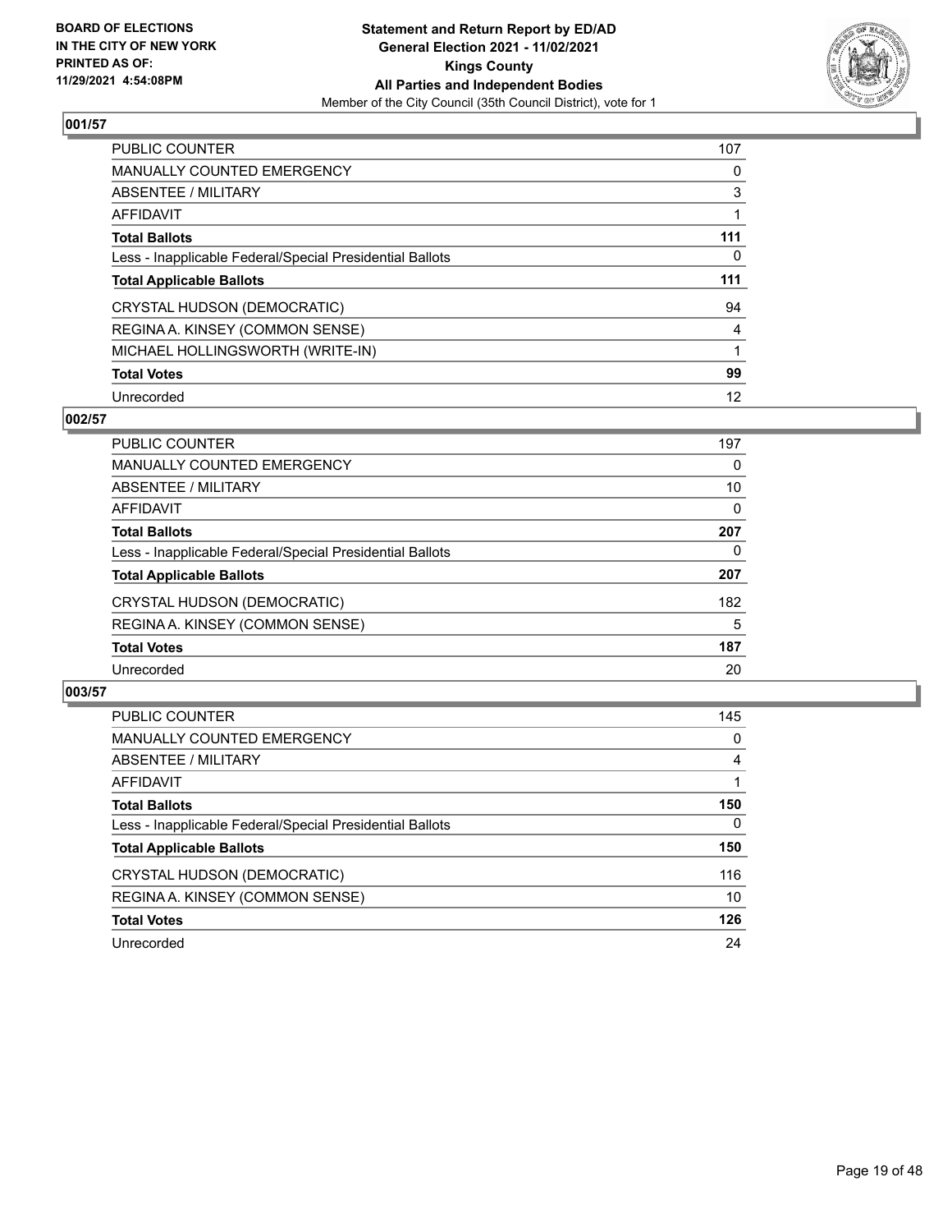BOARD OF ELECTIONS
IN THE CITY OF NEW YORK
PRINTED AS OF:
11/29/2021 4:54:08PM

**Statement and Return Report by ED/AD**
**General Election 2021 - 11/02/2021**
**Kings County**
**All Parties and Independent Bodies**
Member of the City Council (35th Council District), vote for 1

### 001/57

| | |
|---|---|
| PUBLIC COUNTER | 107 |
| MANUALLY COUNTED EMERGENCY | 0 |
| ABSENTEE / MILITARY | 3 |
| AFFIDAVIT | 1 |
| **Total Ballots** | **111** |
| Less - Inapplicable Federal/Special Presidential Ballots | 0 |
| **Total Applicable Ballots** | **111** |
| CRYSTAL HUDSON (DEMOCRATIC) | 94 |
| REGINA A. KINSEY (COMMON SENSE) | 4 |
| MICHAEL HOLLINGSWORTH (WRITE-IN) | 1 |
| **Total Votes** | **99** |
| Unrecorded | 12 |

### 002/57

| | |
|---|---|
| PUBLIC COUNTER | 197 |
| MANUALLY COUNTED EMERGENCY | 0 |
| ABSENTEE / MILITARY | 10 |
| AFFIDAVIT | 0 |
| **Total Ballots** | **207** |
| Less - Inapplicable Federal/Special Presidential Ballots | 0 |
| **Total Applicable Ballots** | **207** |
| CRYSTAL HUDSON (DEMOCRATIC) | 182 |
| REGINA A. KINSEY (COMMON SENSE) | 5 |
| **Total Votes** | **187** |
| Unrecorded | 20 |

### 003/57

| | |
|---|---|
| PUBLIC COUNTER | 145 |
| MANUALLY COUNTED EMERGENCY | 0 |
| ABSENTEE / MILITARY | 4 |
| AFFIDAVIT | 1 |
| **Total Ballots** | **150** |
| Less - Inapplicable Federal/Special Presidential Ballots | 0 |
| **Total Applicable Ballots** | **150** |
| CRYSTAL HUDSON (DEMOCRATIC) | 116 |
| REGINA A. KINSEY (COMMON SENSE) | 10 |
| **Total Votes** | **126** |
| Unrecorded | 24 |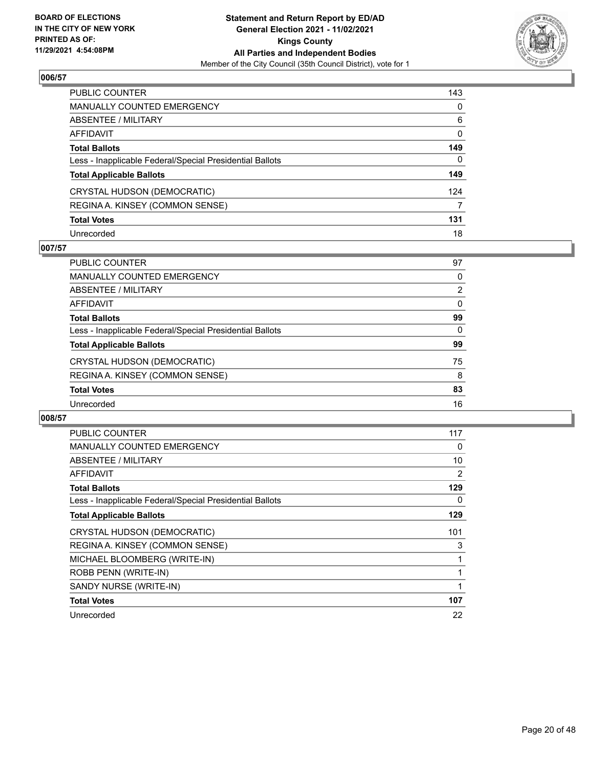**Statement and Return Report by ED/AD**
**General Election 2021 - 11/02/2021**
**Kings County**
**All Parties and Independent Bodies**
Member of the City Council (35th Council District), vote for 1

BOARD OF ELECTIONS
IN THE CITY OF NEW YORK
PRINTED AS OF:
11/29/2021 4:54:08PM

## 006/57

| | |
|---|---|
| PUBLIC COUNTER | 143 |
| MANUALLY COUNTED EMERGENCY | 0 |
| ABSENTEE / MILITARY | 6 |
| AFFIDAVIT | 0 |
| **Total Ballots** | **149** |
| Less - Inapplicable Federal/Special Presidential Ballots | 0 |
| **Total Applicable Ballots** | **149** |
| CRYSTAL HUDSON (DEMOCRATIC) | 124 |
| REGINA A. KINSEY (COMMON SENSE) | 7 |
| **Total Votes** | **131** |
| Unrecorded | 18 |

## 007/57

| | |
|---|---|
| PUBLIC COUNTER | 97 |
| MANUALLY COUNTED EMERGENCY | 0 |
| ABSENTEE / MILITARY | 2 |
| AFFIDAVIT | 0 |
| **Total Ballots** | **99** |
| Less - Inapplicable Federal/Special Presidential Ballots | 0 |
| **Total Applicable Ballots** | **99** |
| CRYSTAL HUDSON (DEMOCRATIC) | 75 |
| REGINA A. KINSEY (COMMON SENSE) | 8 |
| **Total Votes** | **83** |
| Unrecorded | 16 |

## 008/57

| | |
|---|---|
| PUBLIC COUNTER | 117 |
| MANUALLY COUNTED EMERGENCY | 0 |
| ABSENTEE / MILITARY | 10 |
| AFFIDAVIT | 2 |
| **Total Ballots** | **129** |
| Less - Inapplicable Federal/Special Presidential Ballots | 0 |
| **Total Applicable Ballots** | **129** |
| CRYSTAL HUDSON (DEMOCRATIC) | 101 |
| REGINA A. KINSEY (COMMON SENSE) | 3 |
| MICHAEL BLOOMBERG (WRITE-IN) | 1 |
| ROBB PENN (WRITE-IN) | 1 |
| SANDY NURSE (WRITE-IN) | 1 |
| **Total Votes** | **107** |
| Unrecorded | 22 |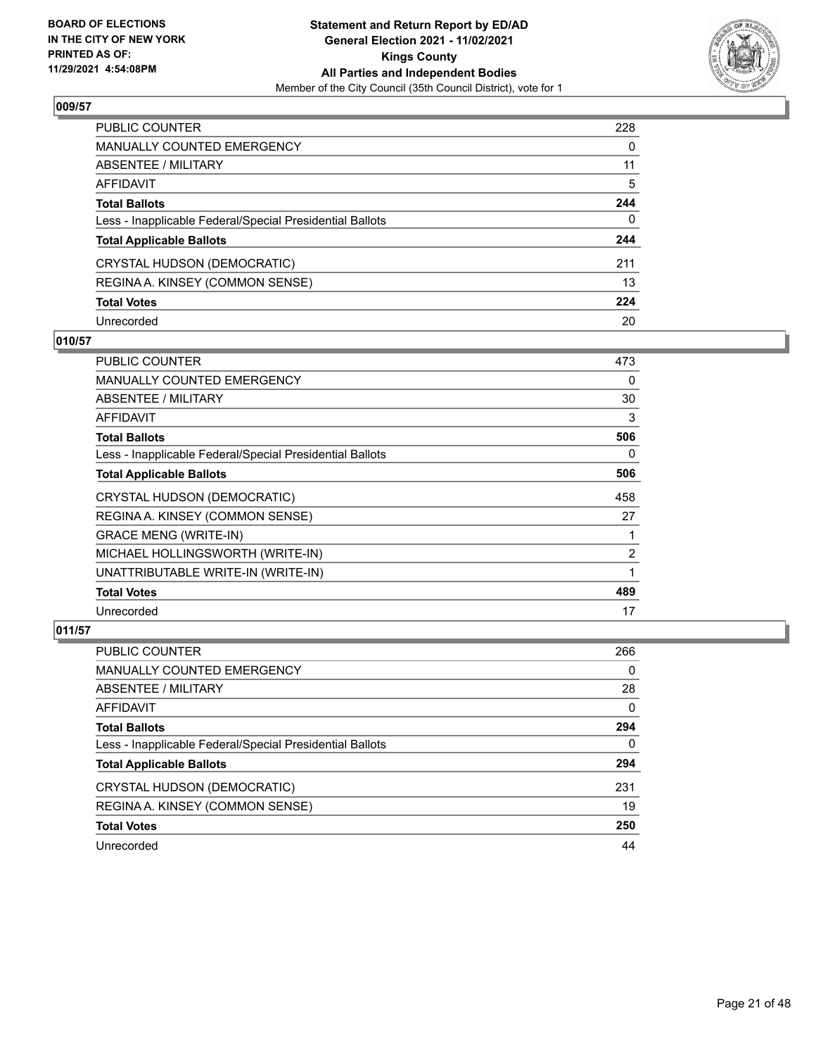**BOARD OF ELECTIONS IN THE CITY OF NEW YORK PRINTED AS OF: 11/29/2021 4:54:08PM**

**Statement and Return Report by ED/AD General Election 2021 - 11/02/2021 Kings County All Parties and Independent Bodies**

Member of the City Council (35th Council District), vote for 1

### 009/57

| | |
|---|---|
| PUBLIC COUNTER | 228 |
| MANUALLY COUNTED EMERGENCY | 0 |
| ABSENTEE / MILITARY | 11 |
| AFFIDAVIT | 5 |
| **Total Ballots** | **244** |
| Less - Inapplicable Federal/Special Presidential Ballots | 0 |
| **Total Applicable Ballots** | **244** |
| CRYSTAL HUDSON (DEMOCRATIC) | 211 |
| REGINA A. KINSEY (COMMON SENSE) | 13 |
| **Total Votes** | **224** |
| Unrecorded | 20 |

### 010/57

| | |
|---|---|
| PUBLIC COUNTER | 473 |
| MANUALLY COUNTED EMERGENCY | 0 |
| ABSENTEE / MILITARY | 30 |
| AFFIDAVIT | 3 |
| **Total Ballots** | **506** |
| Less - Inapplicable Federal/Special Presidential Ballots | 0 |
| **Total Applicable Ballots** | **506** |
| CRYSTAL HUDSON (DEMOCRATIC) | 458 |
| REGINA A. KINSEY (COMMON SENSE) | 27 |
| GRACE MENG (WRITE-IN) | 1 |
| MICHAEL HOLLINGSWORTH (WRITE-IN) | 2 |
| UNATTRIBUTABLE WRITE-IN (WRITE-IN) | 1 |
| **Total Votes** | **489** |
| Unrecorded | 17 |

### 011/57

| | |
|---|---|
| PUBLIC COUNTER | 266 |
| MANUALLY COUNTED EMERGENCY | 0 |
| ABSENTEE / MILITARY | 28 |
| AFFIDAVIT | 0 |
| **Total Ballots** | **294** |
| Less - Inapplicable Federal/Special Presidential Ballots | 0 |
| **Total Applicable Ballots** | **294** |
| CRYSTAL HUDSON (DEMOCRATIC) | 231 |
| REGINA A. KINSEY (COMMON SENSE) | 19 |
| **Total Votes** | **250** |
| Unrecorded | 44 |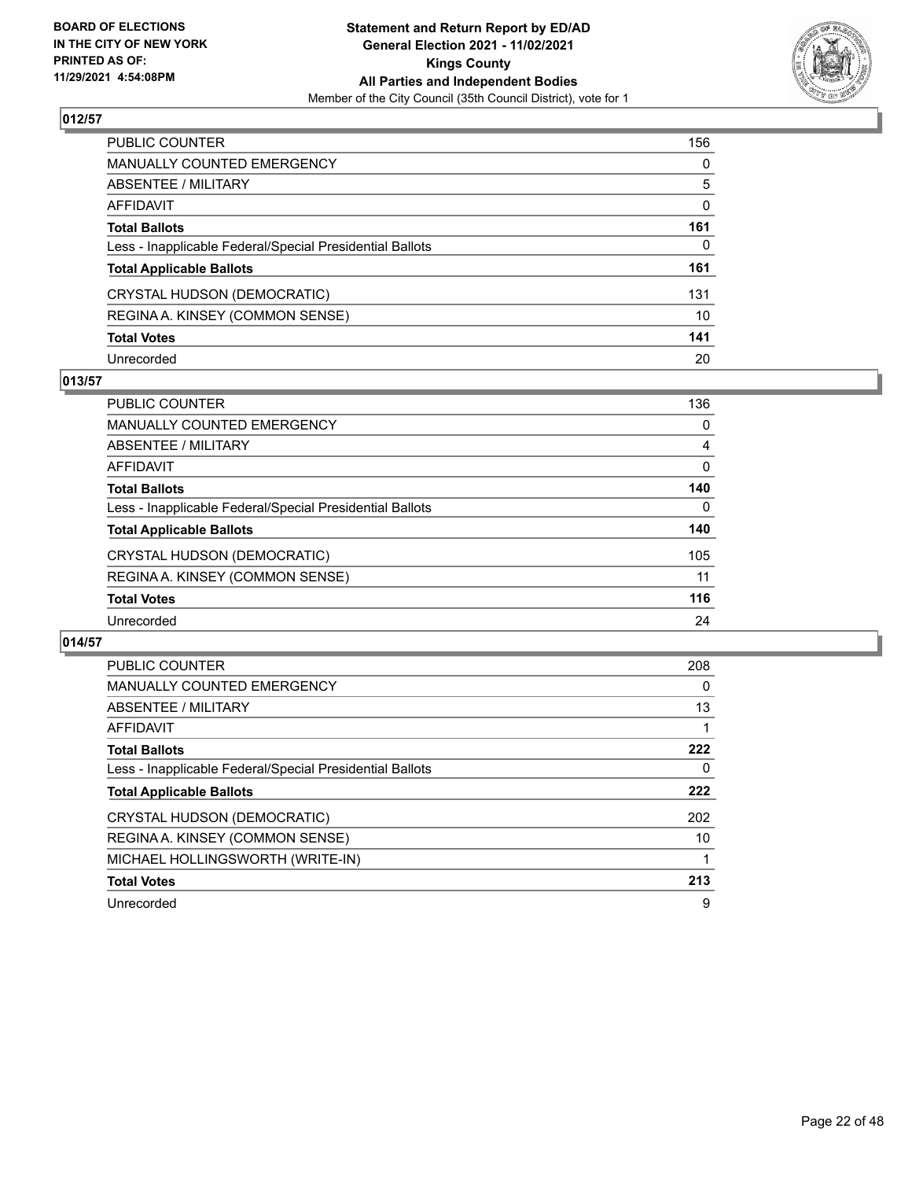## 012/57

| | |
|---|---|
| PUBLIC COUNTER | 156 |
| MANUALLY COUNTED EMERGENCY | 0 |
| ABSENTEE / MILITARY | 5 |
| AFFIDAVIT | 0 |
| **Total Ballots** | **161** |
| Less - Inapplicable Federal/Special Presidential Ballots | 0 |
| **Total Applicable Ballots** | **161** |
| CRYSTAL HUDSON (DEMOCRATIC) | 131 |
| REGINA A. KINSEY (COMMON SENSE) | 10 |
| **Total Votes** | **141** |
| Unrecorded | 20 |

## 013/57

| | |
|---|---|
| PUBLIC COUNTER | 136 |
| MANUALLY COUNTED EMERGENCY | 0 |
| ABSENTEE / MILITARY | 4 |
| AFFIDAVIT | 0 |
| **Total Ballots** | **140** |
| Less - Inapplicable Federal/Special Presidential Ballots | 0 |
| **Total Applicable Ballots** | **140** |
| CRYSTAL HUDSON (DEMOCRATIC) | 105 |
| REGINA A. KINSEY (COMMON SENSE) | 11 |
| **Total Votes** | **116** |
| Unrecorded | 24 |

## 014/57

| | |
|---|---|
| PUBLIC COUNTER | 208 |
| MANUALLY COUNTED EMERGENCY | 0 |
| ABSENTEE / MILITARY | 13 |
| AFFIDAVIT | 1 |
| **Total Ballots** | **222** |
| Less - Inapplicable Federal/Special Presidential Ballots | 0 |
| **Total Applicable Ballots** | **222** |
| CRYSTAL HUDSON (DEMOCRATIC) | 202 |
| REGINA A. KINSEY (COMMON SENSE) | 10 |
| MICHAEL HOLLINGSWORTH (WRITE-IN) | 1 |
| **Total Votes** | **213** |
| Unrecorded | 9 |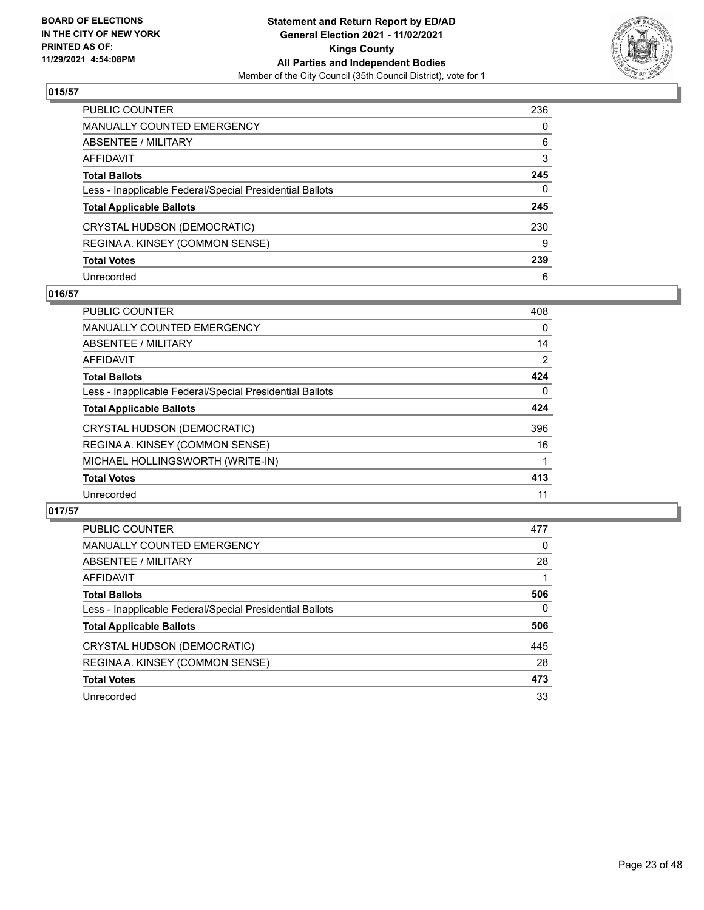**BOARD OF ELECTIONS IN THE CITY OF NEW YORK PRINTED AS OF: 11/29/2021 4:54:08PM**

**Statement and Return Report by ED/AD General Election 2021 - 11/02/2021 Kings County All Parties and Independent Bodies**

Member of the City Council (35th Council District), vote for 1

## 015/57

| | |
|---|---|
| PUBLIC COUNTER | 236 |
| MANUALLY COUNTED EMERGENCY | 0 |
| ABSENTEE / MILITARY | 6 |
| AFFIDAVIT | 3 |
| **Total Ballots** | **245** |
| Less - Inapplicable Federal/Special Presidential Ballots | 0 |
| **Total Applicable Ballots** | **245** |
| CRYSTAL HUDSON (DEMOCRATIC) | 230 |
| REGINA A. KINSEY (COMMON SENSE) | 9 |
| **Total Votes** | **239** |
| Unrecorded | 6 |

## 016/57

| | |
|---|---|
| PUBLIC COUNTER | 408 |
| MANUALLY COUNTED EMERGENCY | 0 |
| ABSENTEE / MILITARY | 14 |
| AFFIDAVIT | 2 |
| **Total Ballots** | **424** |
| Less - Inapplicable Federal/Special Presidential Ballots | 0 |
| **Total Applicable Ballots** | **424** |
| CRYSTAL HUDSON (DEMOCRATIC) | 396 |
| REGINA A. KINSEY (COMMON SENSE) | 16 |
| MICHAEL HOLLINGSWORTH (WRITE-IN) | 1 |
| **Total Votes** | **413** |
| Unrecorded | 11 |

## 017/57

| | |
|---|---|
| PUBLIC COUNTER | 477 |
| MANUALLY COUNTED EMERGENCY | 0 |
| ABSENTEE / MILITARY | 28 |
| AFFIDAVIT | 1 |
| **Total Ballots** | **506** |
| Less - Inapplicable Federal/Special Presidential Ballots | 0 |
| **Total Applicable Ballots** | **506** |
| CRYSTAL HUDSON (DEMOCRATIC) | 445 |
| REGINA A. KINSEY (COMMON SENSE) | 28 |
| **Total Votes** | **473** |
| Unrecorded | 33 |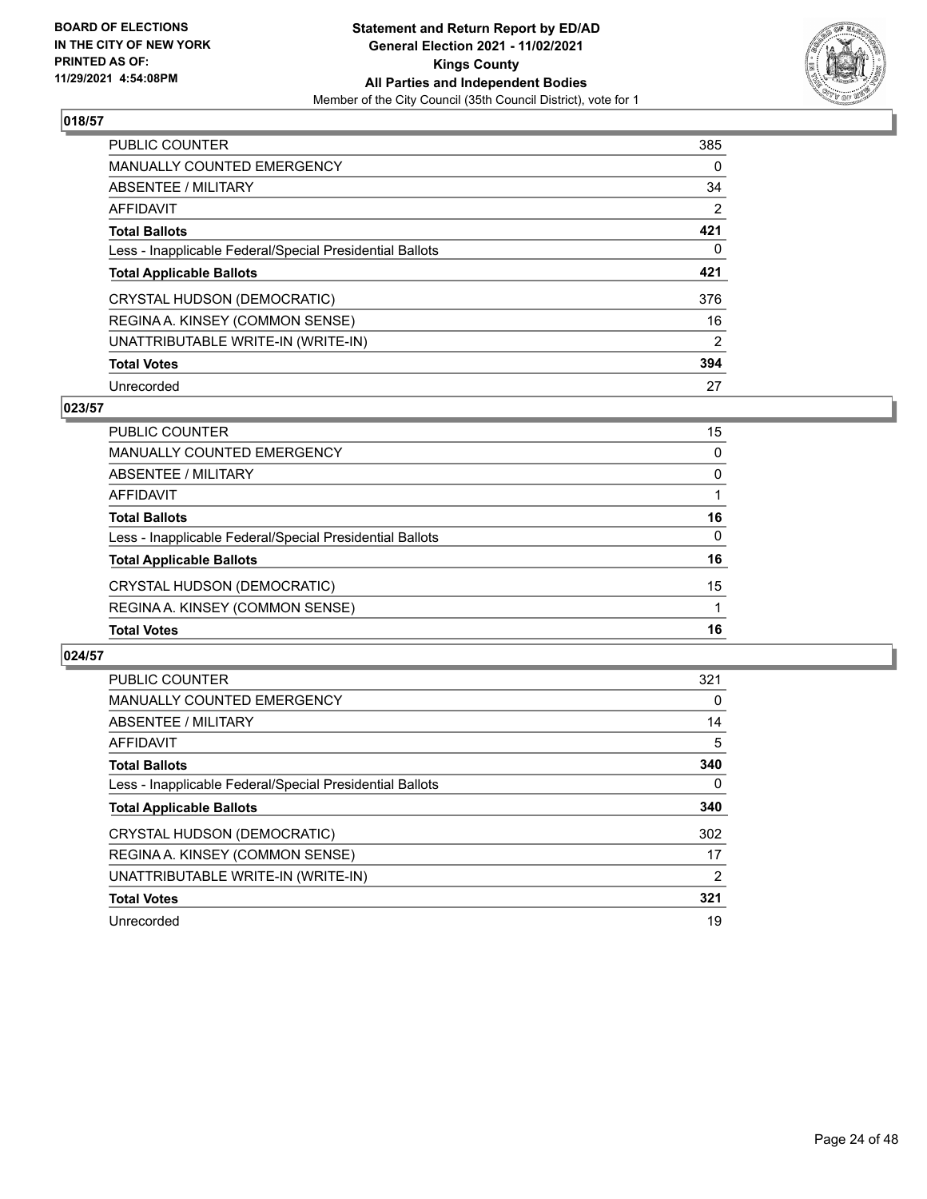## 018/57

| | |
|---|---|
| PUBLIC COUNTER | 385 |
| MANUALLY COUNTED EMERGENCY | 0 |
| ABSENTEE / MILITARY | 34 |
| AFFIDAVIT | 2 |
| **Total Ballots** | **421** |
| Less - Inapplicable Federal/Special Presidential Ballots | 0 |
| **Total Applicable Ballots** | **421** |
| CRYSTAL HUDSON (DEMOCRATIC) | 376 |
| REGINA A. KINSEY (COMMON SENSE) | 16 |
| UNATTRIBUTABLE WRITE-IN (WRITE-IN) | 2 |
| **Total Votes** | **394** |
| Unrecorded | 27 |

## 023/57

| | |
|---|---|
| PUBLIC COUNTER | 15 |
| MANUALLY COUNTED EMERGENCY | 0 |
| ABSENTEE / MILITARY | 0 |
| AFFIDAVIT | 1 |
| **Total Ballots** | **16** |
| Less - Inapplicable Federal/Special Presidential Ballots | 0 |
| **Total Applicable Ballots** | **16** |
| CRYSTAL HUDSON (DEMOCRATIC) | 15 |
| REGINA A. KINSEY (COMMON SENSE) | 1 |
| **Total Votes** | **16** |

## 024/57

| | |
|---|---|
| PUBLIC COUNTER | 321 |
| MANUALLY COUNTED EMERGENCY | 0 |
| ABSENTEE / MILITARY | 14 |
| AFFIDAVIT | 5 |
| **Total Ballots** | **340** |
| Less - Inapplicable Federal/Special Presidential Ballots | 0 |
| **Total Applicable Ballots** | **340** |
| CRYSTAL HUDSON (DEMOCRATIC) | 302 |
| REGINA A. KINSEY (COMMON SENSE) | 17 |
| UNATTRIBUTABLE WRITE-IN (WRITE-IN) | 2 |
| **Total Votes** | **321** |
| Unrecorded | 19 |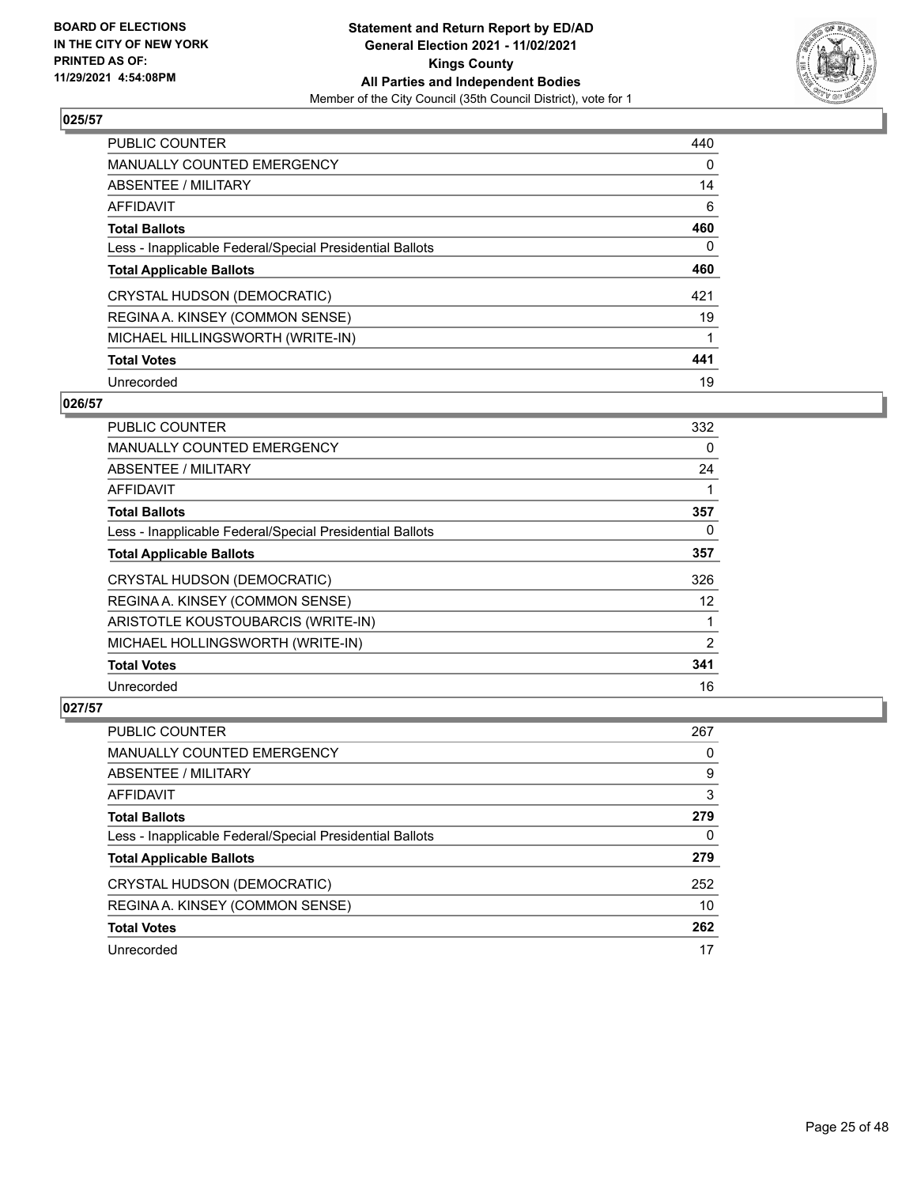## 025/57

| | |
|---|---|
| PUBLIC COUNTER | 440 |
| MANUALLY COUNTED EMERGENCY | 0 |
| ABSENTEE / MILITARY | 14 |
| AFFIDAVIT | 6 |
| **Total Ballots** | **460** |
| Less - Inapplicable Federal/Special Presidential Ballots | 0 |
| **Total Applicable Ballots** | **460** |
| CRYSTAL HUDSON (DEMOCRATIC) | 421 |
| REGINA A. KINSEY (COMMON SENSE) | 19 |
| MICHAEL HILLINGSWORTH (WRITE-IN) | 1 |
| **Total Votes** | **441** |
| Unrecorded | 19 |

## 026/57

| | |
|---|---|
| PUBLIC COUNTER | 332 |
| MANUALLY COUNTED EMERGENCY | 0 |
| ABSENTEE / MILITARY | 24 |
| AFFIDAVIT | 1 |
| **Total Ballots** | **357** |
| Less - Inapplicable Federal/Special Presidential Ballots | 0 |
| **Total Applicable Ballots** | **357** |
| CRYSTAL HUDSON (DEMOCRATIC) | 326 |
| REGINA A. KINSEY (COMMON SENSE) | 12 |
| ARISTOTLE KOUSTOUBARCIS (WRITE-IN) | 1 |
| MICHAEL HOLLINGSWORTH (WRITE-IN) | 2 |
| **Total Votes** | **341** |
| Unrecorded | 16 |

## 027/57

| | |
|---|---|
| PUBLIC COUNTER | 267 |
| MANUALLY COUNTED EMERGENCY | 0 |
| ABSENTEE / MILITARY | 9 |
| AFFIDAVIT | 3 |
| **Total Ballots** | **279** |
| Less - Inapplicable Federal/Special Presidential Ballots | 0 |
| **Total Applicable Ballots** | **279** |
| CRYSTAL HUDSON (DEMOCRATIC) | 252 |
| REGINA A. KINSEY (COMMON SENSE) | 10 |
| **Total Votes** | **262** |
| Unrecorded | 17 |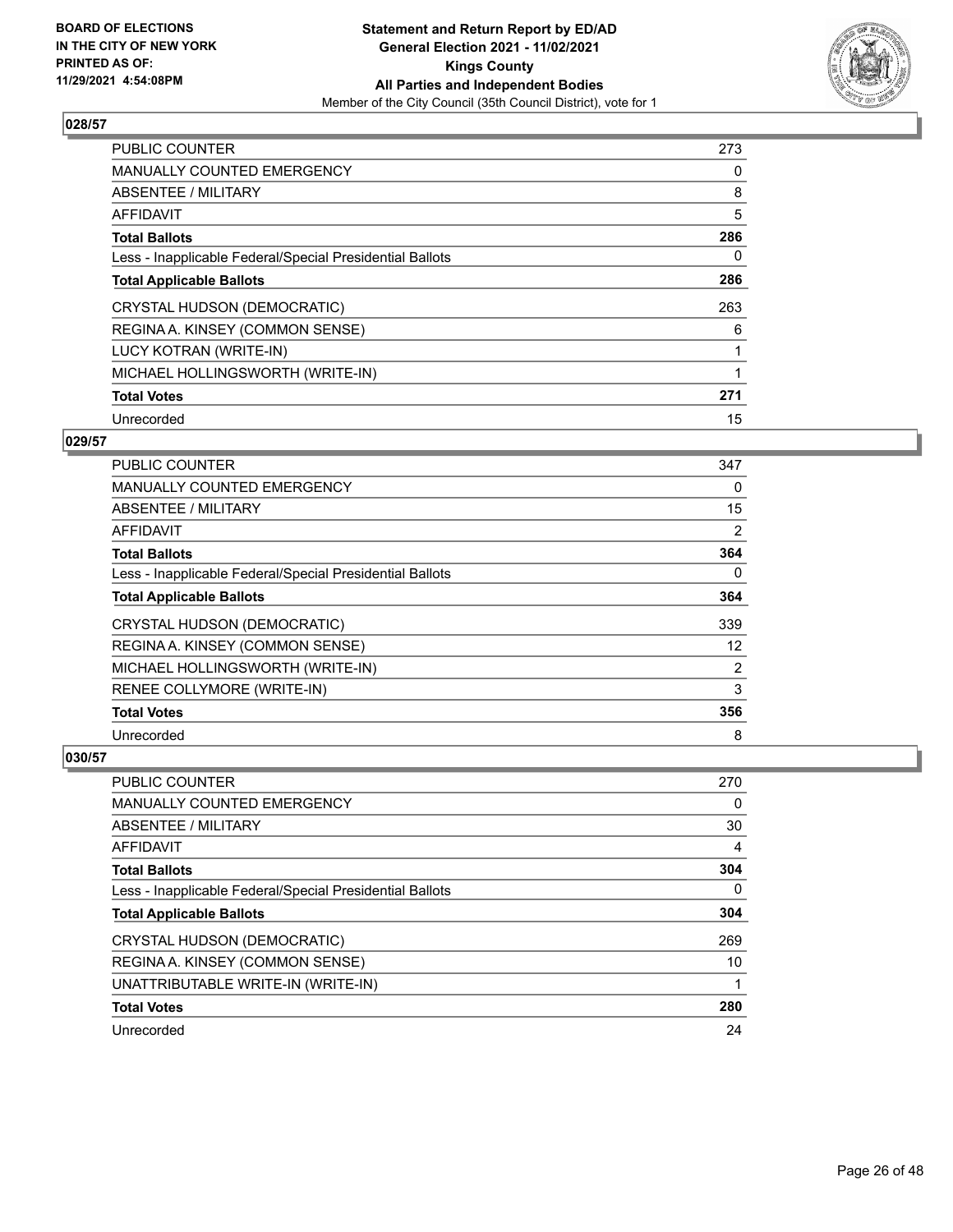**Statement and Return Report by ED/AD**
**General Election 2021 - 11/02/2021**
**Kings County**
**All Parties and Independent Bodies**
Member of the City Council (35th Council District), vote for 1

BOARD OF ELECTIONS IN THE CITY OF NEW YORK PRINTED AS OF: 11/29/2021 4:54:08PM

### 028/57

| | |
|---|---|
| PUBLIC COUNTER | 273 |
| MANUALLY COUNTED EMERGENCY | 0 |
| ABSENTEE / MILITARY | 8 |
| AFFIDAVIT | 5 |
| **Total Ballots** | **286** |
| Less - Inapplicable Federal/Special Presidential Ballots | 0 |
| **Total Applicable Ballots** | **286** |
| CRYSTAL HUDSON (DEMOCRATIC) | 263 |
| REGINA A. KINSEY (COMMON SENSE) | 6 |
| LUCY KOTRAN (WRITE-IN) | 1 |
| MICHAEL HOLLINGSWORTH (WRITE-IN) | 1 |
| **Total Votes** | **271** |
| Unrecorded | 15 |

### 029/57

| | |
|---|---|
| PUBLIC COUNTER | 347 |
| MANUALLY COUNTED EMERGENCY | 0 |
| ABSENTEE / MILITARY | 15 |
| AFFIDAVIT | 2 |
| **Total Ballots** | **364** |
| Less - Inapplicable Federal/Special Presidential Ballots | 0 |
| **Total Applicable Ballots** | **364** |
| CRYSTAL HUDSON (DEMOCRATIC) | 339 |
| REGINA A. KINSEY (COMMON SENSE) | 12 |
| MICHAEL HOLLINGSWORTH (WRITE-IN) | 2 |
| RENEE COLLYMORE (WRITE-IN) | 3 |
| **Total Votes** | **356** |
| Unrecorded | 8 |

### 030/57

| | |
|---|---|
| PUBLIC COUNTER | 270 |
| MANUALLY COUNTED EMERGENCY | 0 |
| ABSENTEE / MILITARY | 30 |
| AFFIDAVIT | 4 |
| **Total Ballots** | **304** |
| Less - Inapplicable Federal/Special Presidential Ballots | 0 |
| **Total Applicable Ballots** | **304** |
| CRYSTAL HUDSON (DEMOCRATIC) | 269 |
| REGINA A. KINSEY (COMMON SENSE) | 10 |
| UNATTRIBUTABLE WRITE-IN (WRITE-IN) | 1 |
| **Total Votes** | **280** |
| Unrecorded | 24 |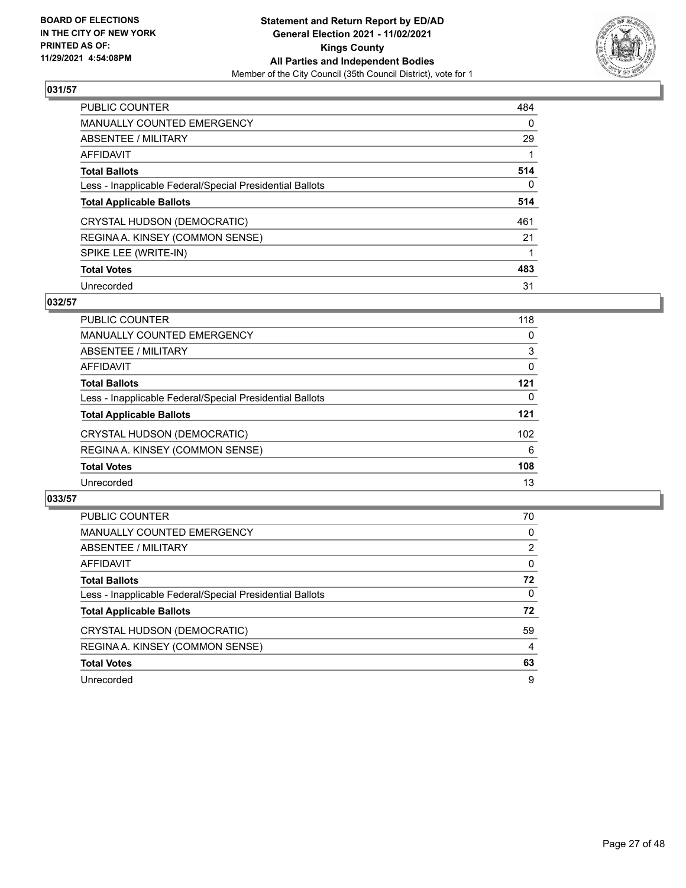**BOARD OF ELECTIONS IN THE CITY OF NEW YORK PRINTED AS OF: 11/29/2021 4:54:08PM**

**Statement and Return Report by ED/AD General Election 2021 - 11/02/2021 Kings County All Parties and Independent Bodies**

Member of the City Council (35th Council District), vote for 1

## 031/57

| | |
|---|---|
| PUBLIC COUNTER | 484 |
| MANUALLY COUNTED EMERGENCY | 0 |
| ABSENTEE / MILITARY | 29 |
| AFFIDAVIT | 1 |
| **Total Ballots** | **514** |
| Less - Inapplicable Federal/Special Presidential Ballots | 0 |
| **Total Applicable Ballots** | **514** |
| CRYSTAL HUDSON (DEMOCRATIC) | 461 |
| REGINA A. KINSEY (COMMON SENSE) | 21 |
| SPIKE LEE (WRITE-IN) | 1 |
| **Total Votes** | **483** |
| Unrecorded | 31 |

## 032/57

| | |
|---|---|
| PUBLIC COUNTER | 118 |
| MANUALLY COUNTED EMERGENCY | 0 |
| ABSENTEE / MILITARY | 3 |
| AFFIDAVIT | 0 |
| **Total Ballots** | **121** |
| Less - Inapplicable Federal/Special Presidential Ballots | 0 |
| **Total Applicable Ballots** | **121** |
| CRYSTAL HUDSON (DEMOCRATIC) | 102 |
| REGINA A. KINSEY (COMMON SENSE) | 6 |
| **Total Votes** | **108** |
| Unrecorded | 13 |

## 033/57

| | |
|---|---|
| PUBLIC COUNTER | 70 |
| MANUALLY COUNTED EMERGENCY | 0 |
| ABSENTEE / MILITARY | 2 |
| AFFIDAVIT | 0 |
| **Total Ballots** | **72** |
| Less - Inapplicable Federal/Special Presidential Ballots | 0 |
| **Total Applicable Ballots** | **72** |
| CRYSTAL HUDSON (DEMOCRATIC) | 59 |
| REGINA A. KINSEY (COMMON SENSE) | 4 |
| **Total Votes** | **63** |
| Unrecorded | 9 |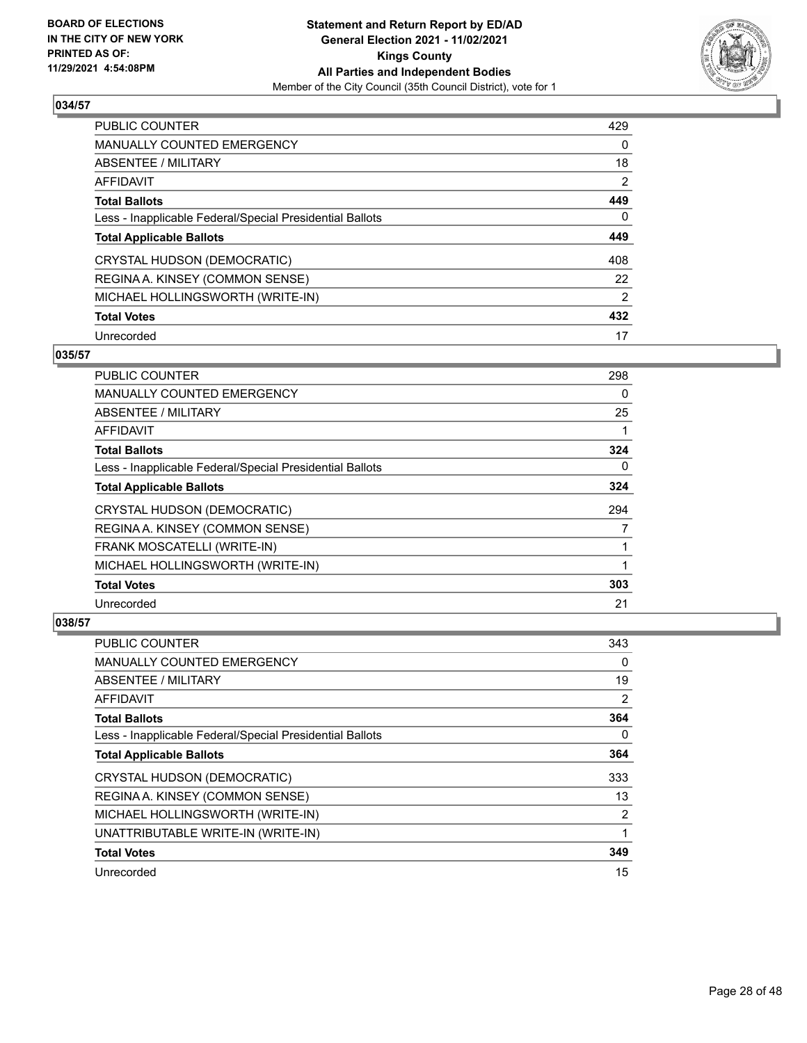## 034/57

| | |
|---|---|
| PUBLIC COUNTER | 429 |
| MANUALLY COUNTED EMERGENCY | 0 |
| ABSENTEE / MILITARY | 18 |
| AFFIDAVIT | 2 |
| **Total Ballots** | **449** |
| Less - Inapplicable Federal/Special Presidential Ballots | 0 |
| **Total Applicable Ballots** | **449** |
| CRYSTAL HUDSON (DEMOCRATIC) | 408 |
| REGINA A. KINSEY (COMMON SENSE) | 22 |
| MICHAEL HOLLINGSWORTH (WRITE-IN) | 2 |
| **Total Votes** | **432** |
| Unrecorded | 17 |

## 035/57

| | |
|---|---|
| PUBLIC COUNTER | 298 |
| MANUALLY COUNTED EMERGENCY | 0 |
| ABSENTEE / MILITARY | 25 |
| AFFIDAVIT | 1 |
| **Total Ballots** | **324** |
| Less - Inapplicable Federal/Special Presidential Ballots | 0 |
| **Total Applicable Ballots** | **324** |
| CRYSTAL HUDSON (DEMOCRATIC) | 294 |
| REGINA A. KINSEY (COMMON SENSE) | 7 |
| FRANK MOSCATELLI (WRITE-IN) | 1 |
| MICHAEL HOLLINGSWORTH (WRITE-IN) | 1 |
| **Total Votes** | **303** |
| Unrecorded | 21 |

## 038/57

| | |
|---|---|
| PUBLIC COUNTER | 343 |
| MANUALLY COUNTED EMERGENCY | 0 |
| ABSENTEE / MILITARY | 19 |
| AFFIDAVIT | 2 |
| **Total Ballots** | **364** |
| Less - Inapplicable Federal/Special Presidential Ballots | 0 |
| **Total Applicable Ballots** | **364** |
| CRYSTAL HUDSON (DEMOCRATIC) | 333 |
| REGINA A. KINSEY (COMMON SENSE) | 13 |
| MICHAEL HOLLINGSWORTH (WRITE-IN) | 2 |
| UNATTRIBUTABLE WRITE-IN (WRITE-IN) | 1 |
| **Total Votes** | **349** |
| Unrecorded | 15 |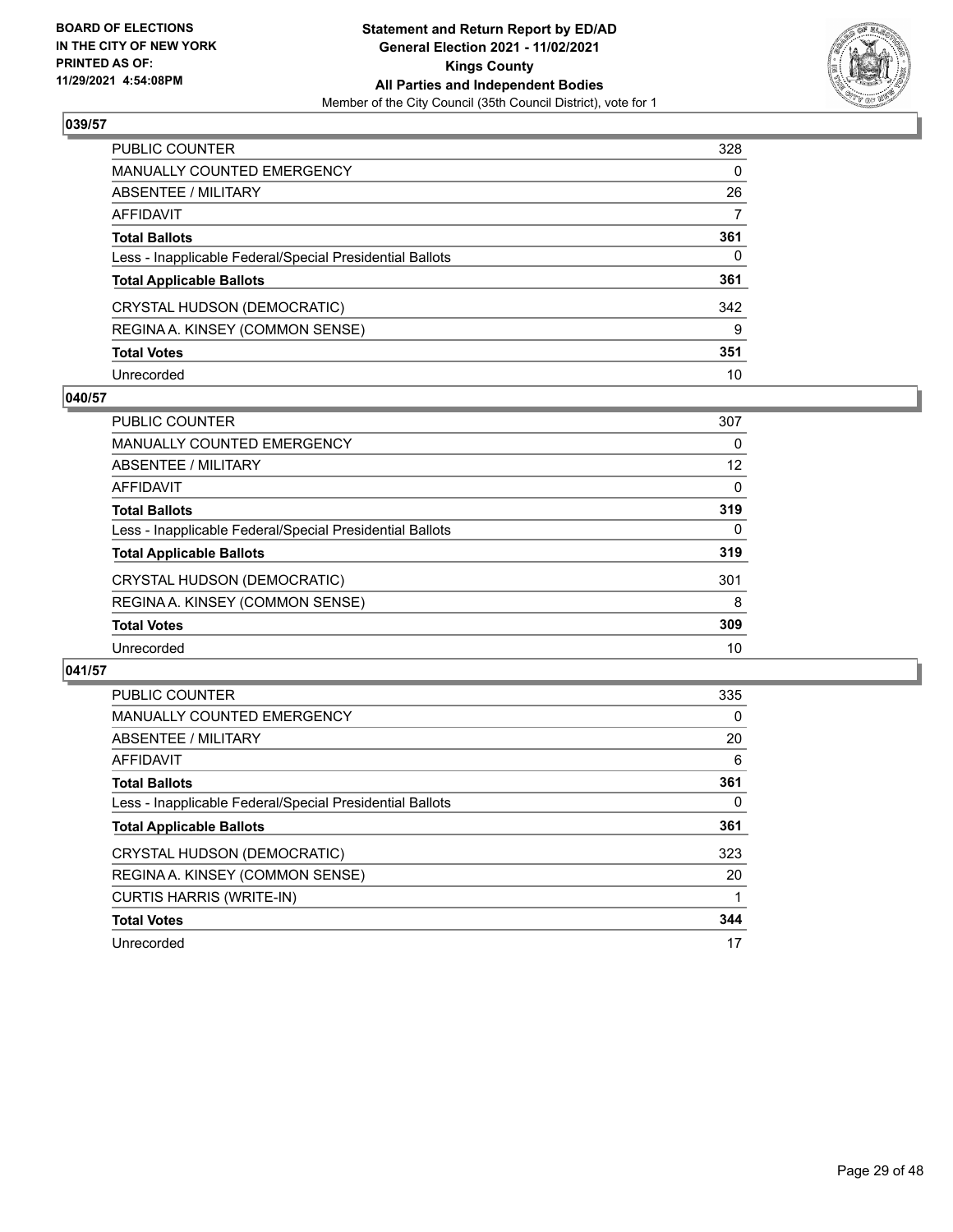**BOARD OF ELECTIONS IN THE CITY OF NEW YORK PRINTED AS OF: 11/29/2021 4:54:08PM**

**Statement and Return Report by ED/AD**
**General Election 2021 - 11/02/2021**
**Kings County**
**All Parties and Independent Bodies**
Member of the City Council (35th Council District), vote for 1

### 039/57

| | |
|---|---|
| PUBLIC COUNTER | 328 |
| MANUALLY COUNTED EMERGENCY | 0 |
| ABSENTEE / MILITARY | 26 |
| AFFIDAVIT | 7 |
| **Total Ballots** | **361** |
| Less - Inapplicable Federal/Special Presidential Ballots | 0 |
| **Total Applicable Ballots** | **361** |
| CRYSTAL HUDSON (DEMOCRATIC) | 342 |
| REGINA A. KINSEY (COMMON SENSE) | 9 |
| **Total Votes** | **351** |
| Unrecorded | 10 |

### 040/57

| | |
|---|---|
| PUBLIC COUNTER | 307 |
| MANUALLY COUNTED EMERGENCY | 0 |
| ABSENTEE / MILITARY | 12 |
| AFFIDAVIT | 0 |
| **Total Ballots** | **319** |
| Less - Inapplicable Federal/Special Presidential Ballots | 0 |
| **Total Applicable Ballots** | **319** |
| CRYSTAL HUDSON (DEMOCRATIC) | 301 |
| REGINA A. KINSEY (COMMON SENSE) | 8 |
| **Total Votes** | **309** |
| Unrecorded | 10 |

### 041/57

| | |
|---|---|
| PUBLIC COUNTER | 335 |
| MANUALLY COUNTED EMERGENCY | 0 |
| ABSENTEE / MILITARY | 20 |
| AFFIDAVIT | 6 |
| **Total Ballots** | **361** |
| Less - Inapplicable Federal/Special Presidential Ballots | 0 |
| **Total Applicable Ballots** | **361** |
| CRYSTAL HUDSON (DEMOCRATIC) | 323 |
| REGINA A. KINSEY (COMMON SENSE) | 20 |
| CURTIS HARRIS (WRITE-IN) | 1 |
| **Total Votes** | **344** |
| Unrecorded | 17 |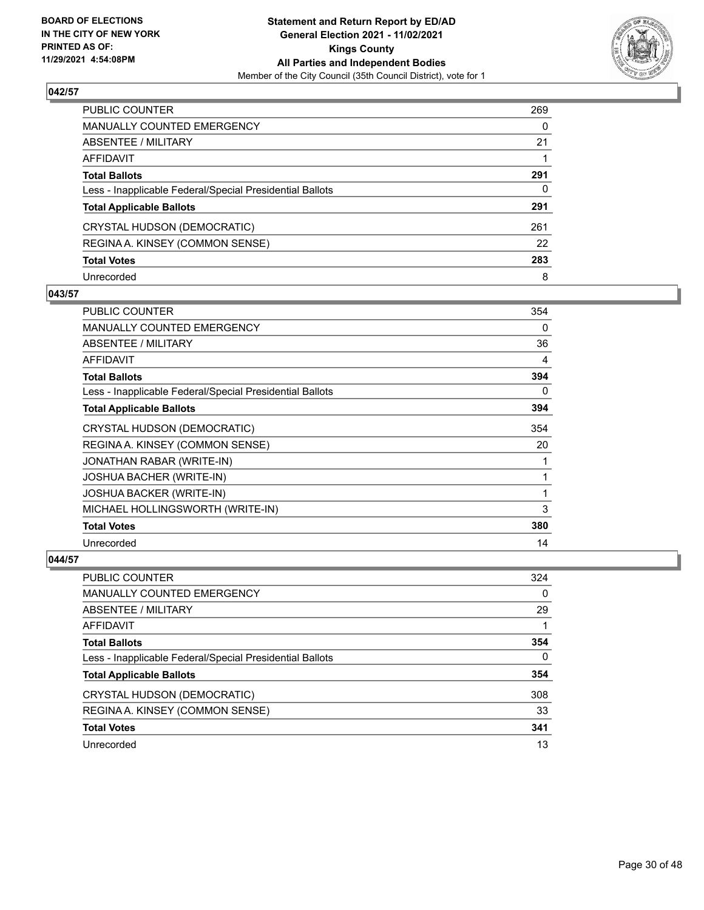### 042/57

| | |
|---|---|
| PUBLIC COUNTER | 269 |
| MANUALLY COUNTED EMERGENCY | 0 |
| ABSENTEE / MILITARY | 21 |
| AFFIDAVIT | 1 |
| **Total Ballots** | **291** |
| Less - Inapplicable Federal/Special Presidential Ballots | 0 |
| **Total Applicable Ballots** | **291** |
| CRYSTAL HUDSON (DEMOCRATIC) | 261 |
| REGINA A. KINSEY (COMMON SENSE) | 22 |
| **Total Votes** | **283** |
| Unrecorded | 8 |

### 043/57

| | |
|---|---|
| PUBLIC COUNTER | 354 |
| MANUALLY COUNTED EMERGENCY | 0 |
| ABSENTEE / MILITARY | 36 |
| AFFIDAVIT | 4 |
| **Total Ballots** | **394** |
| Less - Inapplicable Federal/Special Presidential Ballots | 0 |
| **Total Applicable Ballots** | **394** |
| CRYSTAL HUDSON (DEMOCRATIC) | 354 |
| REGINA A. KINSEY (COMMON SENSE) | 20 |
| JONATHAN RABAR (WRITE-IN) | 1 |
| JOSHUA BACHER (WRITE-IN) | 1 |
| JOSHUA BACKER (WRITE-IN) | 1 |
| MICHAEL HOLLINGSWORTH (WRITE-IN) | 3 |
| **Total Votes** | **380** |
| Unrecorded | 14 |

### 044/57

| | |
|---|---|
| PUBLIC COUNTER | 324 |
| MANUALLY COUNTED EMERGENCY | 0 |
| ABSENTEE / MILITARY | 29 |
| AFFIDAVIT | 1 |
| **Total Ballots** | **354** |
| Less - Inapplicable Federal/Special Presidential Ballots | 0 |
| **Total Applicable Ballots** | **354** |
| CRYSTAL HUDSON (DEMOCRATIC) | 308 |
| REGINA A. KINSEY (COMMON SENSE) | 33 |
| **Total Votes** | **341** |
| Unrecorded | 13 |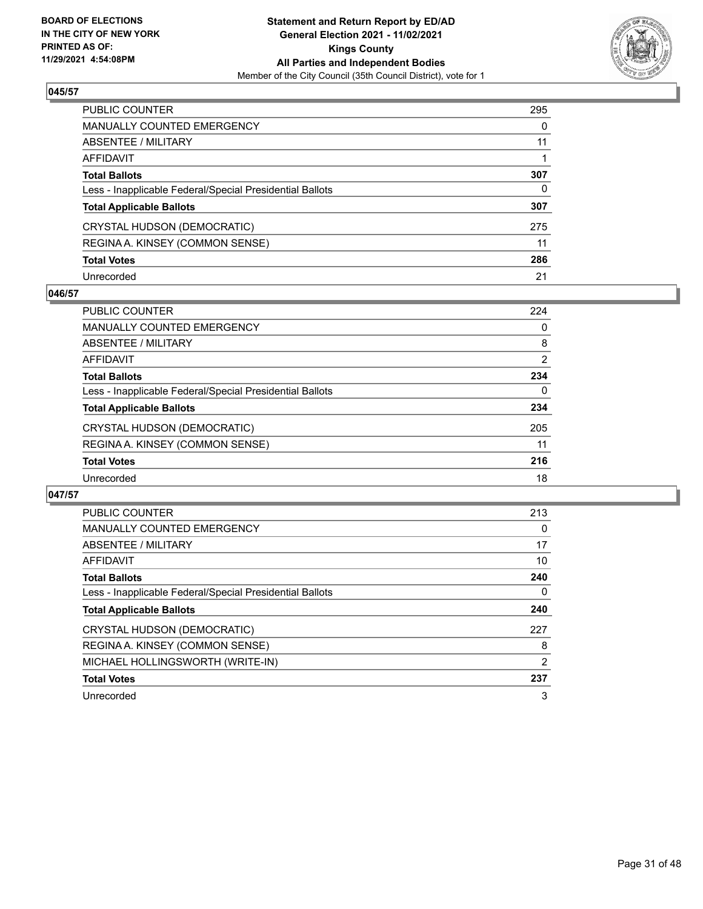BOARD OF ELECTIONS
IN THE CITY OF NEW YORK
PRINTED AS OF:
11/29/2021 4:54:08PM

**Statement and Return Report by ED/AD**
**General Election 2021 - 11/02/2021**
**Kings County**
**All Parties and Independent Bodies**
Member of the City Council (35th Council District), vote for 1

## 045/57

| | |
|---|---|
| PUBLIC COUNTER | 295 |
| MANUALLY COUNTED EMERGENCY | 0 |
| ABSENTEE / MILITARY | 11 |
| AFFIDAVIT | 1 |
| **Total Ballots** | **307** |
| Less - Inapplicable Federal/Special Presidential Ballots | 0 |
| **Total Applicable Ballots** | **307** |
| CRYSTAL HUDSON (DEMOCRATIC) | 275 |
| REGINA A. KINSEY (COMMON SENSE) | 11 |
| **Total Votes** | **286** |
| Unrecorded | 21 |

## 046/57

| | |
|---|---|
| PUBLIC COUNTER | 224 |
| MANUALLY COUNTED EMERGENCY | 0 |
| ABSENTEE / MILITARY | 8 |
| AFFIDAVIT | 2 |
| **Total Ballots** | **234** |
| Less - Inapplicable Federal/Special Presidential Ballots | 0 |
| **Total Applicable Ballots** | **234** |
| CRYSTAL HUDSON (DEMOCRATIC) | 205 |
| REGINA A. KINSEY (COMMON SENSE) | 11 |
| **Total Votes** | **216** |
| Unrecorded | 18 |

## 047/57

| | |
|---|---|
| PUBLIC COUNTER | 213 |
| MANUALLY COUNTED EMERGENCY | 0 |
| ABSENTEE / MILITARY | 17 |
| AFFIDAVIT | 10 |
| **Total Ballots** | **240** |
| Less - Inapplicable Federal/Special Presidential Ballots | 0 |
| **Total Applicable Ballots** | **240** |
| CRYSTAL HUDSON (DEMOCRATIC) | 227 |
| REGINA A. KINSEY (COMMON SENSE) | 8 |
| MICHAEL HOLLINGSWORTH (WRITE-IN) | 2 |
| **Total Votes** | **237** |
| Unrecorded | 3 |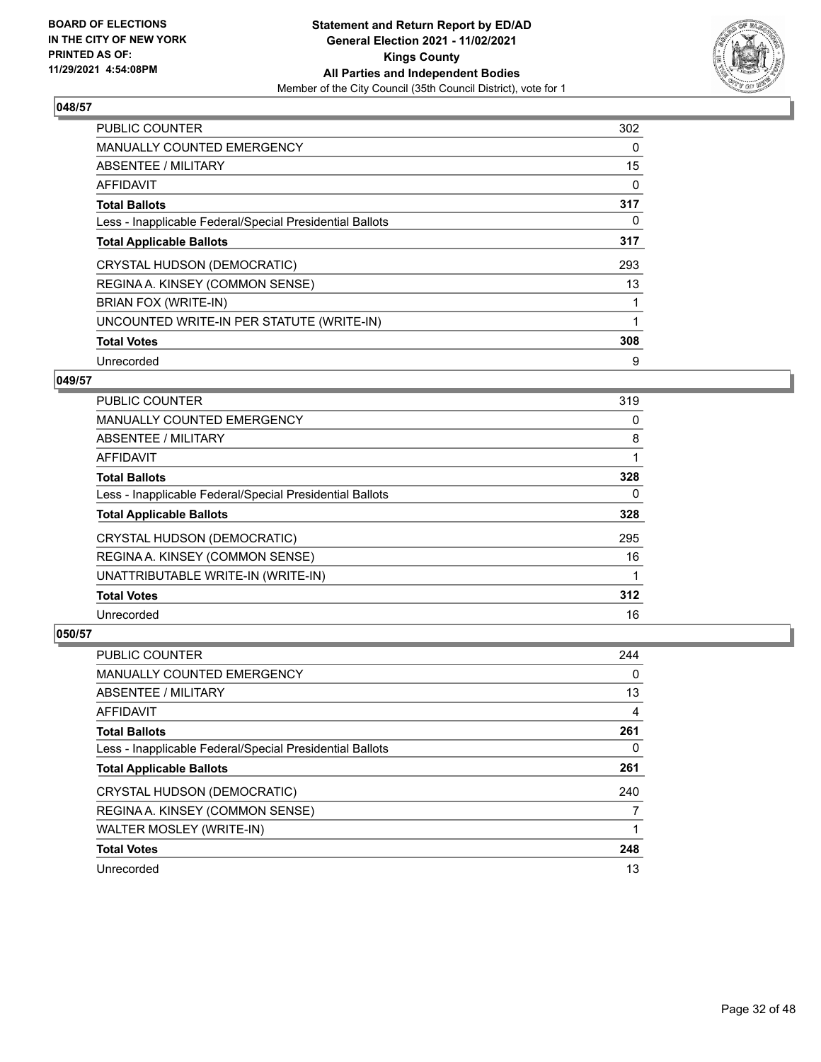## 048/57

| | |
|---|---|
| PUBLIC COUNTER | 302 |
| MANUALLY COUNTED EMERGENCY | 0 |
| ABSENTEE / MILITARY | 15 |
| AFFIDAVIT | 0 |
| **Total Ballots** | **317** |
| Less - Inapplicable Federal/Special Presidential Ballots | 0 |
| **Total Applicable Ballots** | **317** |
| CRYSTAL HUDSON (DEMOCRATIC) | 293 |
| REGINA A. KINSEY (COMMON SENSE) | 13 |
| BRIAN FOX (WRITE-IN) | 1 |
| UNCOUNTED WRITE-IN PER STATUTE (WRITE-IN) | 1 |
| **Total Votes** | **308** |
| Unrecorded | 9 |

## 049/57

| | |
|---|---|
| PUBLIC COUNTER | 319 |
| MANUALLY COUNTED EMERGENCY | 0 |
| ABSENTEE / MILITARY | 8 |
| AFFIDAVIT | 1 |
| **Total Ballots** | **328** |
| Less - Inapplicable Federal/Special Presidential Ballots | 0 |
| **Total Applicable Ballots** | **328** |
| CRYSTAL HUDSON (DEMOCRATIC) | 295 |
| REGINA A. KINSEY (COMMON SENSE) | 16 |
| UNATTRIBUTABLE WRITE-IN (WRITE-IN) | 1 |
| **Total Votes** | **312** |
| Unrecorded | 16 |

## 050/57

| | |
|---|---|
| PUBLIC COUNTER | 244 |
| MANUALLY COUNTED EMERGENCY | 0 |
| ABSENTEE / MILITARY | 13 |
| AFFIDAVIT | 4 |
| **Total Ballots** | **261** |
| Less - Inapplicable Federal/Special Presidential Ballots | 0 |
| **Total Applicable Ballots** | **261** |
| CRYSTAL HUDSON (DEMOCRATIC) | 240 |
| REGINA A. KINSEY (COMMON SENSE) | 7 |
| WALTER MOSLEY (WRITE-IN) | 1 |
| **Total Votes** | **248** |
| Unrecorded | 13 |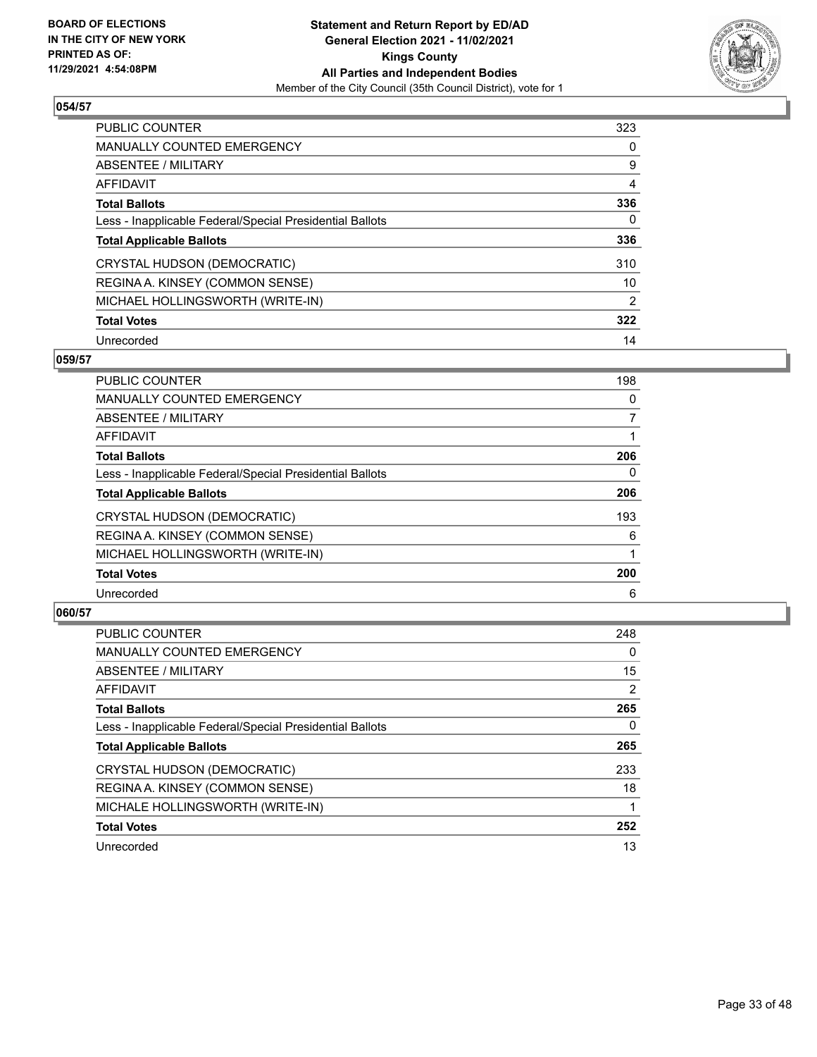**BOARD OF ELECTIONS IN THE CITY OF NEW YORK PRINTED AS OF: 11/29/2021 4:54:08PM**

**Statement and Return Report by ED/AD General Election 2021 - 11/02/2021 Kings County All Parties and Independent Bodies**
Member of the City Council (35th Council District), vote for 1

### 054/57

| | |
|---|---|
| PUBLIC COUNTER | 323 |
| MANUALLY COUNTED EMERGENCY | 0 |
| ABSENTEE / MILITARY | 9 |
| AFFIDAVIT | 4 |
| **Total Ballots** | **336** |
| Less - Inapplicable Federal/Special Presidential Ballots | 0 |
| **Total Applicable Ballots** | **336** |
| CRYSTAL HUDSON (DEMOCRATIC) | 310 |
| REGINA A. KINSEY (COMMON SENSE) | 10 |
| MICHAEL HOLLINGSWORTH (WRITE-IN) | 2 |
| **Total Votes** | **322** |
| Unrecorded | 14 |

### 059/57

| | |
|---|---|
| PUBLIC COUNTER | 198 |
| MANUALLY COUNTED EMERGENCY | 0 |
| ABSENTEE / MILITARY | 7 |
| AFFIDAVIT | 1 |
| **Total Ballots** | **206** |
| Less - Inapplicable Federal/Special Presidential Ballots | 0 |
| **Total Applicable Ballots** | **206** |
| CRYSTAL HUDSON (DEMOCRATIC) | 193 |
| REGINA A. KINSEY (COMMON SENSE) | 6 |
| MICHAEL HOLLINGSWORTH (WRITE-IN) | 1 |
| **Total Votes** | **200** |
| Unrecorded | 6 |

### 060/57

| | |
|---|---|
| PUBLIC COUNTER | 248 |
| MANUALLY COUNTED EMERGENCY | 0 |
| ABSENTEE / MILITARY | 15 |
| AFFIDAVIT | 2 |
| **Total Ballots** | **265** |
| Less - Inapplicable Federal/Special Presidential Ballots | 0 |
| **Total Applicable Ballots** | **265** |
| CRYSTAL HUDSON (DEMOCRATIC) | 233 |
| REGINA A. KINSEY (COMMON SENSE) | 18 |
| MICHALE HOLLINGSWORTH (WRITE-IN) | 1 |
| **Total Votes** | **252** |
| Unrecorded | 13 |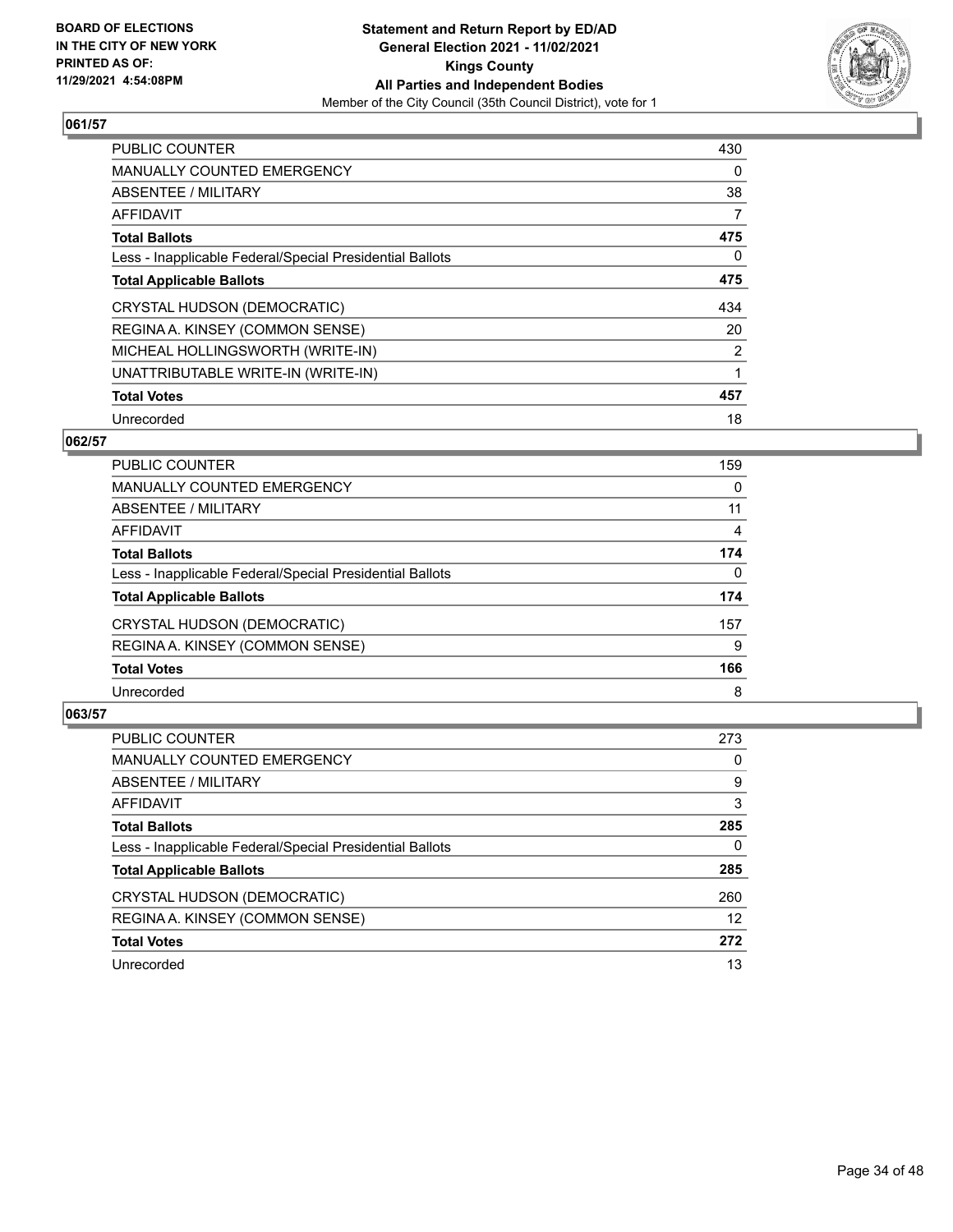**BOARD OF ELECTIONS IN THE CITY OF NEW YORK PRINTED AS OF: 11/29/2021 4:54:08PM**

**Statement and Return Report by ED/AD General Election 2021 - 11/02/2021 Kings County All Parties and Independent Bodies**

Member of the City Council (35th Council District), vote for 1

## 061/57

| | |
|---|---|
| PUBLIC COUNTER | 430 |
| MANUALLY COUNTED EMERGENCY | 0 |
| ABSENTEE / MILITARY | 38 |
| AFFIDAVIT | 7 |
| **Total Ballots** | **475** |
| Less - Inapplicable Federal/Special Presidential Ballots | 0 |
| **Total Applicable Ballots** | **475** |
| CRYSTAL HUDSON (DEMOCRATIC) | 434 |
| REGINA A. KINSEY (COMMON SENSE) | 20 |
| MICHEAL HOLLINGSWORTH (WRITE-IN) | 2 |
| UNATTRIBUTABLE WRITE-IN (WRITE-IN) | 1 |
| **Total Votes** | **457** |
| Unrecorded | 18 |

## 062/57

| | |
|---|---|
| PUBLIC COUNTER | 159 |
| MANUALLY COUNTED EMERGENCY | 0 |
| ABSENTEE / MILITARY | 11 |
| AFFIDAVIT | 4 |
| **Total Ballots** | **174** |
| Less - Inapplicable Federal/Special Presidential Ballots | 0 |
| **Total Applicable Ballots** | **174** |
| CRYSTAL HUDSON (DEMOCRATIC) | 157 |
| REGINA A. KINSEY (COMMON SENSE) | 9 |
| **Total Votes** | **166** |
| Unrecorded | 8 |

## 063/57

| | |
|---|---|
| PUBLIC COUNTER | 273 |
| MANUALLY COUNTED EMERGENCY | 0 |
| ABSENTEE / MILITARY | 9 |
| AFFIDAVIT | 3 |
| **Total Ballots** | **285** |
| Less - Inapplicable Federal/Special Presidential Ballots | 0 |
| **Total Applicable Ballots** | **285** |
| CRYSTAL HUDSON (DEMOCRATIC) | 260 |
| REGINA A. KINSEY (COMMON SENSE) | 12 |
| **Total Votes** | **272** |
| Unrecorded | 13 |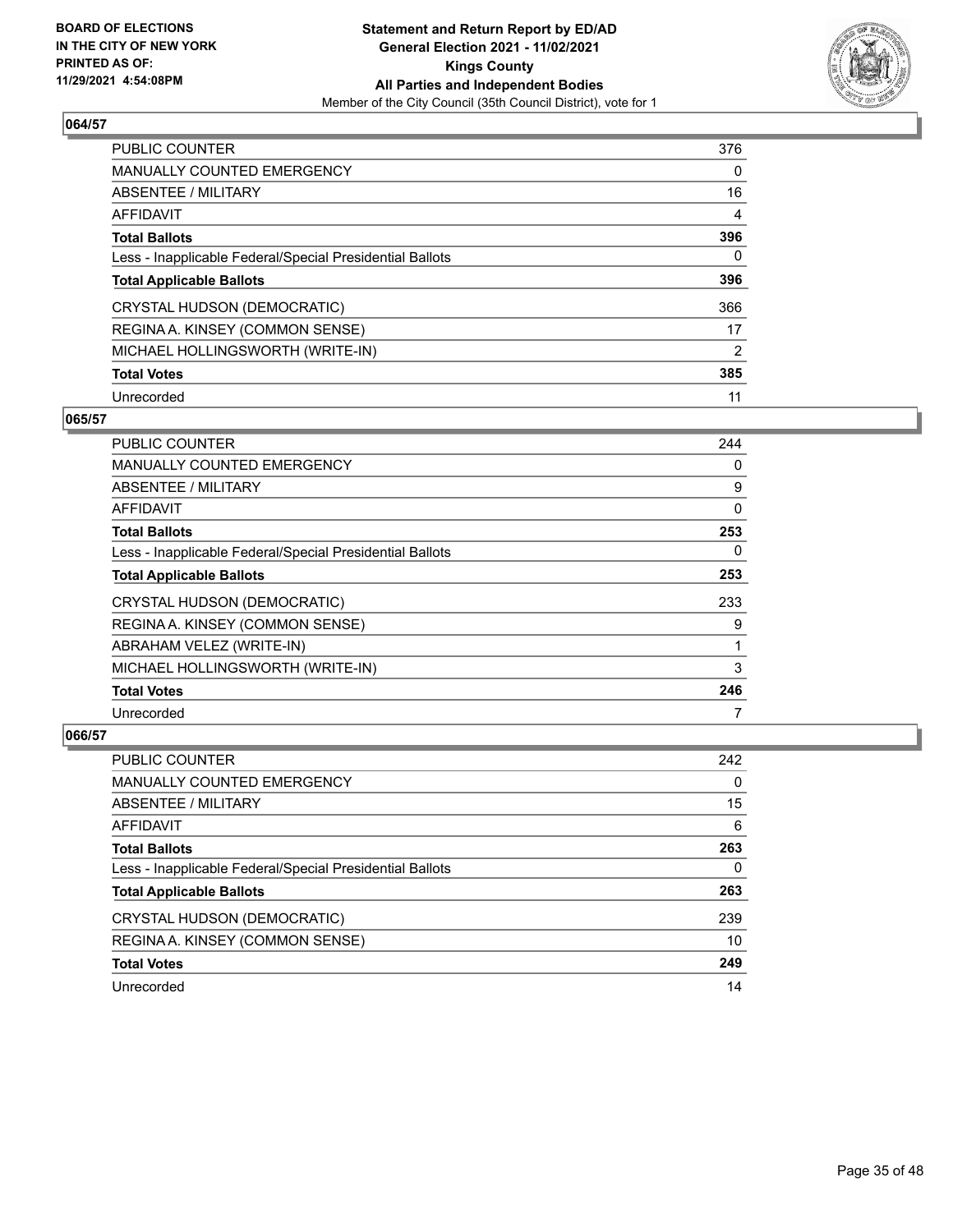### 064/57

| | |
|---|---|
| PUBLIC COUNTER | 376 |
| MANUALLY COUNTED EMERGENCY | 0 |
| ABSENTEE / MILITARY | 16 |
| AFFIDAVIT | 4 |
| **Total Ballots** | **396** |
| Less - Inapplicable Federal/Special Presidential Ballots | 0 |
| **Total Applicable Ballots** | **396** |
| CRYSTAL HUDSON (DEMOCRATIC) | 366 |
| REGINA A. KINSEY (COMMON SENSE) | 17 |
| MICHAEL HOLLINGSWORTH (WRITE-IN) | 2 |
| **Total Votes** | **385** |
| Unrecorded | 11 |

### 065/57

| | |
|---|---|
| PUBLIC COUNTER | 244 |
| MANUALLY COUNTED EMERGENCY | 0 |
| ABSENTEE / MILITARY | 9 |
| AFFIDAVIT | 0 |
| **Total Ballots** | **253** |
| Less - Inapplicable Federal/Special Presidential Ballots | 0 |
| **Total Applicable Ballots** | **253** |
| CRYSTAL HUDSON (DEMOCRATIC) | 233 |
| REGINA A. KINSEY (COMMON SENSE) | 9 |
| ABRAHAM VELEZ (WRITE-IN) | 1 |
| MICHAEL HOLLINGSWORTH (WRITE-IN) | 3 |
| **Total Votes** | **246** |
| Unrecorded | 7 |

### 066/57

| | |
|---|---|
| PUBLIC COUNTER | 242 |
| MANUALLY COUNTED EMERGENCY | 0 |
| ABSENTEE / MILITARY | 15 |
| AFFIDAVIT | 6 |
| **Total Ballots** | **263** |
| Less - Inapplicable Federal/Special Presidential Ballots | 0 |
| **Total Applicable Ballots** | **263** |
| CRYSTAL HUDSON (DEMOCRATIC) | 239 |
| REGINA A. KINSEY (COMMON SENSE) | 10 |
| **Total Votes** | **249** |
| Unrecorded | 14 |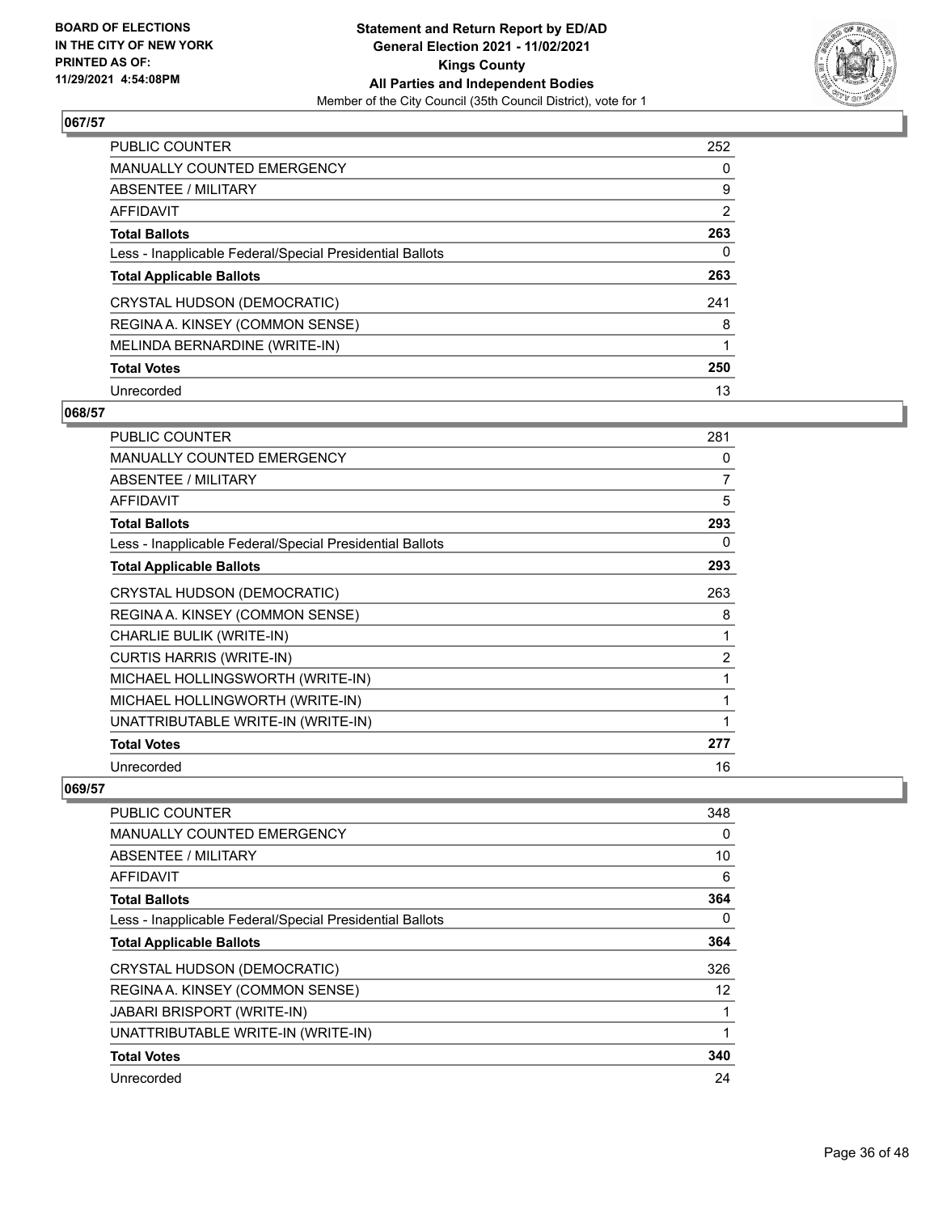**Statement and Return Report by ED/AD**
**General Election 2021 - 11/02/2021**
**Kings County**
**All Parties and Independent Bodies**
Member of the City Council (35th Council District), vote for 1

BOARD OF ELECTIONS IN THE CITY OF NEW YORK
PRINTED AS OF: 11/29/2021 4:54:08PM

## 067/57

| | |
|---|---|
| PUBLIC COUNTER | 252 |
| MANUALLY COUNTED EMERGENCY | 0 |
| ABSENTEE / MILITARY | 9 |
| AFFIDAVIT | 2 |
| **Total Ballots** | **263** |
| Less - Inapplicable Federal/Special Presidential Ballots | 0 |
| **Total Applicable Ballots** | **263** |
| CRYSTAL HUDSON (DEMOCRATIC) | 241 |
| REGINA A. KINSEY (COMMON SENSE) | 8 |
| MELINDA BERNARDINE (WRITE-IN) | 1 |
| **Total Votes** | **250** |
| Unrecorded | 13 |

## 068/57

| | |
|---|---|
| PUBLIC COUNTER | 281 |
| MANUALLY COUNTED EMERGENCY | 0 |
| ABSENTEE / MILITARY | 7 |
| AFFIDAVIT | 5 |
| **Total Ballots** | **293** |
| Less - Inapplicable Federal/Special Presidential Ballots | 0 |
| **Total Applicable Ballots** | **293** |
| CRYSTAL HUDSON (DEMOCRATIC) | 263 |
| REGINA A. KINSEY (COMMON SENSE) | 8 |
| CHARLIE BULIK (WRITE-IN) | 1 |
| CURTIS HARRIS (WRITE-IN) | 2 |
| MICHAEL HOLLINGSWORTH (WRITE-IN) | 1 |
| MICHAEL HOLLINGWORTH (WRITE-IN) | 1 |
| UNATTRIBUTABLE WRITE-IN (WRITE-IN) | 1 |
| **Total Votes** | **277** |
| Unrecorded | 16 |

## 069/57

| | |
|---|---|
| PUBLIC COUNTER | 348 |
| MANUALLY COUNTED EMERGENCY | 0 |
| ABSENTEE / MILITARY | 10 |
| AFFIDAVIT | 6 |
| **Total Ballots** | **364** |
| Less - Inapplicable Federal/Special Presidential Ballots | 0 |
| **Total Applicable Ballots** | **364** |
| CRYSTAL HUDSON (DEMOCRATIC) | 326 |
| REGINA A. KINSEY (COMMON SENSE) | 12 |
| JABARI BRISPORT (WRITE-IN) | 1 |
| UNATTRIBUTABLE WRITE-IN (WRITE-IN) | 1 |
| **Total Votes** | **340** |
| Unrecorded | 24 |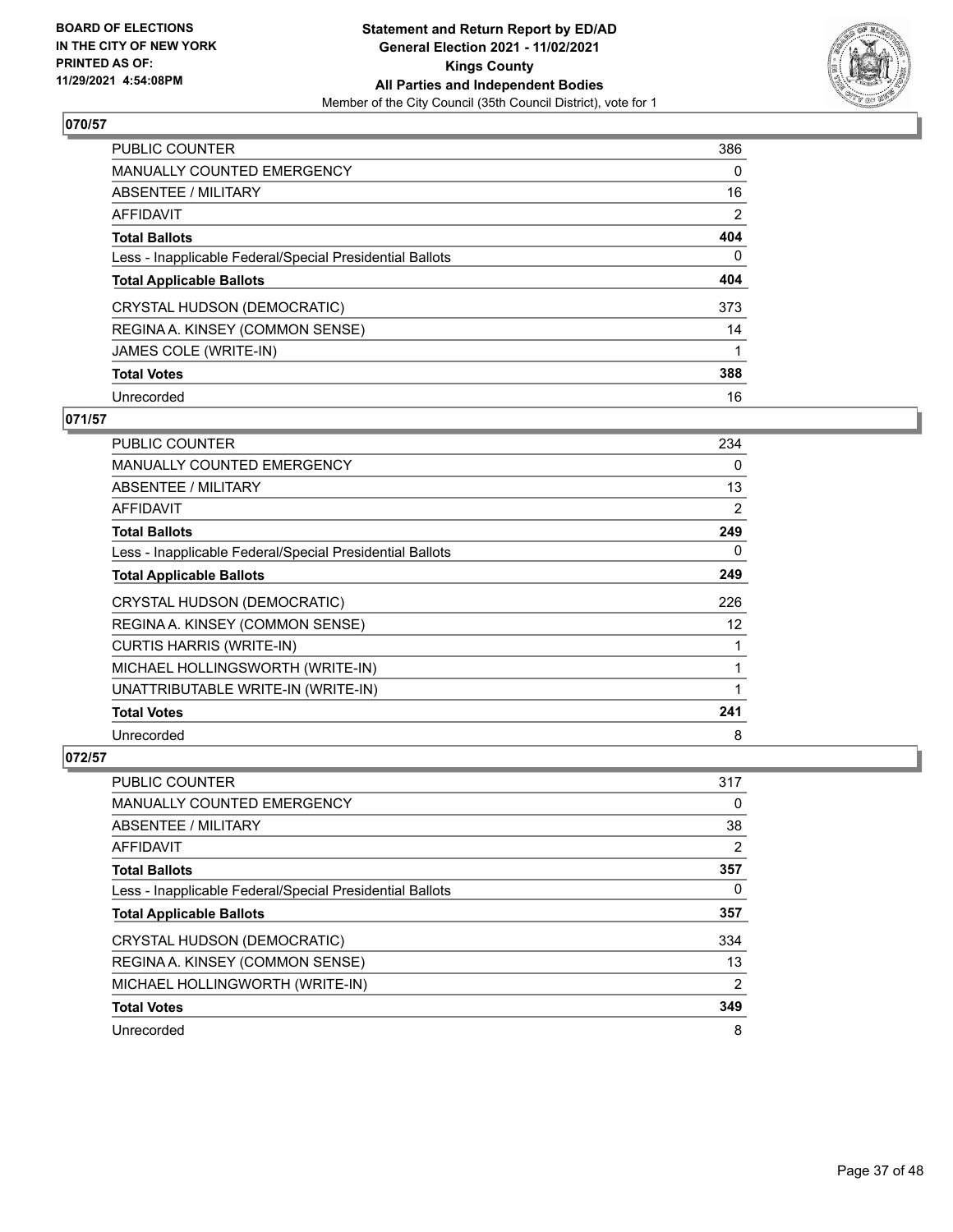**Statement and Return Report by ED/AD**
**General Election 2021 - 11/02/2021**
**Kings County**
**All Parties and Independent Bodies**
Member of the City Council (35th Council District), vote for 1

BOARD OF ELECTIONS
IN THE CITY OF NEW YORK
PRINTED AS OF:
11/29/2021 4:54:08PM

## 070/57

| | |
|---|---|
| PUBLIC COUNTER | 386 |
| MANUALLY COUNTED EMERGENCY | 0 |
| ABSENTEE / MILITARY | 16 |
| AFFIDAVIT | 2 |
| **Total Ballots** | **404** |
| Less - Inapplicable Federal/Special Presidential Ballots | 0 |
| **Total Applicable Ballots** | **404** |
| CRYSTAL HUDSON (DEMOCRATIC) | 373 |
| REGINA A. KINSEY (COMMON SENSE) | 14 |
| JAMES COLE (WRITE-IN) | 1 |
| **Total Votes** | **388** |
| Unrecorded | 16 |

## 071/57

| | |
|---|---|
| PUBLIC COUNTER | 234 |
| MANUALLY COUNTED EMERGENCY | 0 |
| ABSENTEE / MILITARY | 13 |
| AFFIDAVIT | 2 |
| **Total Ballots** | **249** |
| Less - Inapplicable Federal/Special Presidential Ballots | 0 |
| **Total Applicable Ballots** | **249** |
| CRYSTAL HUDSON (DEMOCRATIC) | 226 |
| REGINA A. KINSEY (COMMON SENSE) | 12 |
| CURTIS HARRIS (WRITE-IN) | 1 |
| MICHAEL HOLLINGSWORTH (WRITE-IN) | 1 |
| UNATTRIBUTABLE WRITE-IN (WRITE-IN) | 1 |
| **Total Votes** | **241** |
| Unrecorded | 8 |

## 072/57

| | |
|---|---|
| PUBLIC COUNTER | 317 |
| MANUALLY COUNTED EMERGENCY | 0 |
| ABSENTEE / MILITARY | 38 |
| AFFIDAVIT | 2 |
| **Total Ballots** | **357** |
| Less - Inapplicable Federal/Special Presidential Ballots | 0 |
| **Total Applicable Ballots** | **357** |
| CRYSTAL HUDSON (DEMOCRATIC) | 334 |
| REGINA A. KINSEY (COMMON SENSE) | 13 |
| MICHAEL HOLLINGWORTH (WRITE-IN) | 2 |
| **Total Votes** | **349** |
| Unrecorded | 8 |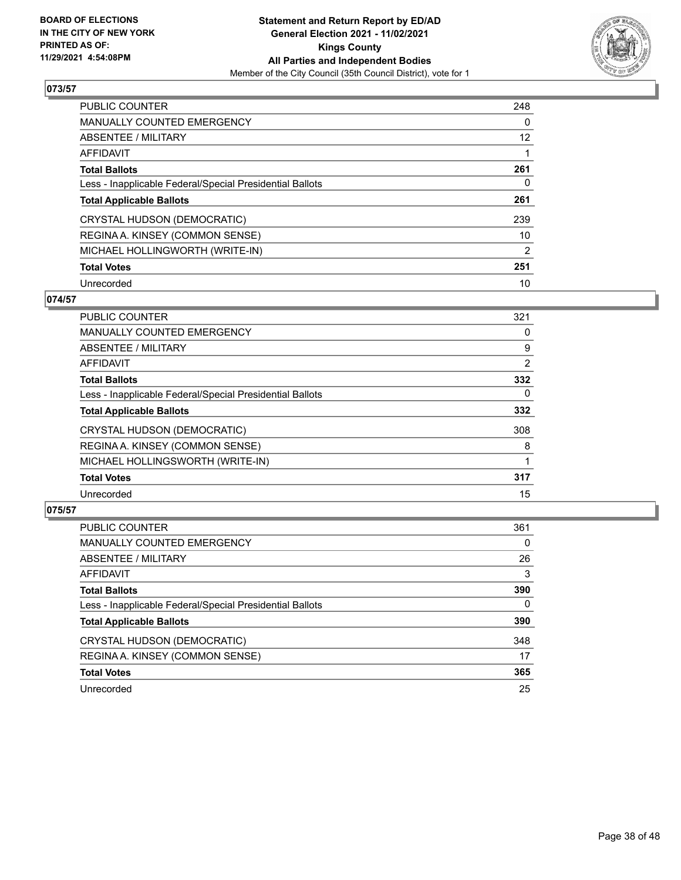**BOARD OF ELECTIONS IN THE CITY OF NEW YORK PRINTED AS OF: 11/29/2021 4:54:08PM**

**Statement and Return Report by ED/AD General Election 2021 - 11/02/2021 Kings County All Parties and Independent Bodies**

Member of the City Council (35th Council District), vote for 1

## 073/57

| | |
|---|---|
| PUBLIC COUNTER | 248 |
| MANUALLY COUNTED EMERGENCY | 0 |
| ABSENTEE / MILITARY | 12 |
| AFFIDAVIT | 1 |
| **Total Ballots** | **261** |
| Less - Inapplicable Federal/Special Presidential Ballots | 0 |
| **Total Applicable Ballots** | **261** |
| CRYSTAL HUDSON (DEMOCRATIC) | 239 |
| REGINA A. KINSEY (COMMON SENSE) | 10 |
| MICHAEL HOLLINGWORTH (WRITE-IN) | 2 |
| **Total Votes** | **251** |
| Unrecorded | 10 |

## 074/57

| | |
|---|---|
| PUBLIC COUNTER | 321 |
| MANUALLY COUNTED EMERGENCY | 0 |
| ABSENTEE / MILITARY | 9 |
| AFFIDAVIT | 2 |
| **Total Ballots** | **332** |
| Less - Inapplicable Federal/Special Presidential Ballots | 0 |
| **Total Applicable Ballots** | **332** |
| CRYSTAL HUDSON (DEMOCRATIC) | 308 |
| REGINA A. KINSEY (COMMON SENSE) | 8 |
| MICHAEL HOLLINGSWORTH (WRITE-IN) | 1 |
| **Total Votes** | **317** |
| Unrecorded | 15 |

## 075/57

| | |
|---|---|
| PUBLIC COUNTER | 361 |
| MANUALLY COUNTED EMERGENCY | 0 |
| ABSENTEE / MILITARY | 26 |
| AFFIDAVIT | 3 |
| **Total Ballots** | **390** |
| Less - Inapplicable Federal/Special Presidential Ballots | 0 |
| **Total Applicable Ballots** | **390** |
| CRYSTAL HUDSON (DEMOCRATIC) | 348 |
| REGINA A. KINSEY (COMMON SENSE) | 17 |
| **Total Votes** | **365** |
| Unrecorded | 25 |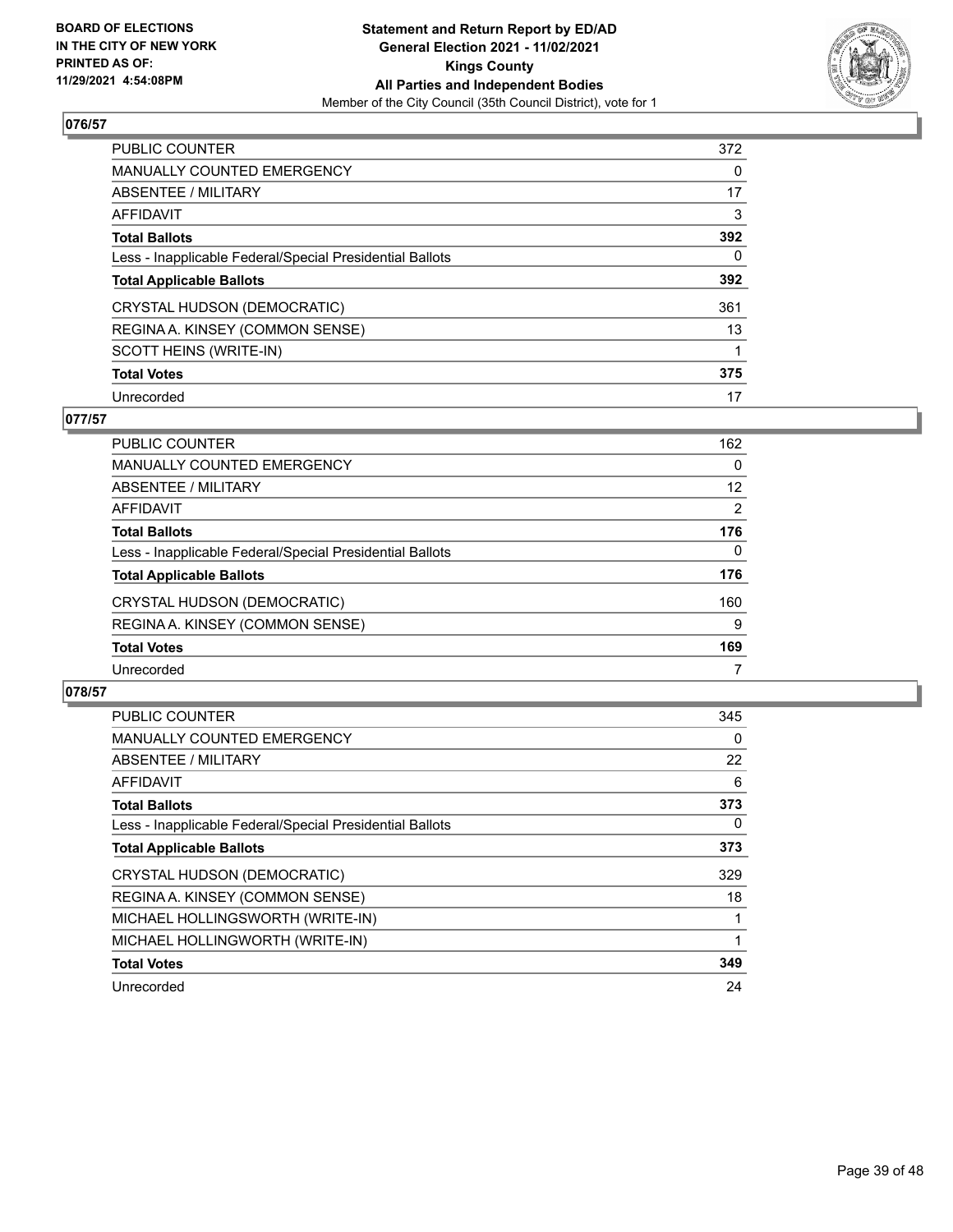BOARD OF ELECTIONS
IN THE CITY OF NEW YORK
PRINTED AS OF:
11/29/2021 4:54:08PM

**Statement and Return Report by ED/AD**
**General Election 2021 - 11/02/2021**
**Kings County**
**All Parties and Independent Bodies**
Member of the City Council (35th Council District), vote for 1

## 076/57

| | |
|---|---|
| PUBLIC COUNTER | 372 |
| MANUALLY COUNTED EMERGENCY | 0 |
| ABSENTEE / MILITARY | 17 |
| AFFIDAVIT | 3 |
| **Total Ballots** | **392** |
| Less - Inapplicable Federal/Special Presidential Ballots | 0 |
| **Total Applicable Ballots** | **392** |
| CRYSTAL HUDSON (DEMOCRATIC) | 361 |
| REGINA A. KINSEY (COMMON SENSE) | 13 |
| SCOTT HEINS (WRITE-IN) | 1 |
| **Total Votes** | **375** |
| Unrecorded | 17 |

## 077/57

| | |
|---|---|
| PUBLIC COUNTER | 162 |
| MANUALLY COUNTED EMERGENCY | 0 |
| ABSENTEE / MILITARY | 12 |
| AFFIDAVIT | 2 |
| **Total Ballots** | **176** |
| Less - Inapplicable Federal/Special Presidential Ballots | 0 |
| **Total Applicable Ballots** | **176** |
| CRYSTAL HUDSON (DEMOCRATIC) | 160 |
| REGINA A. KINSEY (COMMON SENSE) | 9 |
| **Total Votes** | **169** |
| Unrecorded | 7 |

## 078/57

| | |
|---|---|
| PUBLIC COUNTER | 345 |
| MANUALLY COUNTED EMERGENCY | 0 |
| ABSENTEE / MILITARY | 22 |
| AFFIDAVIT | 6 |
| **Total Ballots** | **373** |
| Less - Inapplicable Federal/Special Presidential Ballots | 0 |
| **Total Applicable Ballots** | **373** |
| CRYSTAL HUDSON (DEMOCRATIC) | 329 |
| REGINA A. KINSEY (COMMON SENSE) | 18 |
| MICHAEL HOLLINGSWORTH (WRITE-IN) | 1 |
| MICHAEL HOLLINGWORTH (WRITE-IN) | 1 |
| **Total Votes** | **349** |
| Unrecorded | 24 |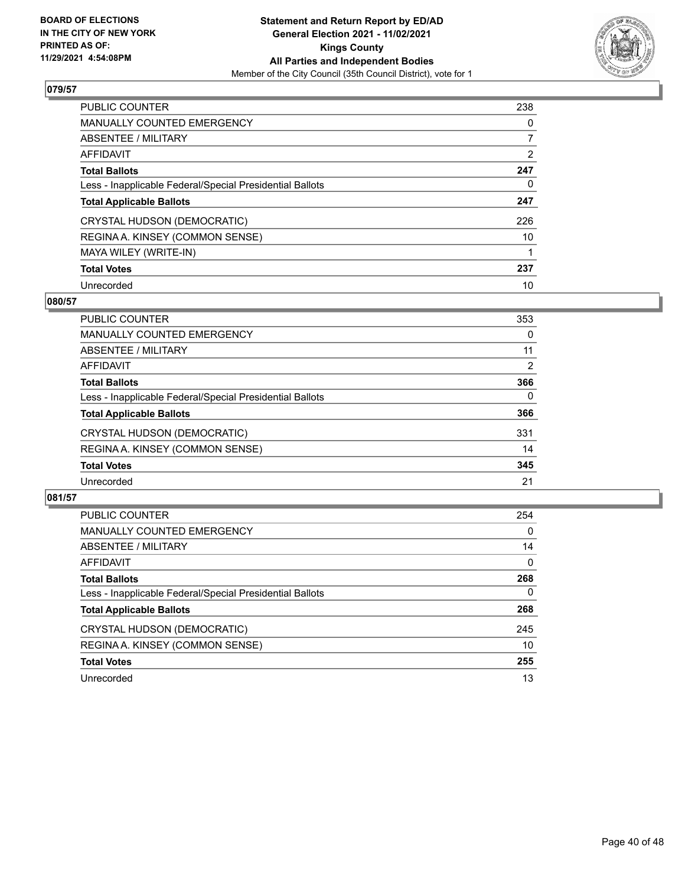**BOARD OF ELECTIONS IN THE CITY OF NEW YORK PRINTED AS OF: 11/29/2021 4:54:08PM**

**Statement and Return Report by ED/AD General Election 2021 - 11/02/2021 Kings County All Parties and Independent Bodies**
Member of the City Council (35th Council District), vote for 1

## 079/57

| | |
|---|---|
| PUBLIC COUNTER | 238 |
| MANUALLY COUNTED EMERGENCY | 0 |
| ABSENTEE / MILITARY | 7 |
| AFFIDAVIT | 2 |
| **Total Ballots** | **247** |
| Less - Inapplicable Federal/Special Presidential Ballots | 0 |
| **Total Applicable Ballots** | **247** |
| CRYSTAL HUDSON (DEMOCRATIC) | 226 |
| REGINA A. KINSEY (COMMON SENSE) | 10 |
| MAYA WILEY (WRITE-IN) | 1 |
| **Total Votes** | **237** |
| Unrecorded | 10 |

## 080/57

| | |
|---|---|
| PUBLIC COUNTER | 353 |
| MANUALLY COUNTED EMERGENCY | 0 |
| ABSENTEE / MILITARY | 11 |
| AFFIDAVIT | 2 |
| **Total Ballots** | **366** |
| Less - Inapplicable Federal/Special Presidential Ballots | 0 |
| **Total Applicable Ballots** | **366** |
| CRYSTAL HUDSON (DEMOCRATIC) | 331 |
| REGINA A. KINSEY (COMMON SENSE) | 14 |
| **Total Votes** | **345** |
| Unrecorded | 21 |

## 081/57

| | |
|---|---|
| PUBLIC COUNTER | 254 |
| MANUALLY COUNTED EMERGENCY | 0 |
| ABSENTEE / MILITARY | 14 |
| AFFIDAVIT | 0 |
| **Total Ballots** | **268** |
| Less - Inapplicable Federal/Special Presidential Ballots | 0 |
| **Total Applicable Ballots** | **268** |
| CRYSTAL HUDSON (DEMOCRATIC) | 245 |
| REGINA A. KINSEY (COMMON SENSE) | 10 |
| **Total Votes** | **255** |
| Unrecorded | 13 |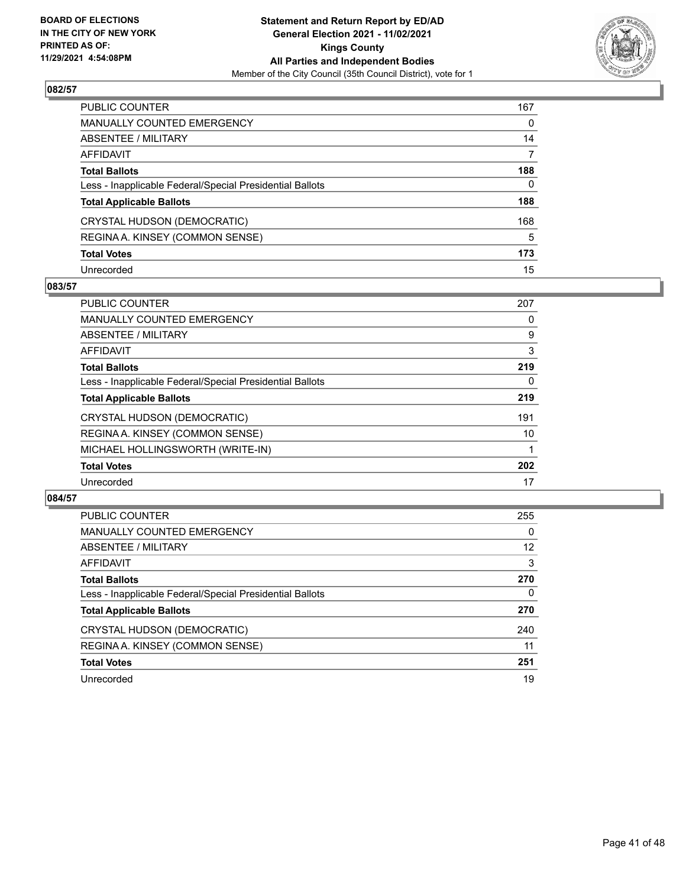BOARD OF ELECTIONS
IN THE CITY OF NEW YORK
PRINTED AS OF:
11/29/2021 4:54:08PM

**Statement and Return Report by ED/AD**
**General Election 2021 - 11/02/2021**
**Kings County**
**All Parties and Independent Bodies**
Member of the City Council (35th Council District), vote for 1

## 082/57

| | |
|---|---|
| PUBLIC COUNTER | 167 |
| MANUALLY COUNTED EMERGENCY | 0 |
| ABSENTEE / MILITARY | 14 |
| AFFIDAVIT | 7 |
| **Total Ballots** | **188** |
| Less - Inapplicable Federal/Special Presidential Ballots | 0 |
| **Total Applicable Ballots** | **188** |
| CRYSTAL HUDSON (DEMOCRATIC) | 168 |
| REGINA A. KINSEY (COMMON SENSE) | 5 |
| **Total Votes** | **173** |
| Unrecorded | 15 |

## 083/57

| | |
|---|---|
| PUBLIC COUNTER | 207 |
| MANUALLY COUNTED EMERGENCY | 0 |
| ABSENTEE / MILITARY | 9 |
| AFFIDAVIT | 3 |
| **Total Ballots** | **219** |
| Less - Inapplicable Federal/Special Presidential Ballots | 0 |
| **Total Applicable Ballots** | **219** |
| CRYSTAL HUDSON (DEMOCRATIC) | 191 |
| REGINA A. KINSEY (COMMON SENSE) | 10 |
| MICHAEL HOLLINGSWORTH (WRITE-IN) | 1 |
| **Total Votes** | **202** |
| Unrecorded | 17 |

## 084/57

| | |
|---|---|
| PUBLIC COUNTER | 255 |
| MANUALLY COUNTED EMERGENCY | 0 |
| ABSENTEE / MILITARY | 12 |
| AFFIDAVIT | 3 |
| **Total Ballots** | **270** |
| Less - Inapplicable Federal/Special Presidential Ballots | 0 |
| **Total Applicable Ballots** | **270** |
| CRYSTAL HUDSON (DEMOCRATIC) | 240 |
| REGINA A. KINSEY (COMMON SENSE) | 11 |
| **Total Votes** | **251** |
| Unrecorded | 19 |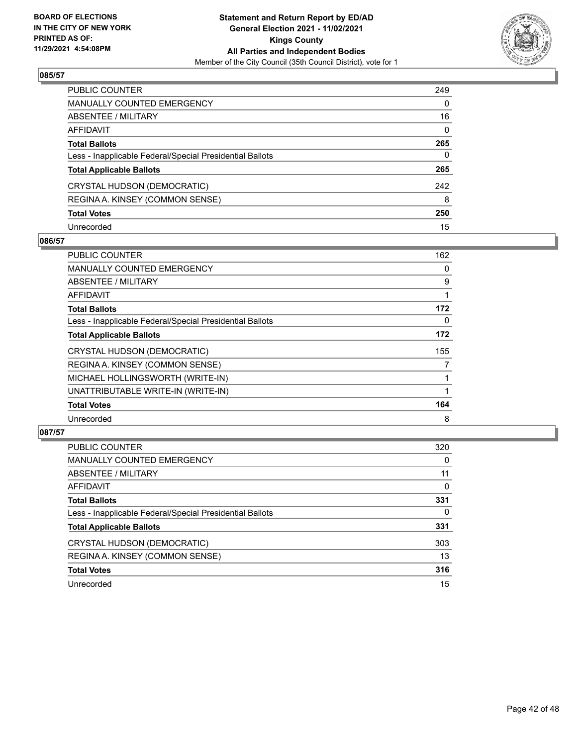**BOARD OF ELECTIONS IN THE CITY OF NEW YORK PRINTED AS OF: 11/29/2021 4:54:08PM**

**Statement and Return Report by ED/AD General Election 2021 - 11/02/2021 Kings County All Parties and Independent Bodies**

Member of the City Council (35th Council District), vote for 1

## 085/57

| | |
|---|---|
| PUBLIC COUNTER | 249 |
| MANUALLY COUNTED EMERGENCY | 0 |
| ABSENTEE / MILITARY | 16 |
| AFFIDAVIT | 0 |
| **Total Ballots** | **265** |
| Less - Inapplicable Federal/Special Presidential Ballots | 0 |
| **Total Applicable Ballots** | **265** |
| CRYSTAL HUDSON (DEMOCRATIC) | 242 |
| REGINA A. KINSEY (COMMON SENSE) | 8 |
| **Total Votes** | **250** |
| Unrecorded | 15 |

## 086/57

| | |
|---|---|
| PUBLIC COUNTER | 162 |
| MANUALLY COUNTED EMERGENCY | 0 |
| ABSENTEE / MILITARY | 9 |
| AFFIDAVIT | 1 |
| **Total Ballots** | **172** |
| Less - Inapplicable Federal/Special Presidential Ballots | 0 |
| **Total Applicable Ballots** | **172** |
| CRYSTAL HUDSON (DEMOCRATIC) | 155 |
| REGINA A. KINSEY (COMMON SENSE) | 7 |
| MICHAEL HOLLINGSWORTH (WRITE-IN) | 1 |
| UNATTRIBUTABLE WRITE-IN (WRITE-IN) | 1 |
| **Total Votes** | **164** |
| Unrecorded | 8 |

## 087/57

| | |
|---|---|
| PUBLIC COUNTER | 320 |
| MANUALLY COUNTED EMERGENCY | 0 |
| ABSENTEE / MILITARY | 11 |
| AFFIDAVIT | 0 |
| **Total Ballots** | **331** |
| Less - Inapplicable Federal/Special Presidential Ballots | 0 |
| **Total Applicable Ballots** | **331** |
| CRYSTAL HUDSON (DEMOCRATIC) | 303 |
| REGINA A. KINSEY (COMMON SENSE) | 13 |
| **Total Votes** | **316** |
| Unrecorded | 15 |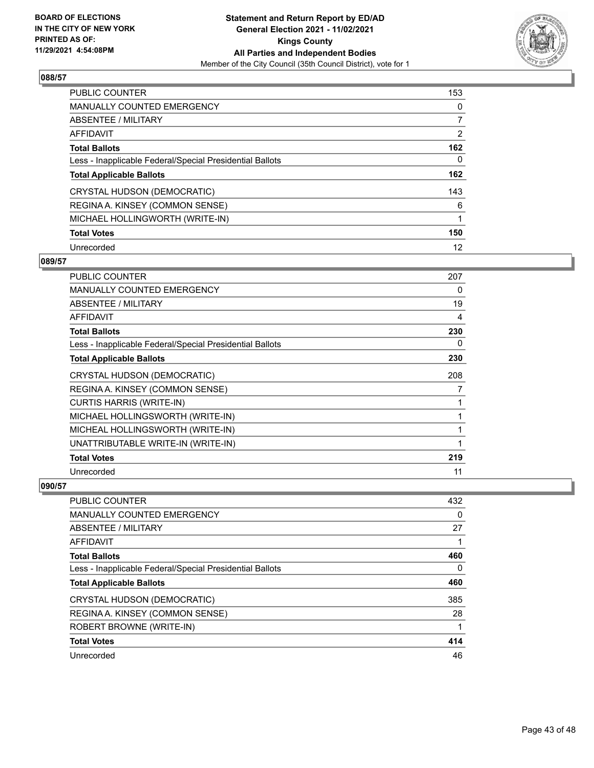## 088/57

| | |
|---|---|
| PUBLIC COUNTER | 153 |
| MANUALLY COUNTED EMERGENCY | 0 |
| ABSENTEE / MILITARY | 7 |
| AFFIDAVIT | 2 |
| **Total Ballots** | **162** |
| Less - Inapplicable Federal/Special Presidential Ballots | 0 |
| **Total Applicable Ballots** | **162** |
| CRYSTAL HUDSON (DEMOCRATIC) | 143 |
| REGINA A. KINSEY (COMMON SENSE) | 6 |
| MICHAEL HOLLINGWORTH (WRITE-IN) | 1 |
| **Total Votes** | **150** |
| Unrecorded | 12 |

## 089/57

| | |
|---|---|
| PUBLIC COUNTER | 207 |
| MANUALLY COUNTED EMERGENCY | 0 |
| ABSENTEE / MILITARY | 19 |
| AFFIDAVIT | 4 |
| **Total Ballots** | **230** |
| Less - Inapplicable Federal/Special Presidential Ballots | 0 |
| **Total Applicable Ballots** | **230** |
| CRYSTAL HUDSON (DEMOCRATIC) | 208 |
| REGINA A. KINSEY (COMMON SENSE) | 7 |
| CURTIS HARRIS (WRITE-IN) | 1 |
| MICHAEL HOLLINGSWORTH (WRITE-IN) | 1 |
| MICHEAL HOLLINGSWORTH (WRITE-IN) | 1 |
| UNATTRIBUTABLE WRITE-IN (WRITE-IN) | 1 |
| **Total Votes** | **219** |
| Unrecorded | 11 |

## 090/57

| | |
|---|---|
| PUBLIC COUNTER | 432 |
| MANUALLY COUNTED EMERGENCY | 0 |
| ABSENTEE / MILITARY | 27 |
| AFFIDAVIT | 1 |
| **Total Ballots** | **460** |
| Less - Inapplicable Federal/Special Presidential Ballots | 0 |
| **Total Applicable Ballots** | **460** |
| CRYSTAL HUDSON (DEMOCRATIC) | 385 |
| REGINA A. KINSEY (COMMON SENSE) | 28 |
| ROBERT BROWNE (WRITE-IN) | 1 |
| **Total Votes** | **414** |
| Unrecorded | 46 |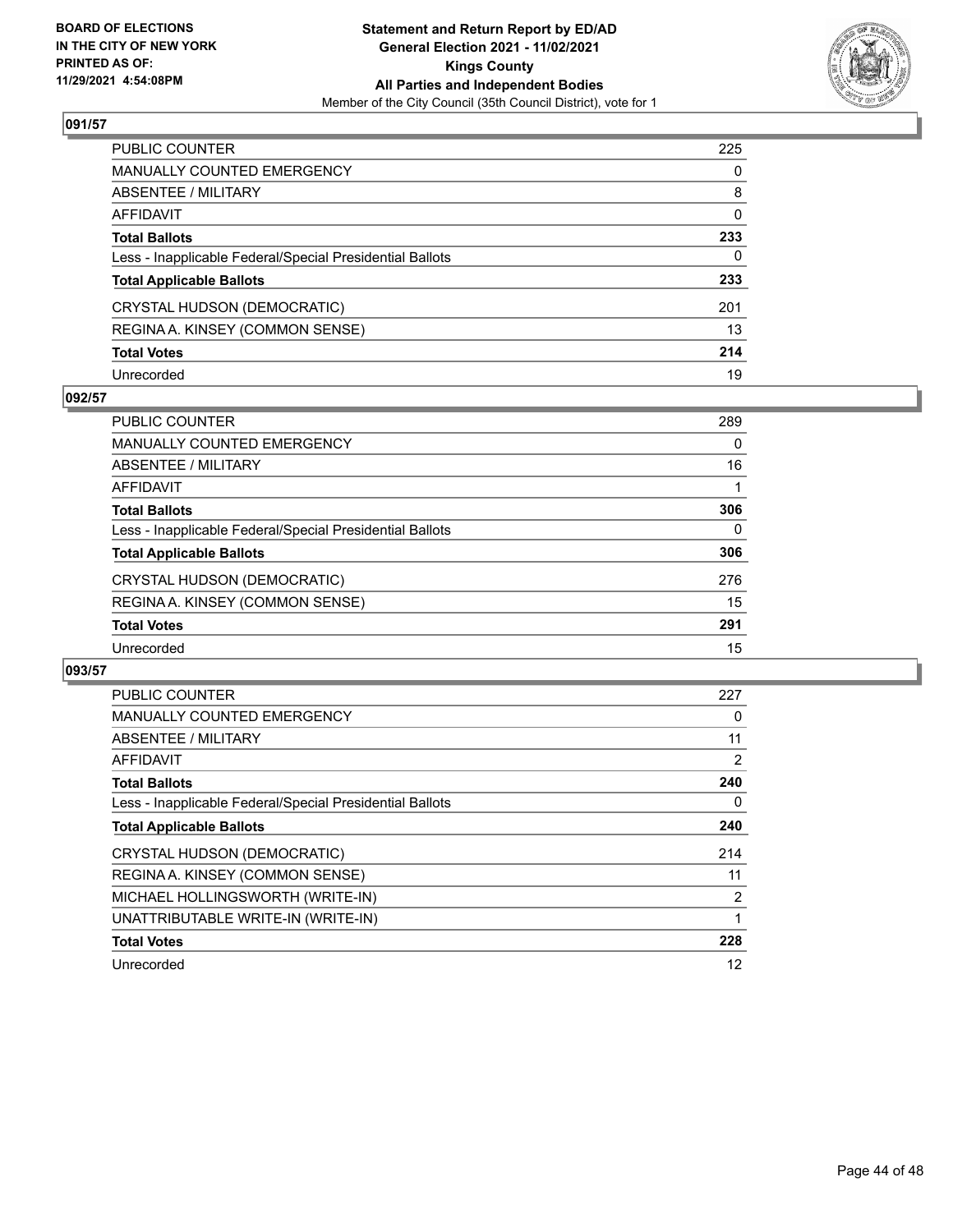**BOARD OF ELECTIONS IN THE CITY OF NEW YORK PRINTED AS OF: 11/29/2021 4:54:08PM**

**Statement and Return Report by ED/AD General Election 2021 - 11/02/2021 Kings County All Parties and Independent Bodies**

Member of the City Council (35th Council District), vote for 1

## 091/57

| | |
|---|---|
| PUBLIC COUNTER | 225 |
| MANUALLY COUNTED EMERGENCY | 0 |
| ABSENTEE / MILITARY | 8 |
| AFFIDAVIT | 0 |
| **Total Ballots** | **233** |
| Less - Inapplicable Federal/Special Presidential Ballots | 0 |
| **Total Applicable Ballots** | **233** |
| CRYSTAL HUDSON (DEMOCRATIC) | 201 |
| REGINA A. KINSEY (COMMON SENSE) | 13 |
| **Total Votes** | **214** |
| Unrecorded | 19 |

## 092/57

| | |
|---|---|
| PUBLIC COUNTER | 289 |
| MANUALLY COUNTED EMERGENCY | 0 |
| ABSENTEE / MILITARY | 16 |
| AFFIDAVIT | 1 |
| **Total Ballots** | **306** |
| Less - Inapplicable Federal/Special Presidential Ballots | 0 |
| **Total Applicable Ballots** | **306** |
| CRYSTAL HUDSON (DEMOCRATIC) | 276 |
| REGINA A. KINSEY (COMMON SENSE) | 15 |
| **Total Votes** | **291** |
| Unrecorded | 15 |

## 093/57

| | |
|---|---|
| PUBLIC COUNTER | 227 |
| MANUALLY COUNTED EMERGENCY | 0 |
| ABSENTEE / MILITARY | 11 |
| AFFIDAVIT | 2 |
| **Total Ballots** | **240** |
| Less - Inapplicable Federal/Special Presidential Ballots | 0 |
| **Total Applicable Ballots** | **240** |
| CRYSTAL HUDSON (DEMOCRATIC) | 214 |
| REGINA A. KINSEY (COMMON SENSE) | 11 |
| MICHAEL HOLLINGSWORTH (WRITE-IN) | 2 |
| UNATTRIBUTABLE WRITE-IN (WRITE-IN) | 1 |
| **Total Votes** | **228** |
| Unrecorded | 12 |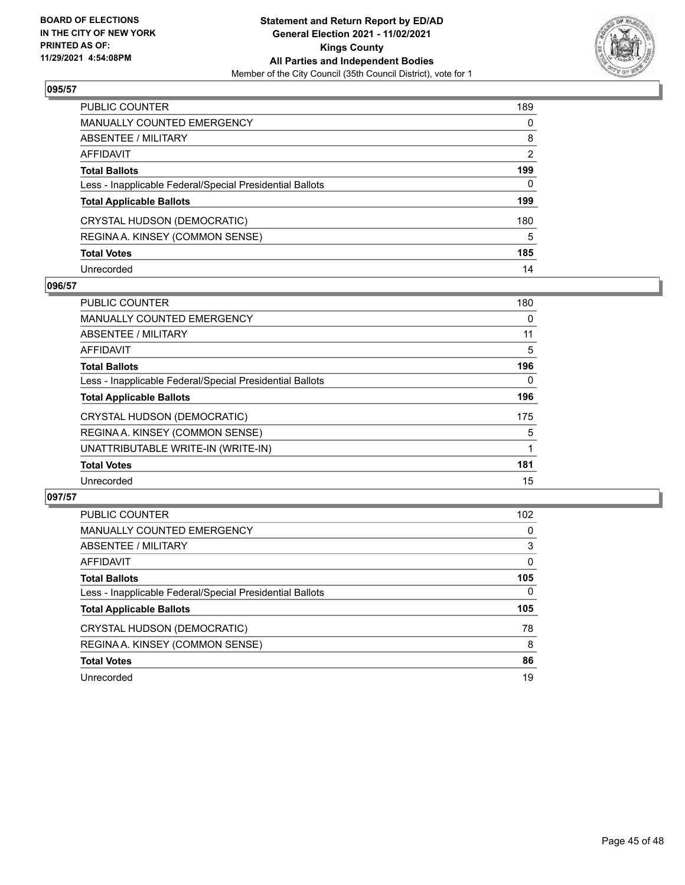BOARD OF ELECTIONS
IN THE CITY OF NEW YORK
PRINTED AS OF:
11/29/2021 4:54:08PM

**Statement and Return Report by ED/AD**
**General Election 2021 - 11/02/2021**
**Kings County**
**All Parties and Independent Bodies**
Member of the City Council (35th Council District), vote for 1

### 095/57

| | |
|---|---|
| PUBLIC COUNTER | 189 |
| MANUALLY COUNTED EMERGENCY | 0 |
| ABSENTEE / MILITARY | 8 |
| AFFIDAVIT | 2 |
| **Total Ballots** | **199** |
| Less - Inapplicable Federal/Special Presidential Ballots | 0 |
| **Total Applicable Ballots** | **199** |
| CRYSTAL HUDSON (DEMOCRATIC) | 180 |
| REGINA A. KINSEY (COMMON SENSE) | 5 |
| **Total Votes** | **185** |
| Unrecorded | 14 |

### 096/57

| | |
|---|---|
| PUBLIC COUNTER | 180 |
| MANUALLY COUNTED EMERGENCY | 0 |
| ABSENTEE / MILITARY | 11 |
| AFFIDAVIT | 5 |
| **Total Ballots** | **196** |
| Less - Inapplicable Federal/Special Presidential Ballots | 0 |
| **Total Applicable Ballots** | **196** |
| CRYSTAL HUDSON (DEMOCRATIC) | 175 |
| REGINA A. KINSEY (COMMON SENSE) | 5 |
| UNATTRIBUTABLE WRITE-IN (WRITE-IN) | 1 |
| **Total Votes** | **181** |
| Unrecorded | 15 |

### 097/57

| | |
|---|---|
| PUBLIC COUNTER | 102 |
| MANUALLY COUNTED EMERGENCY | 0 |
| ABSENTEE / MILITARY | 3 |
| AFFIDAVIT | 0 |
| **Total Ballots** | **105** |
| Less - Inapplicable Federal/Special Presidential Ballots | 0 |
| **Total Applicable Ballots** | **105** |
| CRYSTAL HUDSON (DEMOCRATIC) | 78 |
| REGINA A. KINSEY (COMMON SENSE) | 8 |
| **Total Votes** | **86** |
| Unrecorded | 19 |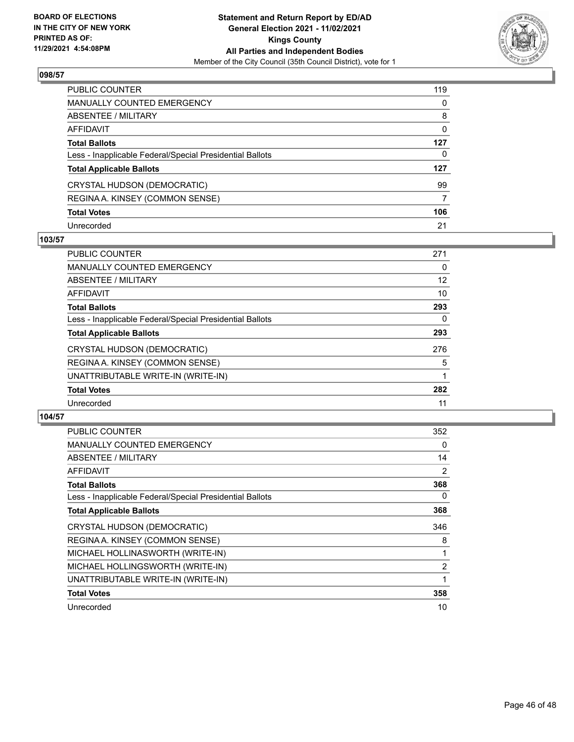## 098/57

| | |
|---|---|
| PUBLIC COUNTER | 119 |
| MANUALLY COUNTED EMERGENCY | 0 |
| ABSENTEE / MILITARY | 8 |
| AFFIDAVIT | 0 |
| **Total Ballots** | **127** |
| Less - Inapplicable Federal/Special Presidential Ballots | 0 |
| **Total Applicable Ballots** | **127** |
| CRYSTAL HUDSON (DEMOCRATIC) | 99 |
| REGINA A. KINSEY (COMMON SENSE) | 7 |
| **Total Votes** | **106** |
| Unrecorded | 21 |

## 103/57

| | |
|---|---|
| PUBLIC COUNTER | 271 |
| MANUALLY COUNTED EMERGENCY | 0 |
| ABSENTEE / MILITARY | 12 |
| AFFIDAVIT | 10 |
| **Total Ballots** | **293** |
| Less - Inapplicable Federal/Special Presidential Ballots | 0 |
| **Total Applicable Ballots** | **293** |
| CRYSTAL HUDSON (DEMOCRATIC) | 276 |
| REGINA A. KINSEY (COMMON SENSE) | 5 |
| UNATTRIBUTABLE WRITE-IN (WRITE-IN) | 1 |
| **Total Votes** | **282** |
| Unrecorded | 11 |

## 104/57

| | |
|---|---|
| PUBLIC COUNTER | 352 |
| MANUALLY COUNTED EMERGENCY | 0 |
| ABSENTEE / MILITARY | 14 |
| AFFIDAVIT | 2 |
| **Total Ballots** | **368** |
| Less - Inapplicable Federal/Special Presidential Ballots | 0 |
| **Total Applicable Ballots** | **368** |
| CRYSTAL HUDSON (DEMOCRATIC) | 346 |
| REGINA A. KINSEY (COMMON SENSE) | 8 |
| MICHAEL HOLLINASWORTH (WRITE-IN) | 1 |
| MICHAEL HOLLINGSWORTH (WRITE-IN) | 2 |
| UNATTRIBUTABLE WRITE-IN (WRITE-IN) | 1 |
| **Total Votes** | **358** |
| Unrecorded | 10 |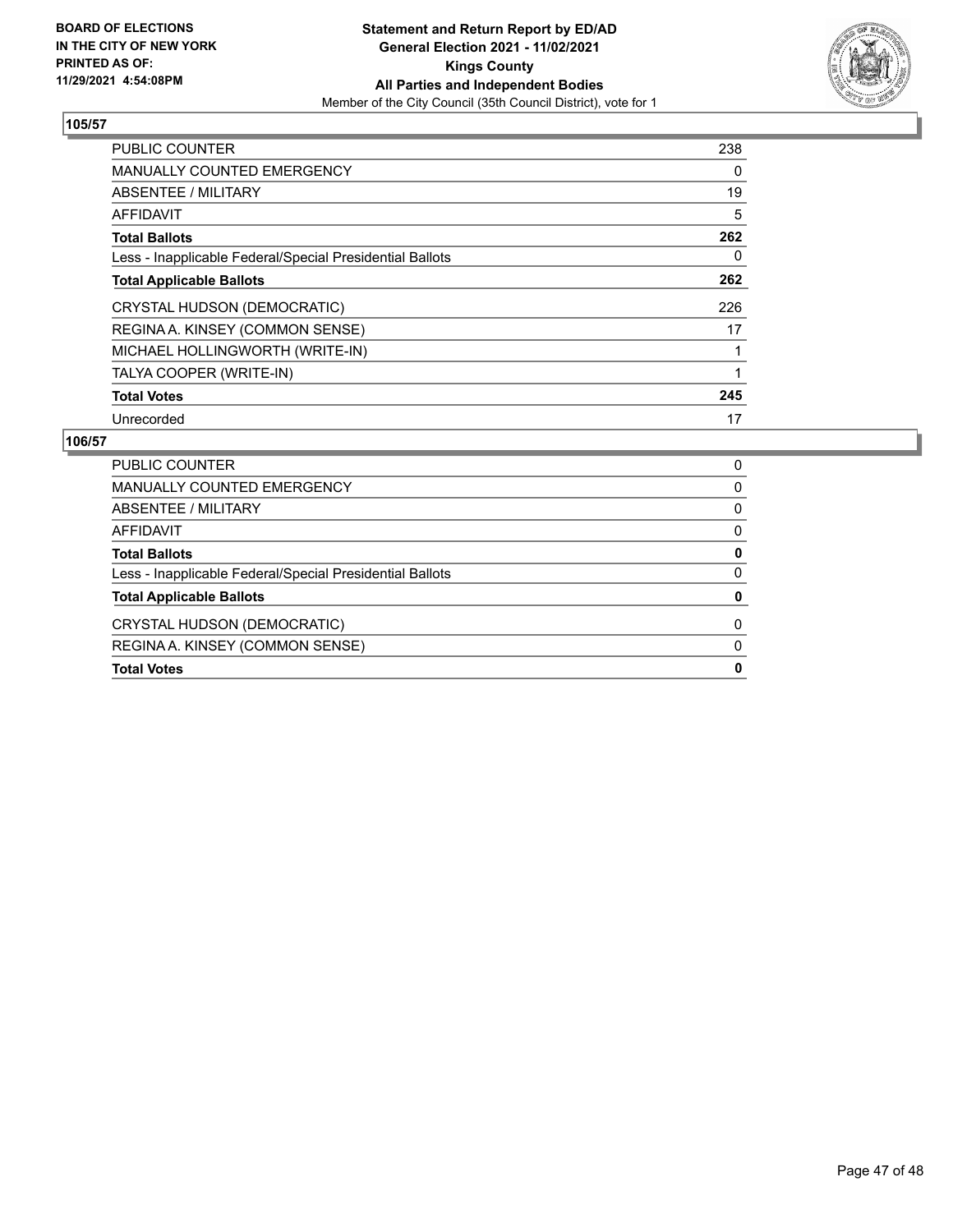**BOARD OF ELECTIONS IN THE CITY OF NEW YORK PRINTED AS OF: 11/29/2021 4:54:08PM**

**Statement and Return Report by ED/AD General Election 2021 - 11/02/2021 Kings County All Parties and Independent Bodies**

Member of the City Council (35th Council District), vote for 1

### 105/57

| | |
|---|---|
| PUBLIC COUNTER | 238 |
| MANUALLY COUNTED EMERGENCY | 0 |
| ABSENTEE / MILITARY | 19 |
| AFFIDAVIT | 5 |
| **Total Ballots** | **262** |
| Less - Inapplicable Federal/Special Presidential Ballots | 0 |
| **Total Applicable Ballots** | **262** |
| CRYSTAL HUDSON (DEMOCRATIC) | 226 |
| REGINA A. KINSEY (COMMON SENSE) | 17 |
| MICHAEL HOLLINGWORTH (WRITE-IN) | 1 |
| TALYA COOPER (WRITE-IN) | 1 |
| **Total Votes** | **245** |
| Unrecorded | 17 |

### 106/57

| | |
|---|---|
| PUBLIC COUNTER | 0 |
| MANUALLY COUNTED EMERGENCY | 0 |
| ABSENTEE / MILITARY | 0 |
| AFFIDAVIT | 0 |
| **Total Ballots** | **0** |
| Less - Inapplicable Federal/Special Presidential Ballots | 0 |
| **Total Applicable Ballots** | **0** |
| CRYSTAL HUDSON (DEMOCRATIC) | 0 |
| REGINA A. KINSEY (COMMON SENSE) | 0 |
| **Total Votes** | **0** |